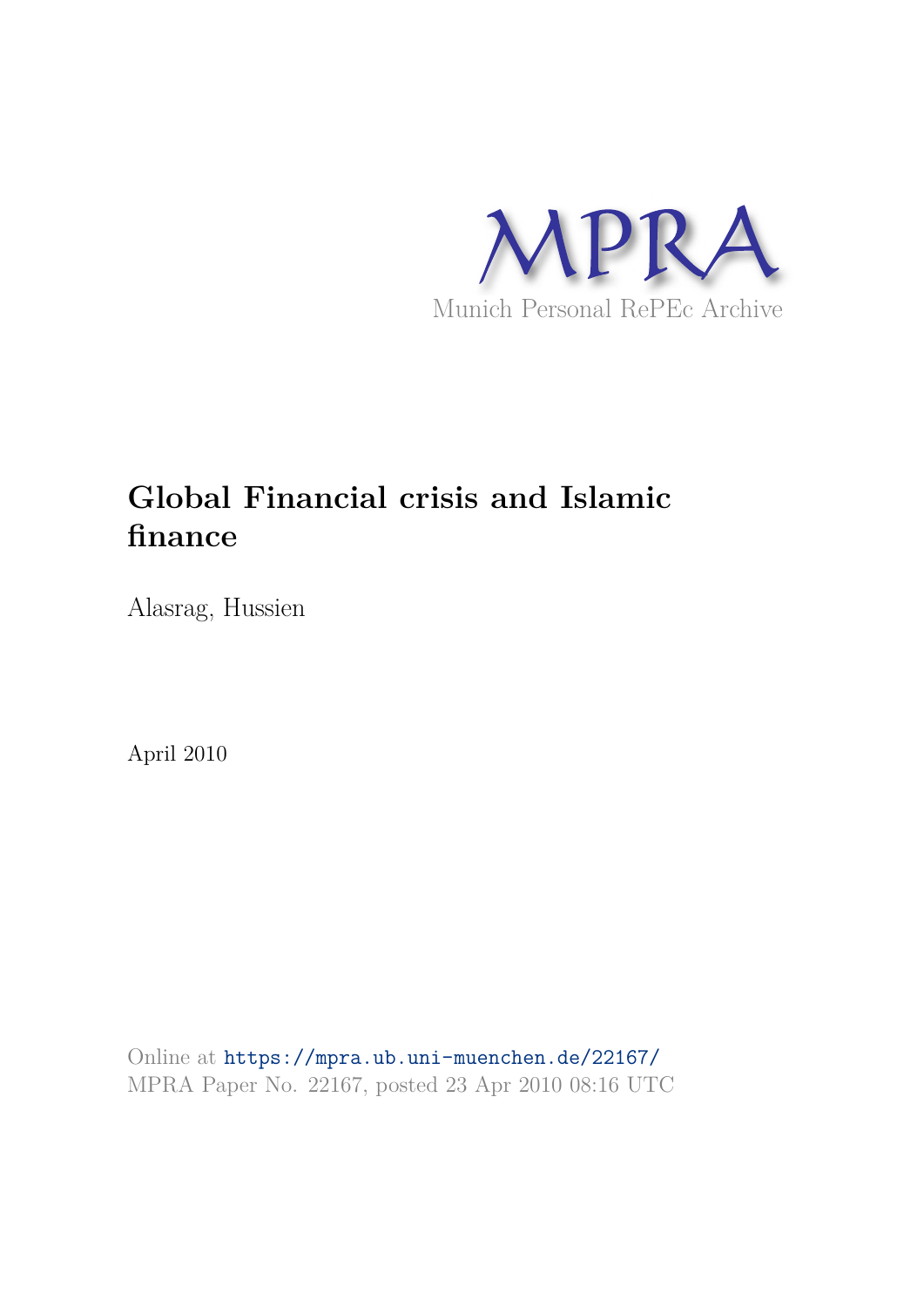MPRA

Munich Personal RePEc Archive

# Global Financial crisis and Islamic finance

Alasrag, Hussien

April 2010

Online at https://mpra.ub.uni-muenchen.de/22167/
MPRA Paper No. 22167, posted 23 Apr 2010 08:16 UTC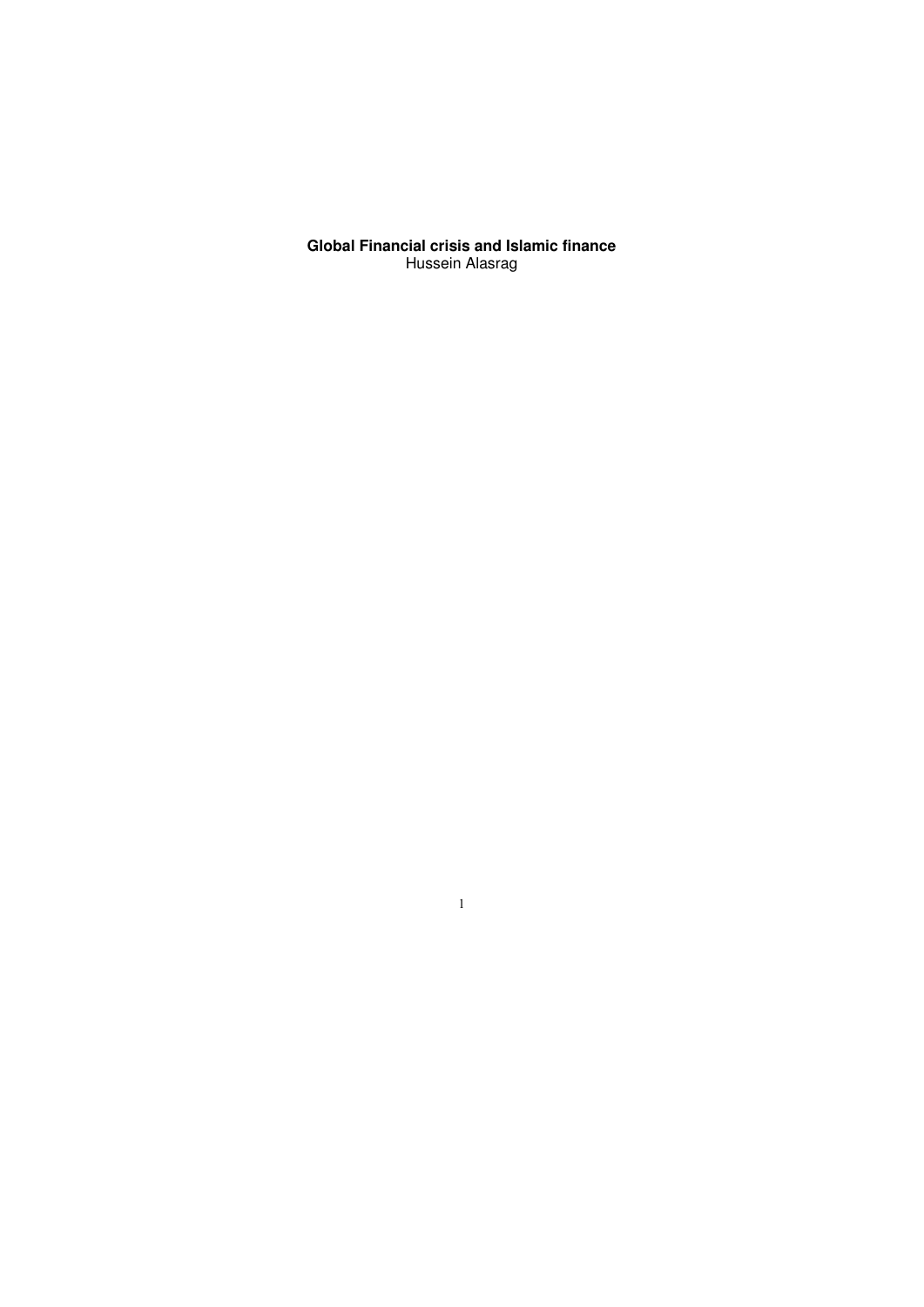**Global Financial crisis and Islamic finance**

Hussein Alasrag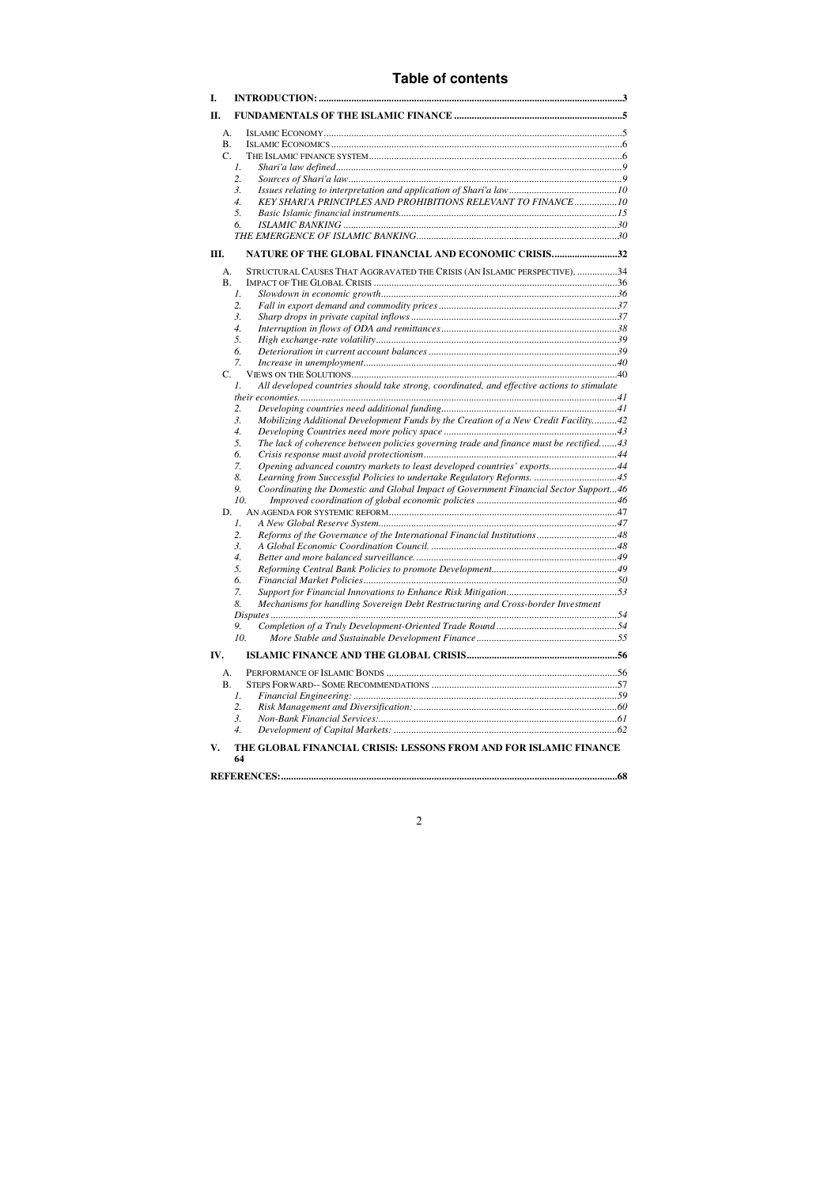# Table of contents

- **I. INTRODUCTION:** ... 3
- **II. FUNDAMENTALS OF THE ISLAMIC FINANCE** ... 5
  - A. ISLAMIC ECONOMY ... 5
  - B. ISLAMIC ECONOMICS ... 6
  - C. THE ISLAMIC FINANCE SYSTEM ... 6
    1. *Shari'a law defined* ... 9
    2. *Sources of Shari'a law* ... 9
    3. *Issues relating to interpretation and application of Shari'a law* ... 10
    4. *KEY SHARI'A PRINCIPLES AND PROHIBITIONS RELEVANT TO FINANCE* ... 10
    5. *Basic Islamic financial instruments* ... 15
    6. *ISLAMIC BANKING* ... 30
  - *THE EMERGENCE OF ISLAMIC BANKING* ... 30
- **III. NATURE OF THE GLOBAL FINANCIAL AND ECONOMIC CRISIS** ... 32
  - A. STRUCTURAL CAUSES THAT AGGRAVATED THE CRISIS (AN ISLAMIC PERSPECTIVE). ... 34
  - B. IMPACT OF THE GLOBAL CRISIS ... 36
    1. *Slowdown in economic growth* ... 36
    2. *Fall in export demand and commodity prices* ... 37
    3. *Sharp drops in private capital inflows* ... 37
    4. *Interruption in flows of ODA and remittances* ... 38
    5. *High exchange-rate volatility* ... 39
    6. *Deterioration in current account balances* ... 39
    7. *Increase in unemployment* ... 40
  - C. VIEWS ON THE SOLUTIONS ... 40
    1. *All developed countries should take strong, coordinated, and effective actions to stimulate their economies.* ... 41
    2. *Developing countries need additional funding* ... 41
    3. *Mobilizing Additional Development Funds by the Creation of a New Credit Facility* ... 42
    4. *Developing Countries need more policy space* ... 43
    5. *The lack of coherence between policies governing trade and finance must be rectified* ... 43
    6. *Crisis response must avoid protectionism* ... 44
    7. *Opening advanced country markets to least developed countries' exports* ... 44
    8. *Learning from Successful Policies to undertake Regulatory Reforms.* ... 45
    9. *Coordinating the Domestic and Global Impact of Government Financial Sector Support* ... 46
    10. *Improved coordination of global economic policies* ... 46
  - D. AN AGENDA FOR SYSTEMIC REFORM ... 47
    1. *A New Global Reserve System* ... 47
    2. *Reforms of the Governance of the International Financial Institutions* ... 48
    3. *A Global Economic Coordination Council.* ... 48
    4. *Better and more balanced surveillance.* ... 49
    5. *Reforming Central Bank Policies to promote Development* ... 49
    6. *Financial Market Policies* ... 50
    7. *Support for Financial Innovations to Enhance Risk Mitigation* ... 53
    8. *Mechanisms for handling Sovereign Debt Restructuring and Cross-border Investment Disputes* ... 54
    9. *Completion of a Truly Development-Oriented Trade Round* ... 54
    10. *More Stable and Sustainable Development Finance* ... 55
- **IV. ISLAMIC FINANCE AND THE GLOBAL CRISIS** ... 56
  - A. PERFORMANCE OF ISLAMIC BONDS ... 56
  - B. STEPS FORWARD-- SOME RECOMMENDATIONS ... 57
    1. *Financial Engineering:* ... 59
    2. *Risk Management and Diversification:* ... 60
    3. *Non-Bank Financial Services:* ... 61
    4. *Development of Capital Markets:* ... 62
- **V. THE GLOBAL FINANCIAL CRISIS: LESSONS FROM AND FOR ISLAMIC FINANCE** 64
- **REFERENCES:** ... 68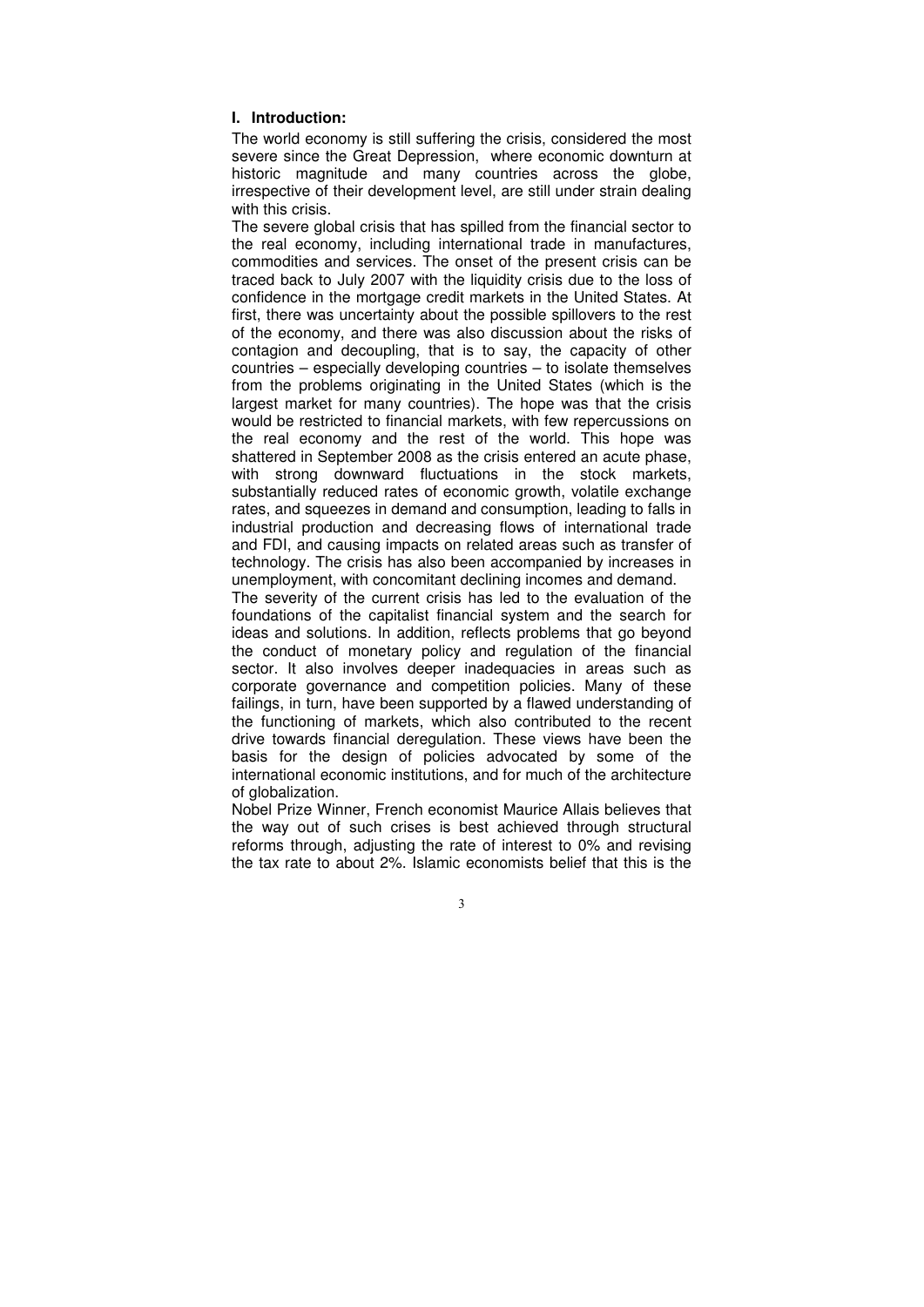## I. Introduction:

The world economy is still suffering the crisis, considered the most severe since the Great Depression, where economic downturn at historic magnitude and many countries across the globe, irrespective of their development level, are still under strain dealing with this crisis.

The severe global crisis that has spilled from the financial sector to the real economy, including international trade in manufactures, commodities and services. The onset of the present crisis can be traced back to July 2007 with the liquidity crisis due to the loss of confidence in the mortgage credit markets in the United States. At first, there was uncertainty about the possible spillovers to the rest of the economy, and there was also discussion about the risks of contagion and decoupling, that is to say, the capacity of other countries – especially developing countries – to isolate themselves from the problems originating in the United States (which is the largest market for many countries). The hope was that the crisis would be restricted to financial markets, with few repercussions on the real economy and the rest of the world. This hope was shattered in September 2008 as the crisis entered an acute phase, with strong downward fluctuations in the stock markets, substantially reduced rates of economic growth, volatile exchange rates, and squeezes in demand and consumption, leading to falls in industrial production and decreasing flows of international trade and FDI, and causing impacts on related areas such as transfer of technology. The crisis has also been accompanied by increases in unemployment, with concomitant declining incomes and demand.

The severity of the current crisis has led to the evaluation of the foundations of the capitalist financial system and the search for ideas and solutions. In addition, reflects problems that go beyond the conduct of monetary policy and regulation of the financial sector. It also involves deeper inadequacies in areas such as corporate governance and competition policies. Many of these failings, in turn, have been supported by a flawed understanding of the functioning of markets, which also contributed to the recent drive towards financial deregulation. These views have been the basis for the design of policies advocated by some of the international economic institutions, and for much of the architecture of globalization.

Nobel Prize Winner, French economist Maurice Allais believes that the way out of such crises is best achieved through structural reforms through, adjusting the rate of interest to 0% and revising the tax rate to about 2%. Islamic economists belief that this is the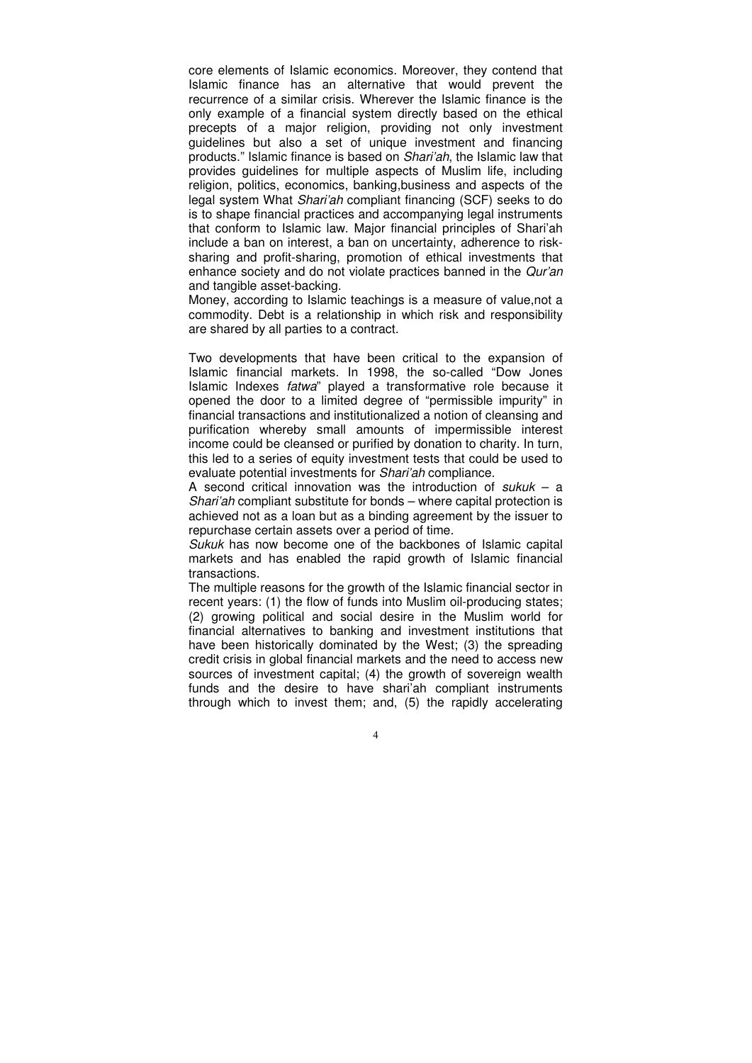core elements of Islamic economics. Moreover, they contend that Islamic finance has an alternative that would prevent the recurrence of a similar crisis. Wherever the Islamic finance is the only example of a financial system directly based on the ethical precepts of a major religion, providing not only investment guidelines but also a set of unique investment and financing products." Islamic finance is based on *Shari'ah*, the Islamic law that provides guidelines for multiple aspects of Muslim life, including religion, politics, economics, banking,business and aspects of the legal system What *Shari'ah* compliant financing (SCF) seeks to do is to shape financial practices and accompanying legal instruments that conform to Islamic law. Major financial principles of Shari'ah include a ban on interest, a ban on uncertainty, adherence to risk-sharing and profit-sharing, promotion of ethical investments that enhance society and do not violate practices banned in the *Qur'an* and tangible asset-backing.

Money, according to Islamic teachings is a measure of value,not a commodity. Debt is a relationship in which risk and responsibility are shared by all parties to a contract.

Two developments that have been critical to the expansion of Islamic financial markets. In 1998, the so-called "Dow Jones Islamic Indexes *fatwa*" played a transformative role because it opened the door to a limited degree of "permissible impurity" in financial transactions and institutionalized a notion of cleansing and purification whereby small amounts of impermissible interest income could be cleansed or purified by donation to charity. In turn, this led to a series of equity investment tests that could be used to evaluate potential investments for *Shari'ah* compliance.

A second critical innovation was the introduction of *sukuk* – a *Shari'ah* compliant substitute for bonds – where capital protection is achieved not as a loan but as a binding agreement by the issuer to repurchase certain assets over a period of time.

*Sukuk* has now become one of the backbones of Islamic capital markets and has enabled the rapid growth of Islamic financial transactions.

The multiple reasons for the growth of the Islamic financial sector in recent years: (1) the flow of funds into Muslim oil-producing states; (2) growing political and social desire in the Muslim world for financial alternatives to banking and investment institutions that have been historically dominated by the West; (3) the spreading credit crisis in global financial markets and the need to access new sources of investment capital; (4) the growth of sovereign wealth funds and the desire to have shari'ah compliant instruments through which to invest them; and, (5) the rapidly accelerating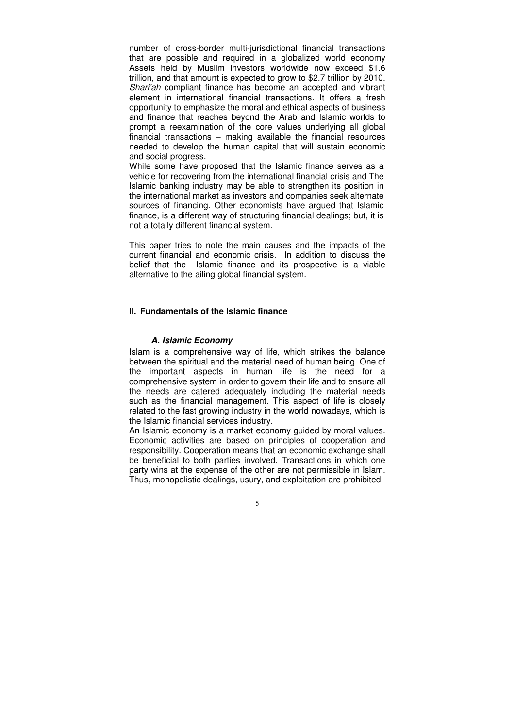number of cross-border multi-jurisdictional financial transactions that are possible and required in a globalized world economy Assets held by Muslim investors worldwide now exceed $1.6 trillion, and that amount is expected to grow to $2.7 trillion by 2010. *Shari'ah* compliant finance has become an accepted and vibrant element in international financial transactions. It offers a fresh opportunity to emphasize the moral and ethical aspects of business and finance that reaches beyond the Arab and Islamic worlds to prompt a reexamination of the core values underlying all global financial transactions – making available the financial resources needed to develop the human capital that will sustain economic and social progress.

While some have proposed that the Islamic finance serves as a vehicle for recovering from the international financial crisis and The Islamic banking industry may be able to strengthen its position in the international market as investors and companies seek alternate sources of financing. Other economists have argued that Islamic finance, is a different way of structuring financial dealings; but, it is not a totally different financial system.

This paper tries to note the main causes and the impacts of the current financial and economic crisis. In addition to discuss the belief that the Islamic finance and its prospective is a viable alternative to the ailing global financial system.

## II. Fundamentals of the Islamic finance

### *A. Islamic Economy*

Islam is a comprehensive way of life, which strikes the balance between the spiritual and the material need of human being. One of the important aspects in human life is the need for a comprehensive system in order to govern their life and to ensure all the needs are catered adequately including the material needs such as the financial management. This aspect of life is closely related to the fast growing industry in the world nowadays, which is the Islamic financial services industry.

An Islamic economy is a market economy guided by moral values. Economic activities are based on principles of cooperation and responsibility. Cooperation means that an economic exchange shall be beneficial to both parties involved. Transactions in which one party wins at the expense of the other are not permissible in Islam. Thus, monopolistic dealings, usury, and exploitation are prohibited.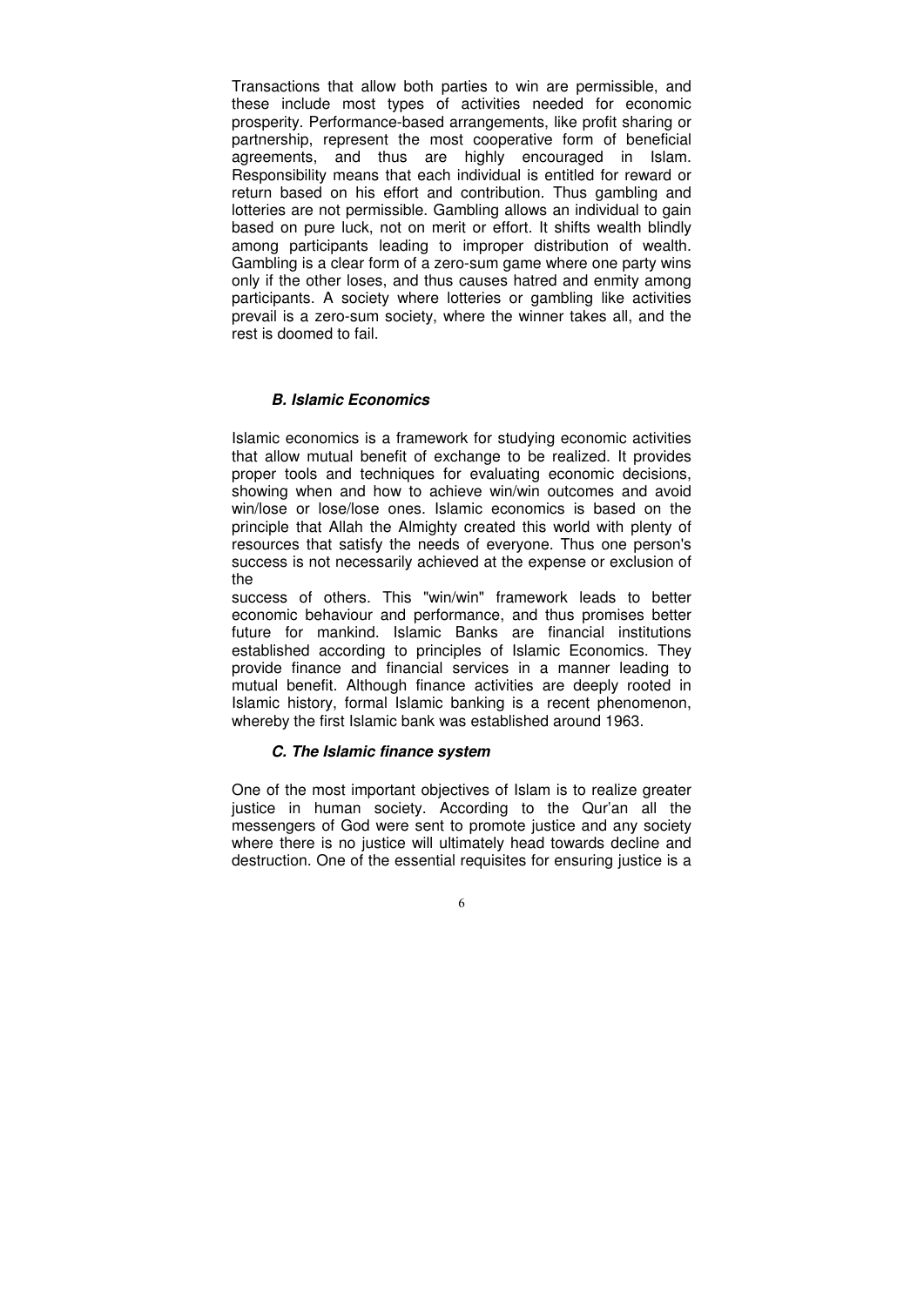Transactions that allow both parties to win are permissible, and these include most types of activities needed for economic prosperity. Performance-based arrangements, like profit sharing or partnership, represent the most cooperative form of beneficial agreements, and thus are highly encouraged in Islam. Responsibility means that each individual is entitled for reward or return based on his effort and contribution. Thus gambling and lotteries are not permissible. Gambling allows an individual to gain based on pure luck, not on merit or effort. It shifts wealth blindly among participants leading to improper distribution of wealth. Gambling is a clear form of a zero-sum game where one party wins only if the other loses, and thus causes hatred and enmity among participants. A society where lotteries or gambling like activities prevail is a zero-sum society, where the winner takes all, and the rest is doomed to fail.

### *B. Islamic Economics*

Islamic economics is a framework for studying economic activities that allow mutual benefit of exchange to be realized. It provides proper tools and techniques for evaluating economic decisions, showing when and how to achieve win/win outcomes and avoid win/lose or lose/lose ones. Islamic economics is based on the principle that Allah the Almighty created this world with plenty of resources that satisfy the needs of everyone. Thus one person's success is not necessarily achieved at the expense or exclusion of the success of others. This "win/win" framework leads to better economic behaviour and performance, and thus promises better future for mankind. Islamic Banks are financial institutions established according to principles of Islamic Economics. They provide finance and financial services in a manner leading to mutual benefit. Although finance activities are deeply rooted in Islamic history, formal Islamic banking is a recent phenomenon, whereby the first Islamic bank was established around 1963.

### *C. The Islamic finance system*

One of the most important objectives of Islam is to realize greater justice in human society. According to the Qur'an all the messengers of God were sent to promote justice and any society where there is no justice will ultimately head towards decline and destruction. One of the essential requisites for ensuring justice is a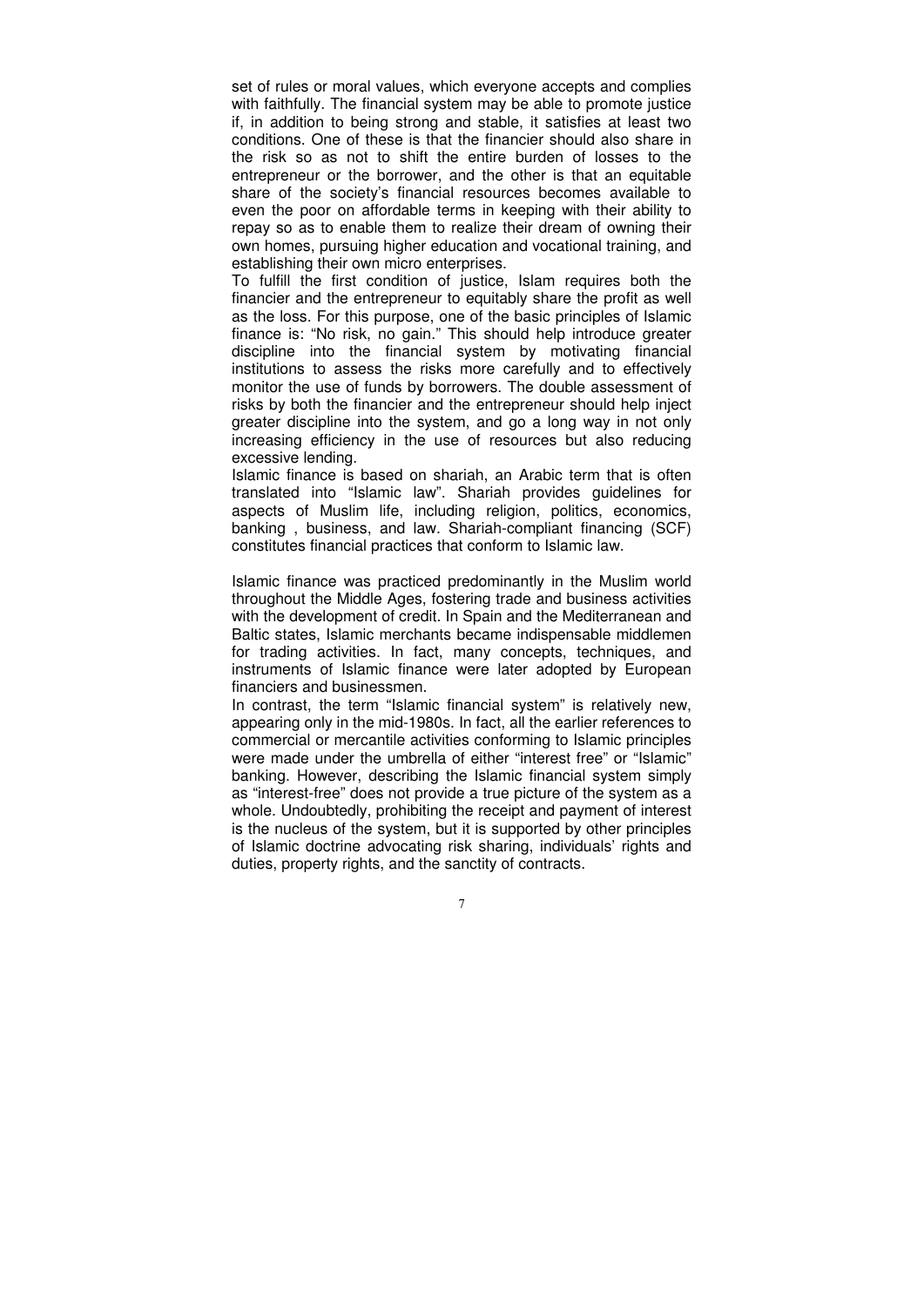set of rules or moral values, which everyone accepts and complies with faithfully. The financial system may be able to promote justice if, in addition to being strong and stable, it satisfies at least two conditions. One of these is that the financier should also share in the risk so as not to shift the entire burden of losses to the entrepreneur or the borrower, and the other is that an equitable share of the society's financial resources becomes available to even the poor on affordable terms in keeping with their ability to repay so as to enable them to realize their dream of owning their own homes, pursuing higher education and vocational training, and establishing their own micro enterprises.

To fulfill the first condition of justice, Islam requires both the financier and the entrepreneur to equitably share the profit as well as the loss. For this purpose, one of the basic principles of Islamic finance is: "No risk, no gain." This should help introduce greater discipline into the financial system by motivating financial institutions to assess the risks more carefully and to effectively monitor the use of funds by borrowers. The double assessment of risks by both the financier and the entrepreneur should help inject greater discipline into the system, and go a long way in not only increasing efficiency in the use of resources but also reducing excessive lending.

Islamic finance is based on shariah, an Arabic term that is often translated into "Islamic law". Shariah provides guidelines for aspects of Muslim life, including religion, politics, economics, banking , business, and law. Shariah-compliant financing (SCF) constitutes financial practices that conform to Islamic law.

Islamic finance was practiced predominantly in the Muslim world throughout the Middle Ages, fostering trade and business activities with the development of credit. In Spain and the Mediterranean and Baltic states, Islamic merchants became indispensable middlemen for trading activities. In fact, many concepts, techniques, and instruments of Islamic finance were later adopted by European financiers and businessmen.

In contrast, the term "Islamic financial system" is relatively new, appearing only in the mid-1980s. In fact, all the earlier references to commercial or mercantile activities conforming to Islamic principles were made under the umbrella of either "interest free" or "Islamic" banking. However, describing the Islamic financial system simply as "interest-free" does not provide a true picture of the system as a whole. Undoubtedly, prohibiting the receipt and payment of interest is the nucleus of the system, but it is supported by other principles of Islamic doctrine advocating risk sharing, individuals' rights and duties, property rights, and the sanctity of contracts.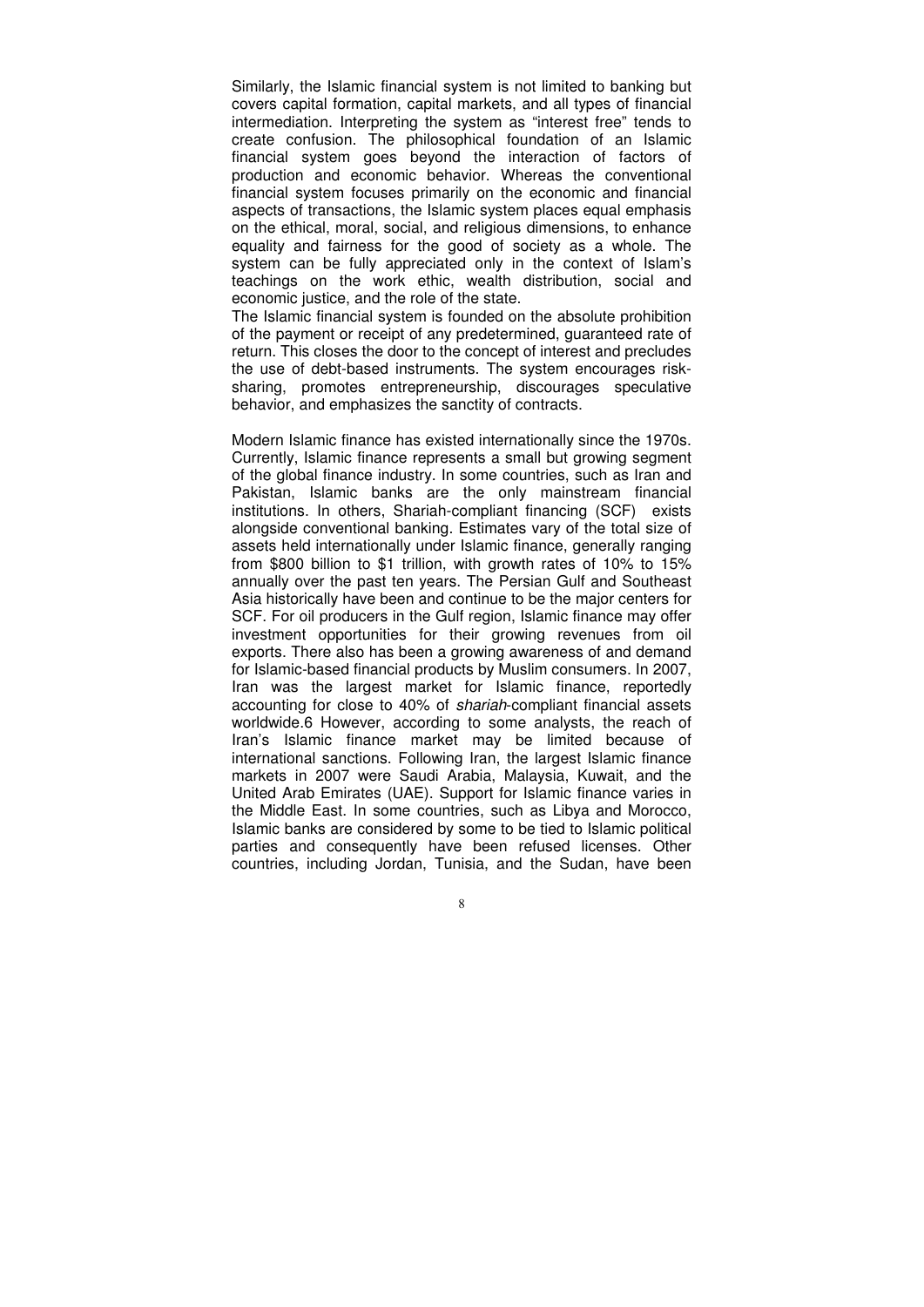Similarly, the Islamic financial system is not limited to banking but covers capital formation, capital markets, and all types of financial intermediation. Interpreting the system as "interest free" tends to create confusion. The philosophical foundation of an Islamic financial system goes beyond the interaction of factors of production and economic behavior. Whereas the conventional financial system focuses primarily on the economic and financial aspects of transactions, the Islamic system places equal emphasis on the ethical, moral, social, and religious dimensions, to enhance equality and fairness for the good of society as a whole. The system can be fully appreciated only in the context of Islam's teachings on the work ethic, wealth distribution, social and economic justice, and the role of the state.

The Islamic financial system is founded on the absolute prohibition of the payment or receipt of any predetermined, guaranteed rate of return. This closes the door to the concept of interest and precludes the use of debt-based instruments. The system encourages risk-sharing, promotes entrepreneurship, discourages speculative behavior, and emphasizes the sanctity of contracts.

Modern Islamic finance has existed internationally since the 1970s. Currently, Islamic finance represents a small but growing segment of the global finance industry. In some countries, such as Iran and Pakistan, Islamic banks are the only mainstream financial institutions. In others, Shariah-compliant financing (SCF) exists alongside conventional banking. Estimates vary of the total size of assets held internationally under Islamic finance, generally ranging from $800 billion to $1 trillion, with growth rates of 10% to 15% annually over the past ten years. The Persian Gulf and Southeast Asia historically have been and continue to be the major centers for SCF. For oil producers in the Gulf region, Islamic finance may offer investment opportunities for their growing revenues from oil exports. There also has been a growing awareness of and demand for Islamic-based financial products by Muslim consumers. In 2007, Iran was the largest market for Islamic finance, reportedly accounting for close to 40% of *shariah*-compliant financial assets worldwide.6 However, according to some analysts, the reach of Iran's Islamic finance market may be limited because of international sanctions. Following Iran, the largest Islamic finance markets in 2007 were Saudi Arabia, Malaysia, Kuwait, and the United Arab Emirates (UAE). Support for Islamic finance varies in the Middle East. In some countries, such as Libya and Morocco, Islamic banks are considered by some to be tied to Islamic political parties and consequently have been refused licenses. Other countries, including Jordan, Tunisia, and the Sudan, have been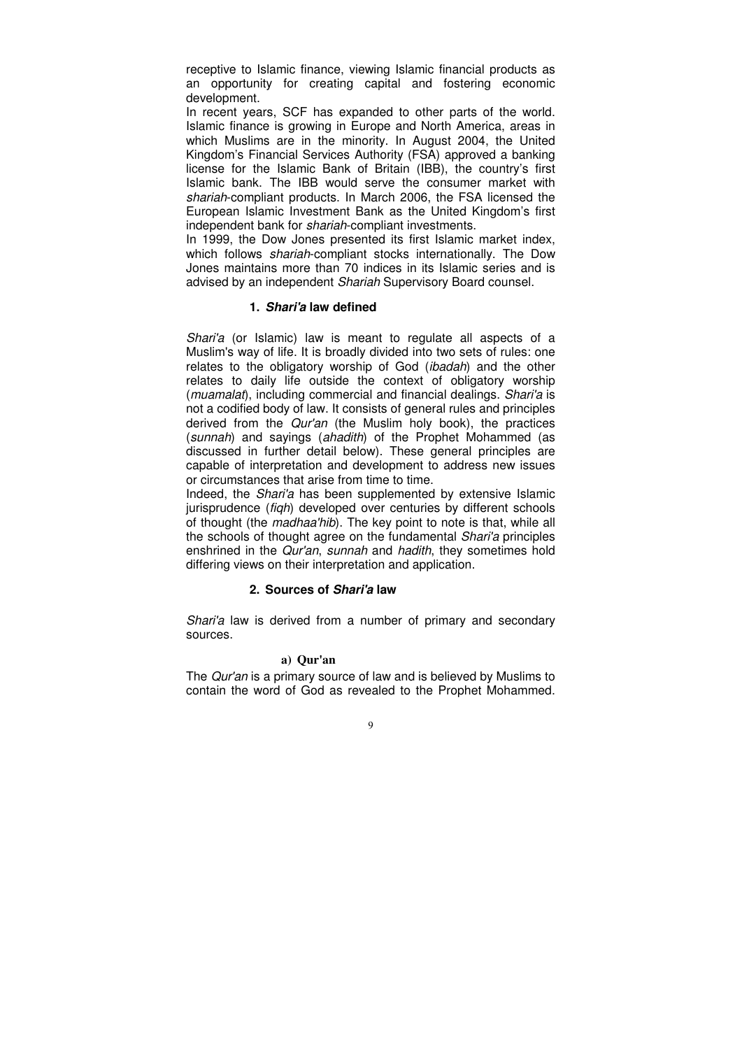receptive to Islamic finance, viewing Islamic financial products as an opportunity for creating capital and fostering economic development.

In recent years, SCF has expanded to other parts of the world. Islamic finance is growing in Europe and North America, areas in which Muslims are in the minority. In August 2004, the United Kingdom's Financial Services Authority (FSA) approved a banking license for the Islamic Bank of Britain (IBB), the country's first Islamic bank. The IBB would serve the consumer market with *shariah*-compliant products. In March 2006, the FSA licensed the European Islamic Investment Bank as the United Kingdom's first independent bank for *shariah*-compliant investments.

In 1999, the Dow Jones presented its first Islamic market index, which follows *shariah*-compliant stocks internationally. The Dow Jones maintains more than 70 indices in its Islamic series and is advised by an independent *Shariah* Supervisory Board counsel.

## 1. *Shari'a* law defined

*Shari'a* (or Islamic) law is meant to regulate all aspects of a Muslim's way of life. It is broadly divided into two sets of rules: one relates to the obligatory worship of God (*ibadah*) and the other relates to daily life outside the context of obligatory worship (*muamalat*), including commercial and financial dealings. *Shari'a* is not a codified body of law. It consists of general rules and principles derived from the *Qur'an* (the Muslim holy book), the practices (*sunnah*) and sayings (*ahadith*) of the Prophet Mohammed (as discussed in further detail below). These general principles are capable of interpretation and development to address new issues or circumstances that arise from time to time.

Indeed, the *Shari'a* has been supplemented by extensive Islamic jurisprudence (*fiqh*) developed over centuries by different schools of thought (the *madhaa'hib*). The key point to note is that, while all the schools of thought agree on the fundamental *Shari'a* principles enshrined in the *Qur'an*, *sunnah* and *hadith*, they sometimes hold differing views on their interpretation and application.

## 2. Sources of *Shari'a* law

*Shari'a* law is derived from a number of primary and secondary sources.

### a) Qur'an

The *Qur'an* is a primary source of law and is believed by Muslims to contain the word of God as revealed to the Prophet Mohammed.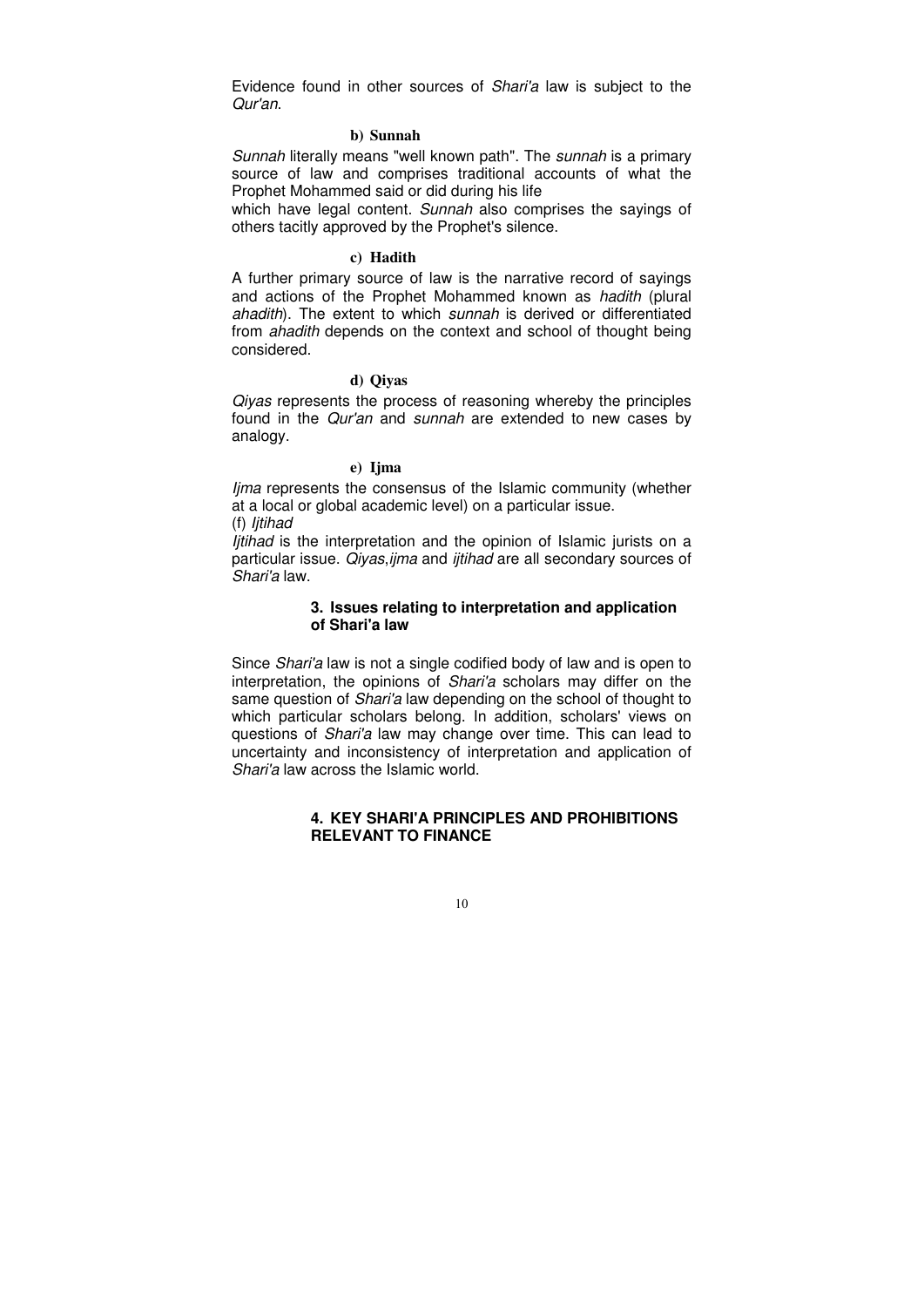Evidence found in other sources of *Shari'a* law is subject to the *Qur'an*.

### b) Sunnah

*Sunnah* literally means "well known path". The *sunnah* is a primary source of law and comprises traditional accounts of what the Prophet Mohammed said or did during his life which have legal content. *Sunnah* also comprises the sayings of others tacitly approved by the Prophet's silence.

### c) Hadith

A further primary source of law is the narrative record of sayings and actions of the Prophet Mohammed known as *hadith* (plural *ahadith*). The extent to which *sunnah* is derived or differentiated from *ahadith* depends on the context and school of thought being considered.

### d) Qiyas

*Qiyas* represents the process of reasoning whereby the principles found in the *Qur'an* and *sunnah* are extended to new cases by analogy.

### e) Ijma

*Ijma* represents the consensus of the Islamic community (whether at a local or global academic level) on a particular issue.

(f) *Ijtihad*

*Ijtihad* is the interpretation and the opinion of Islamic jurists on a particular issue. *Qiyas*, *ijma* and *ijtihad* are all secondary sources of *Shari'a* law.

## 3. Issues relating to interpretation and application of Shari'a law

Since *Shari'a* law is not a single codified body of law and is open to interpretation, the opinions of *Shari'a* scholars may differ on the same question of *Shari'a* law depending on the school of thought to which particular scholars belong. In addition, scholars' views on questions of *Shari'a* law may change over time. This can lead to uncertainty and inconsistency of interpretation and application of *Shari'a* law across the Islamic world.

## 4. KEY SHARI'A PRINCIPLES AND PROHIBITIONS RELEVANT TO FINANCE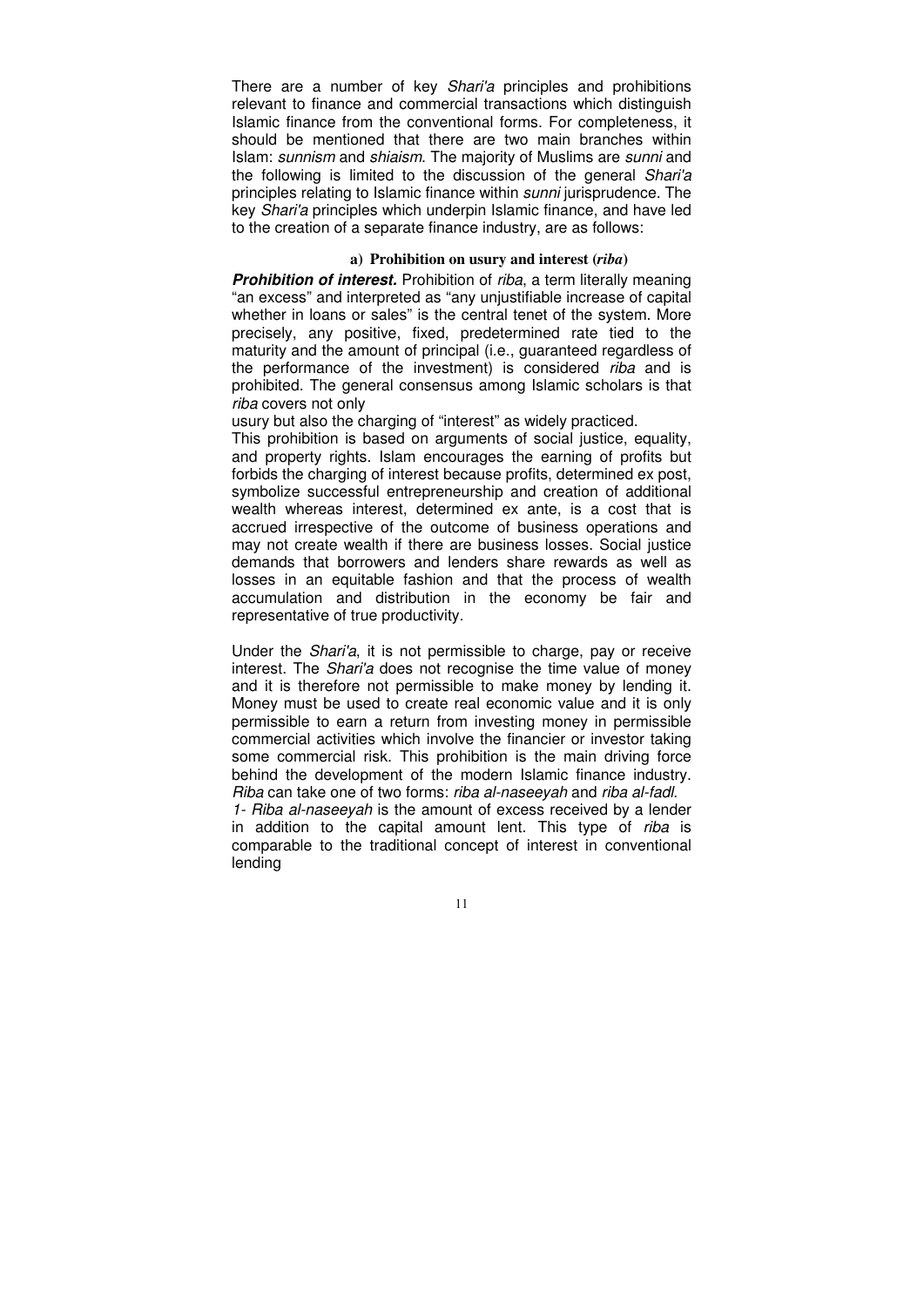There are a number of key *Shari'a* principles and prohibitions relevant to finance and commercial transactions which distinguish Islamic finance from the conventional forms. For completeness, it should be mentioned that there are two main branches within Islam: *sunnism* and *shiaism*. The majority of Muslims are *sunni* and the following is limited to the discussion of the general *Shari'a* principles relating to Islamic finance within *sunni* jurisprudence. The key *Shari'a* principles which underpin Islamic finance, and have led to the creation of a separate finance industry, are as follows:

### a) Prohibition on usury and interest (*riba*)

***Prohibition of interest.*** Prohibition of *riba*, a term literally meaning "an excess" and interpreted as "any unjustifiable increase of capital whether in loans or sales" is the central tenet of the system. More precisely, any positive, fixed, predetermined rate tied to the maturity and the amount of principal (i.e., guaranteed regardless of the performance of the investment) is considered *riba* and is prohibited. The general consensus among Islamic scholars is that *riba* covers not only
usury but also the charging of "interest" as widely practiced.
This prohibition is based on arguments of social justice, equality, and property rights. Islam encourages the earning of profits but forbids the charging of interest because profits, determined ex post, symbolize successful entrepreneurship and creation of additional wealth whereas interest, determined ex ante, is a cost that is accrued irrespective of the outcome of business operations and may not create wealth if there are business losses. Social justice demands that borrowers and lenders share rewards as well as losses in an equitable fashion and that the process of wealth accumulation and distribution in the economy be fair and representative of true productivity.

Under the *Shari'a*, it is not permissible to charge, pay or receive interest. The *Shari'a* does not recognise the time value of money and it is therefore not permissible to make money by lending it. Money must be used to create real economic value and it is only permissible to earn a return from investing money in permissible commercial activities which involve the financier or investor taking some commercial risk. This prohibition is the main driving force behind the development of the modern Islamic finance industry. *Riba* can take one of two forms: *riba al-naseeyah* and *riba al-fadl*.
*1- Riba al-naseeyah* is the amount of excess received by a lender in addition to the capital amount lent. This type of *riba* is comparable to the traditional concept of interest in conventional lending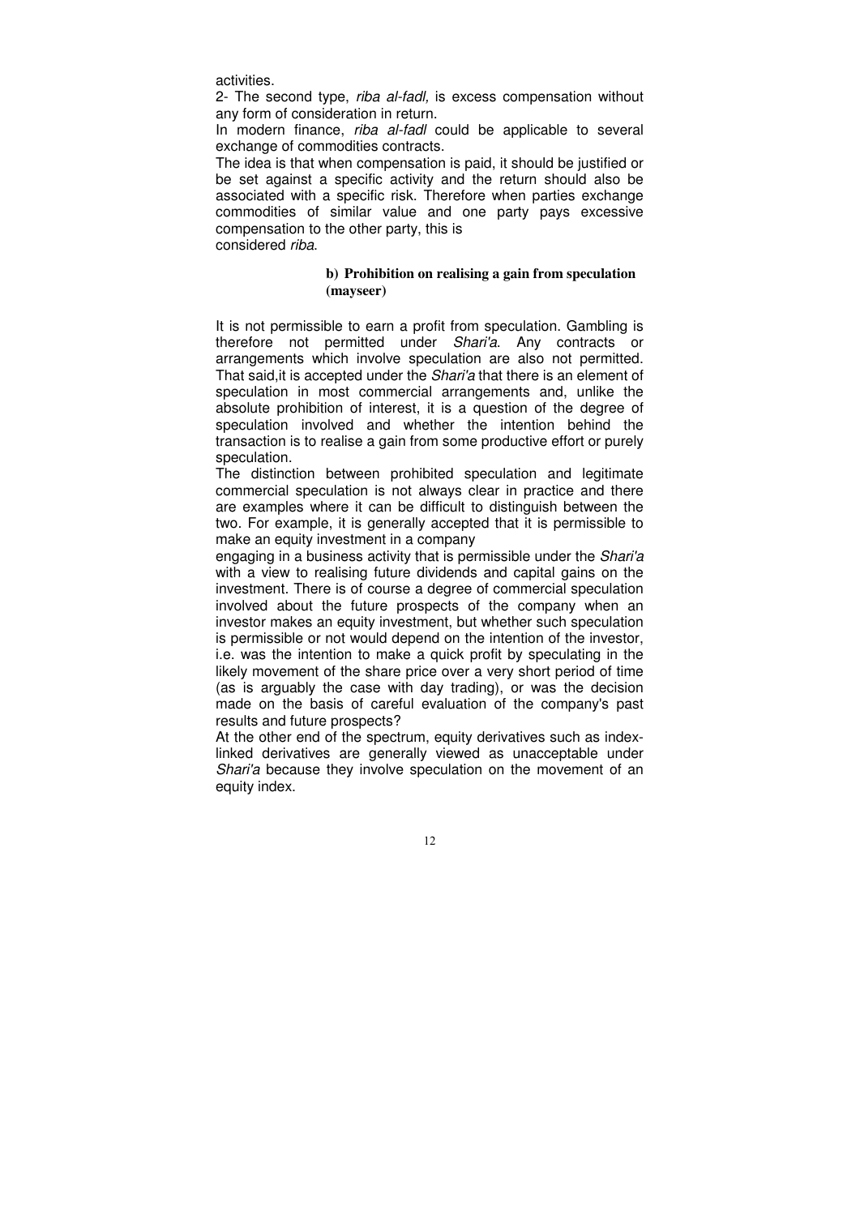activities.

2- The second type, *riba al-fadl,* is excess compensation without any form of consideration in return.

In modern finance, *riba al-fadl* could be applicable to several exchange of commodities contracts.

The idea is that when compensation is paid, it should be justified or be set against a specific activity and the return should also be associated with a specific risk. Therefore when parties exchange commodities of similar value and one party pays excessive compensation to the other party, this is considered *riba*.

### b) Prohibition on realising a gain from speculation (mayseer)

It is not permissible to earn a profit from speculation. Gambling is therefore not permitted under *Shari'a*. Any contracts or arrangements which involve speculation are also not permitted. That said,it is accepted under the *Shari'a* that there is an element of speculation in most commercial arrangements and, unlike the absolute prohibition of interest, it is a question of the degree of speculation involved and whether the intention behind the transaction is to realise a gain from some productive effort or purely speculation.

The distinction between prohibited speculation and legitimate commercial speculation is not always clear in practice and there are examples where it can be difficult to distinguish between the two. For example, it is generally accepted that it is permissible to make an equity investment in a company engaging in a business activity that is permissible under the *Shari'a* with a view to realising future dividends and capital gains on the investment. There is of course a degree of commercial speculation involved about the future prospects of the company when an investor makes an equity investment, but whether such speculation is permissible or not would depend on the intention of the investor, i.e. was the intention to make a quick profit by speculating in the likely movement of the share price over a very short period of time (as is arguably the case with day trading), or was the decision made on the basis of careful evaluation of the company's past results and future prospects?

At the other end of the spectrum, equity derivatives such as index-linked derivatives are generally viewed as unacceptable under *Shari'a* because they involve speculation on the movement of an equity index.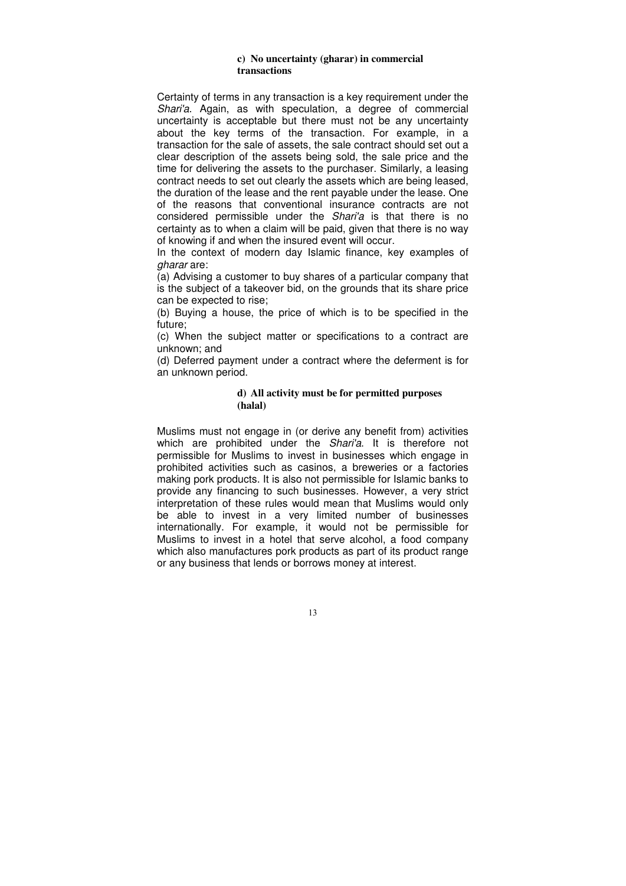### c) No uncertainty (gharar) in commercial transactions

Certainty of terms in any transaction is a key requirement under the *Shari'a*. Again, as with speculation, a degree of commercial uncertainty is acceptable but there must not be any uncertainty about the key terms of the transaction. For example, in a transaction for the sale of assets, the sale contract should set out a clear description of the assets being sold, the sale price and the time for delivering the assets to the purchaser. Similarly, a leasing contract needs to set out clearly the assets which are being leased, the duration of the lease and the rent payable under the lease. One of the reasons that conventional insurance contracts are not considered permissible under the *Shari'a* is that there is no certainty as to when a claim will be paid, given that there is no way of knowing if and when the insured event will occur.

In the context of modern day Islamic finance, key examples of *gharar* are:

(a) Advising a customer to buy shares of a particular company that is the subject of a takeover bid, on the grounds that its share price can be expected to rise;

(b) Buying a house, the price of which is to be specified in the future;

(c) When the subject matter or specifications to a contract are unknown; and

(d) Deferred payment under a contract where the deferment is for an unknown period.

### d) All activity must be for permitted purposes (halal)

Muslims must not engage in (or derive any benefit from) activities which are prohibited under the *Shari'a*. It is therefore not permissible for Muslims to invest in businesses which engage in prohibited activities such as casinos, a breweries or a factories making pork products. It is also not permissible for Islamic banks to provide any financing to such businesses. However, a very strict interpretation of these rules would mean that Muslims would only be able to invest in a very limited number of businesses internationally. For example, it would not be permissible for Muslims to invest in a hotel that serve alcohol, a food company which also manufactures pork products as part of its product range or any business that lends or borrows money at interest.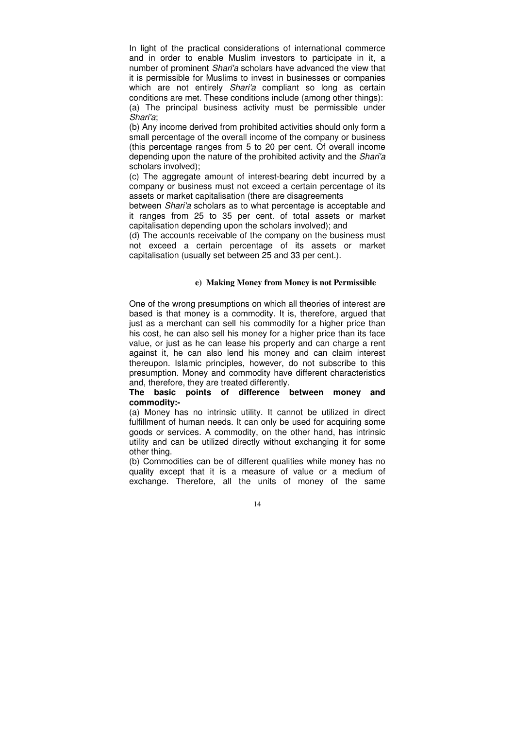In light of the practical considerations of international commerce and in order to enable Muslim investors to participate in it, a number of prominent *Shari'a* scholars have advanced the view that it is permissible for Muslims to invest in businesses or companies which are not entirely *Shari'a* compliant so long as certain conditions are met. These conditions include (among other things):

(a) The principal business activity must be permissible under *Shari'a*;

(b) Any income derived from prohibited activities should only form a small percentage of the overall income of the company or business (this percentage ranges from 5 to 20 per cent. Of overall income depending upon the nature of the prohibited activity and the *Shari'a* scholars involved);

(c) The aggregate amount of interest-bearing debt incurred by a company or business must not exceed a certain percentage of its assets or market capitalisation (there are disagreements between *Shari'a* scholars as to what percentage is acceptable and it ranges from 25 to 35 per cent. of total assets or market capitalisation depending upon the scholars involved); and

(d) The accounts receivable of the company on the business must not exceed a certain percentage of its assets or market capitalisation (usually set between 25 and 33 per cent.).

#### e) Making Money from Money is not Permissible

One of the wrong presumptions on which all theories of interest are based is that money is a commodity. It is, therefore, argued that just as a merchant can sell his commodity for a higher price than his cost, he can also sell his money for a higher price than its face value, or just as he can lease his property and can charge a rent against it, he can also lend his money and can claim interest thereupon. Islamic principles, however, do not subscribe to this presumption. Money and commodity have different characteristics and, therefore, they are treated differently.

**The basic points of difference between money and commodity:-**

(a) Money has no intrinsic utility. It cannot be utilized in direct fulfillment of human needs. It can only be used for acquiring some goods or services. A commodity, on the other hand, has intrinsic utility and can be utilized directly without exchanging it for some other thing.

(b) Commodities can be of different qualities while money has no quality except that it is a measure of value or a medium of exchange. Therefore, all the units of money of the same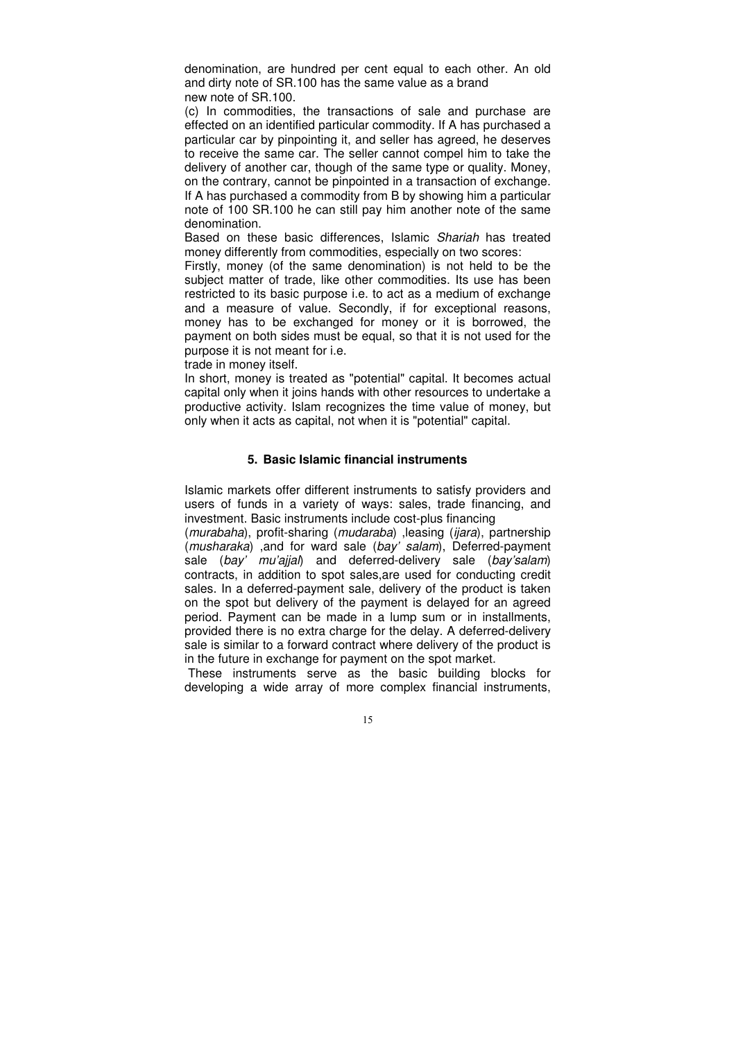denomination, are hundred per cent equal to each other. An old and dirty note of SR.100 has the same value as a brand new note of SR.100.

(c) In commodities, the transactions of sale and purchase are effected on an identified particular commodity. If A has purchased a particular car by pinpointing it, and seller has agreed, he deserves to receive the same car. The seller cannot compel him to take the delivery of another car, though of the same type or quality. Money, on the contrary, cannot be pinpointed in a transaction of exchange. If A has purchased a commodity from B by showing him a particular note of 100 SR.100 he can still pay him another note of the same denomination.

Based on these basic differences, Islamic *Shariah* has treated money differently from commodities, especially on two scores:

Firstly, money (of the same denomination) is not held to be the subject matter of trade, like other commodities. Its use has been restricted to its basic purpose i.e. to act as a medium of exchange and a measure of value. Secondly, if for exceptional reasons, money has to be exchanged for money or it is borrowed, the payment on both sides must be equal, so that it is not used for the purpose it is not meant for i.e.
trade in money itself.

In short, money is treated as "potential" capital. It becomes actual capital only when it joins hands with other resources to undertake a productive activity. Islam recognizes the time value of money, but only when it acts as capital, not when it is "potential" capital.

## 5. Basic Islamic financial instruments

Islamic markets offer different instruments to satisfy providers and users of funds in a variety of ways: sales, trade financing, and investment. Basic instruments include cost-plus financing (*murabaha*), profit-sharing (*mudaraba*) ,leasing (*ijara*), partnership (*musharaka*) ,and for ward sale (*bay' salam*), Deferred-payment sale (*bay' mu'ajjal*) and deferred-delivery sale (*bay'salam*) contracts, in addition to spot sales,are used for conducting credit sales. In a deferred-payment sale, delivery of the product is taken on the spot but delivery of the payment is delayed for an agreed period. Payment can be made in a lump sum or in installments, provided there is no extra charge for the delay. A deferred-delivery sale is similar to a forward contract where delivery of the product is in the future in exchange for payment on the spot market.

These instruments serve as the basic building blocks for developing a wide array of more complex financial instruments,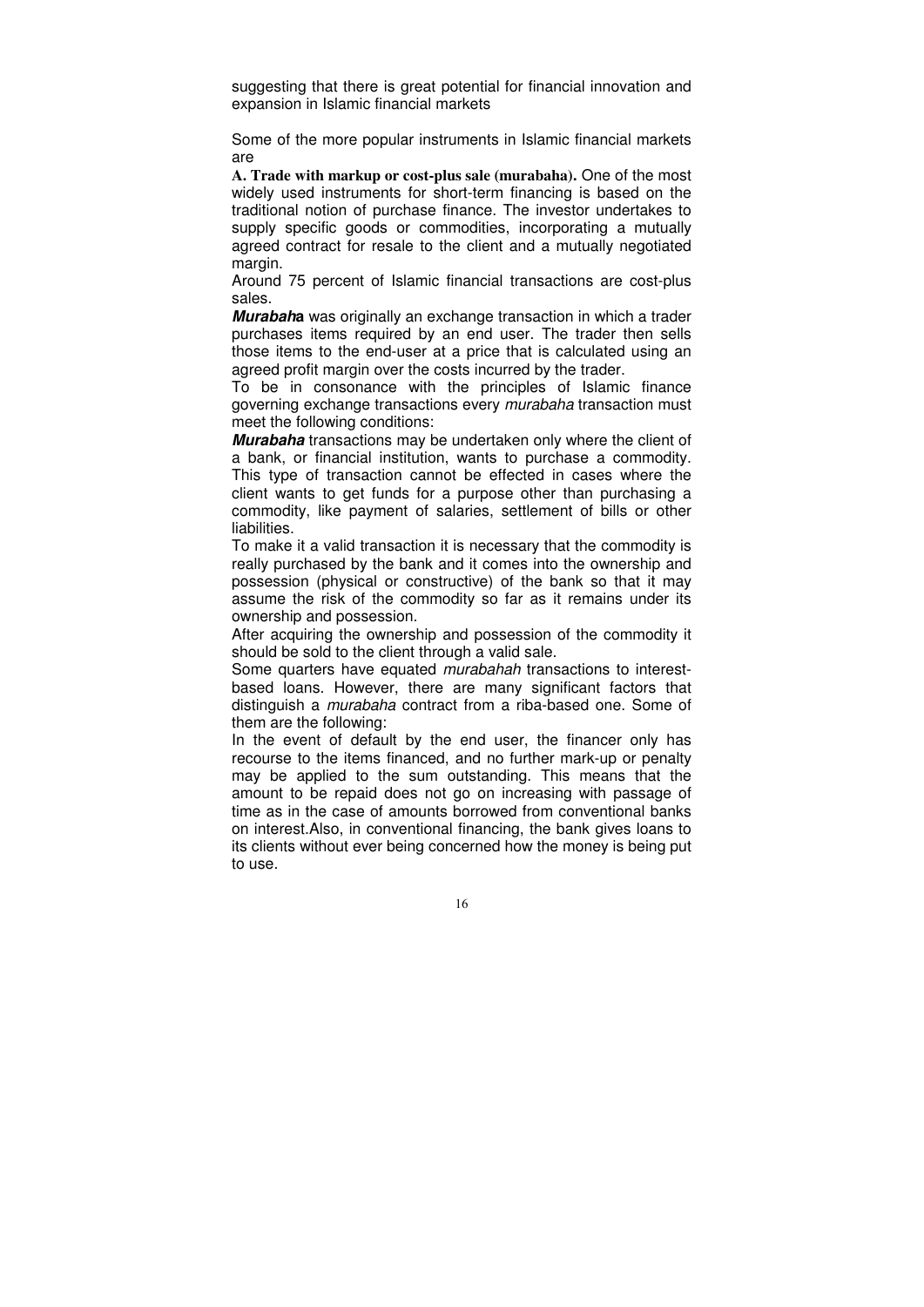suggesting that there is great potential for financial innovation and expansion in Islamic financial markets

Some of the more popular instruments in Islamic financial markets are

**A. Trade with markup or cost-plus sale (murabaha).** One of the most widely used instruments for short-term financing is based on the traditional notion of purchase finance. The investor undertakes to supply specific goods or commodities, incorporating a mutually agreed contract for resale to the client and a mutually negotiated margin.

Around 75 percent of Islamic financial transactions are cost-plus sales.

***Murabah*a** was originally an exchange transaction in which a trader purchases items required by an end user. The trader then sells those items to the end-user at a price that is calculated using an agreed profit margin over the costs incurred by the trader.

To be in consonance with the principles of Islamic finance governing exchange transactions every *murabaha* transaction must meet the following conditions:

***Murabaha*** transactions may be undertaken only where the client of a bank, or financial institution, wants to purchase a commodity. This type of transaction cannot be effected in cases where the client wants to get funds for a purpose other than purchasing a commodity, like payment of salaries, settlement of bills or other liabilities.

To make it a valid transaction it is necessary that the commodity is really purchased by the bank and it comes into the ownership and possession (physical or constructive) of the bank so that it may assume the risk of the commodity so far as it remains under its ownership and possession.

After acquiring the ownership and possession of the commodity it should be sold to the client through a valid sale.

Some quarters have equated *murabahah* transactions to interest-based loans. However, there are many significant factors that distinguish a *murabaha* contract from a riba-based one. Some of them are the following:

In the event of default by the end user, the financer only has recourse to the items financed, and no further mark-up or penalty may be applied to the sum outstanding. This means that the amount to be repaid does not go on increasing with passage of time as in the case of amounts borrowed from conventional banks on interest.Also, in conventional financing, the bank gives loans to its clients without ever being concerned how the money is being put to use.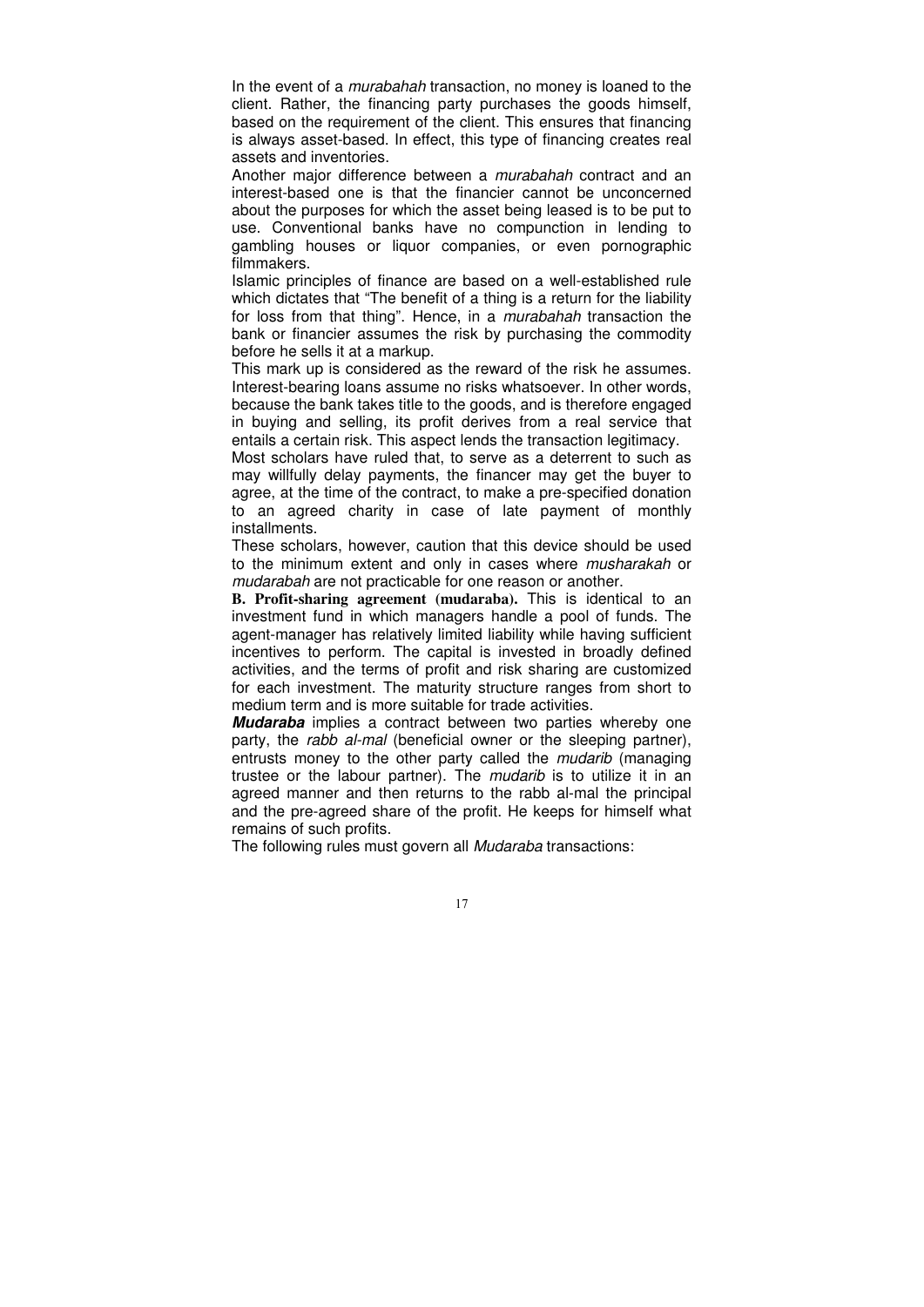In the event of a *murabahah* transaction, no money is loaned to the client. Rather, the financing party purchases the goods himself, based on the requirement of the client. This ensures that financing is always asset-based. In effect, this type of financing creates real assets and inventories.

Another major difference between a *murabahah* contract and an interest-based one is that the financier cannot be unconcerned about the purposes for which the asset being leased is to be put to use. Conventional banks have no compunction in lending to gambling houses or liquor companies, or even pornographic filmmakers.

Islamic principles of finance are based on a well-established rule which dictates that "The benefit of a thing is a return for the liability for loss from that thing". Hence, in a *murabahah* transaction the bank or financier assumes the risk by purchasing the commodity before he sells it at a markup.

This mark up is considered as the reward of the risk he assumes. Interest-bearing loans assume no risks whatsoever. In other words, because the bank takes title to the goods, and is therefore engaged in buying and selling, its profit derives from a real service that entails a certain risk. This aspect lends the transaction legitimacy.

Most scholars have ruled that, to serve as a deterrent to such as may willfully delay payments, the financer may get the buyer to agree, at the time of the contract, to make a pre-specified donation to an agreed charity in case of late payment of monthly installments.

These scholars, however, caution that this device should be used to the minimum extent and only in cases where *musharakah* or *mudarabah* are not practicable for one reason or another.

**B. Profit-sharing agreement (mudaraba).** This is identical to an investment fund in which managers handle a pool of funds. The agent-manager has relatively limited liability while having sufficient incentives to perform. The capital is invested in broadly defined activities, and the terms of profit and risk sharing are customized for each investment. The maturity structure ranges from short to medium term and is more suitable for trade activities.

***Mudaraba*** implies a contract between two parties whereby one party, the *rabb al-mal* (beneficial owner or the sleeping partner), entrusts money to the other party called the *mudarib* (managing trustee or the labour partner). The *mudarib* is to utilize it in an agreed manner and then returns to the rabb al-mal the principal and the pre-agreed share of the profit. He keeps for himself what remains of such profits.

The following rules must govern all *Mudaraba* transactions: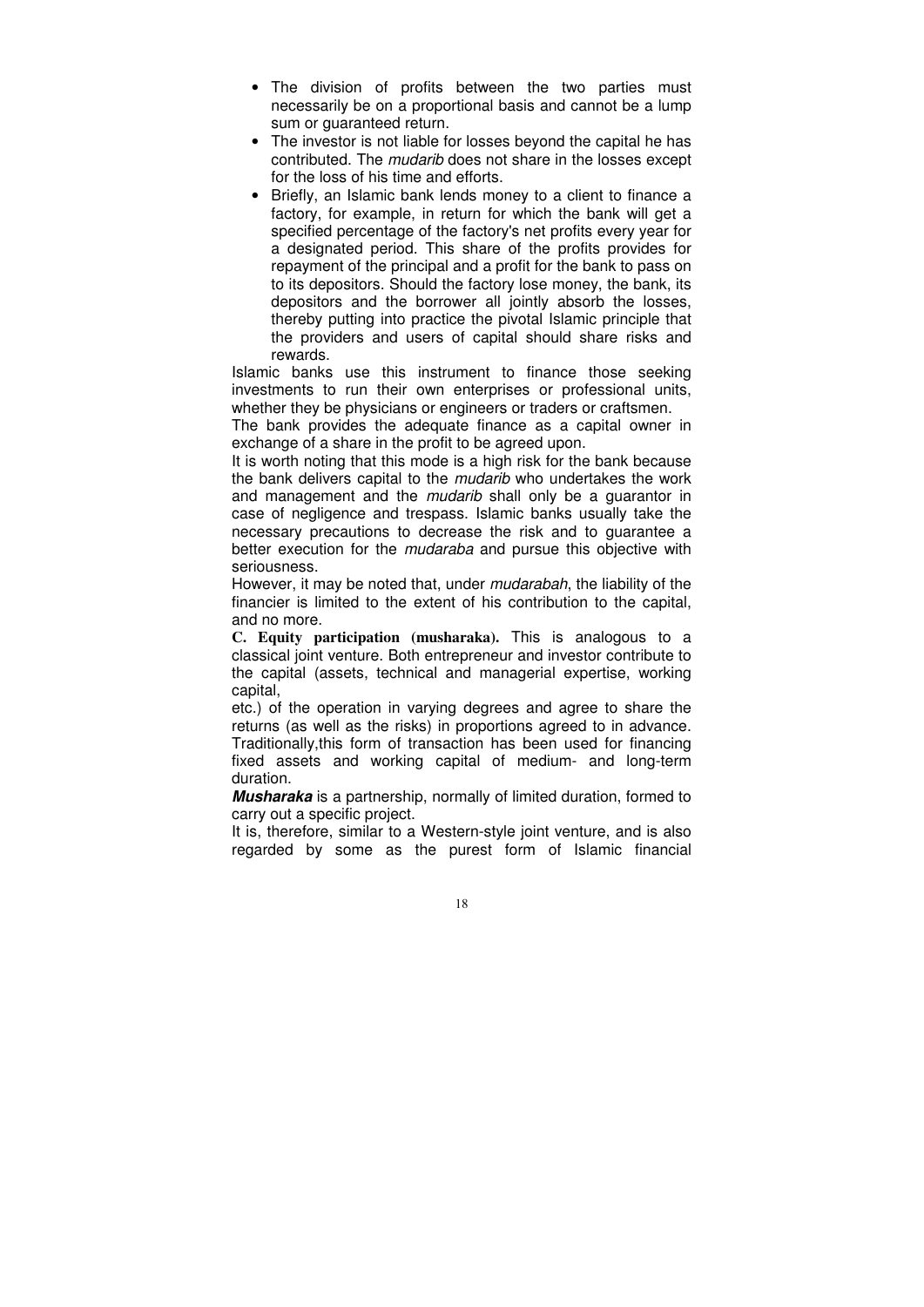- The division of profits between the two parties must necessarily be on a proportional basis and cannot be a lump sum or guaranteed return.
- The investor is not liable for losses beyond the capital he has contributed. The *mudarib* does not share in the losses except for the loss of his time and efforts.
- Briefly, an Islamic bank lends money to a client to finance a factory, for example, in return for which the bank will get a specified percentage of the factory's net profits every year for a designated period. This share of the profits provides for repayment of the principal and a profit for the bank to pass on to its depositors. Should the factory lose money, the bank, its depositors and the borrower all jointly absorb the losses, thereby putting into practice the pivotal Islamic principle that the providers and users of capital should share risks and rewards.

Islamic banks use this instrument to finance those seeking investments to run their own enterprises or professional units, whether they be physicians or engineers or traders or craftsmen.

The bank provides the adequate finance as a capital owner in exchange of a share in the profit to be agreed upon.

It is worth noting that this mode is a high risk for the bank because the bank delivers capital to the *mudarib* who undertakes the work and management and the *mudarib* shall only be a guarantor in case of negligence and trespass. Islamic banks usually take the necessary precautions to decrease the risk and to guarantee a better execution for the *mudaraba* and pursue this objective with seriousness.

However, it may be noted that, under *mudarabah*, the liability of the financier is limited to the extent of his contribution to the capital, and no more.

**C. Equity participation (musharaka).** This is analogous to a classical joint venture. Both entrepreneur and investor contribute to the capital (assets, technical and managerial expertise, working capital,

etc.) of the operation in varying degrees and agree to share the returns (as well as the risks) in proportions agreed to in advance. Traditionally,this form of transaction has been used for financing fixed assets and working capital of medium- and long-term duration.

***Musharaka*** is a partnership, normally of limited duration, formed to carry out a specific project.

It is, therefore, similar to a Western-style joint venture, and is also regarded by some as the purest form of Islamic financial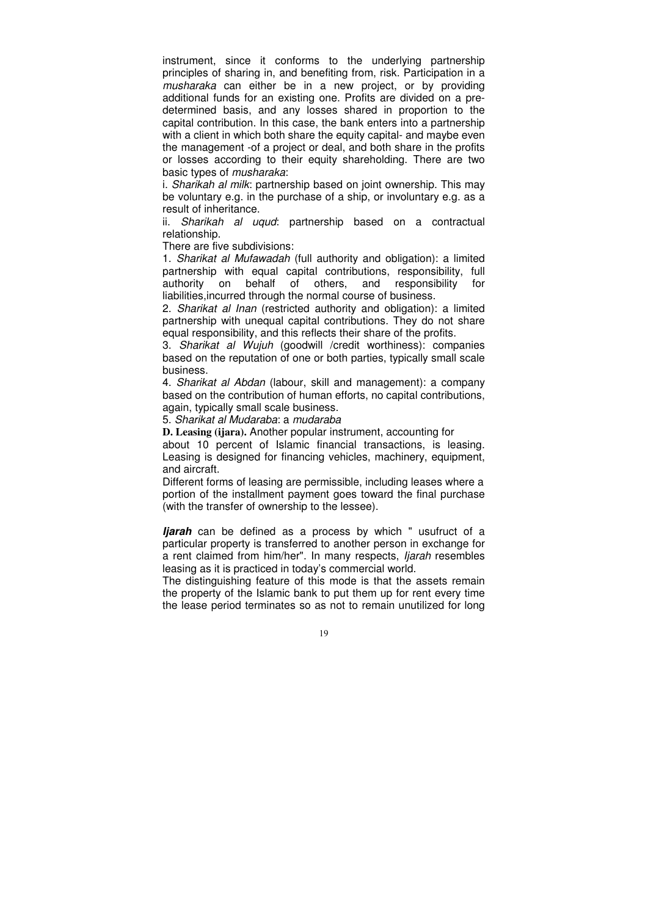instrument, since it conforms to the underlying partnership principles of sharing in, and benefiting from, risk. Participation in a *musharaka* can either be in a new project, or by providing additional funds for an existing one. Profits are divided on a pre-determined basis, and any losses shared in proportion to the capital contribution. In this case, the bank enters into a partnership with a client in which both share the equity capital- and maybe even the management -of a project or deal, and both share in the profits or losses according to their equity shareholding. There are two basic types of *musharaka*:

i. *Sharikah al milk*: partnership based on joint ownership. This may be voluntary e.g. in the purchase of a ship, or involuntary e.g. as a result of inheritance.

ii. *Sharikah al uqud*: partnership based on a contractual relationship.

There are five subdivisions:

1. *Sharikat al Mufawadah* (full authority and obligation): a limited partnership with equal capital contributions, responsibility, full authority on behalf of others, and responsibility for liabilities,incurred through the normal course of business.

2. *Sharikat al Inan* (restricted authority and obligation): a limited partnership with unequal capital contributions. They do not share equal responsibility, and this reflects their share of the profits.

3. *Sharikat al Wujuh* (goodwill /credit worthiness): companies based on the reputation of one or both parties, typically small scale business.

4. *Sharikat al Abdan* (labour, skill and management): a company based on the contribution of human efforts, no capital contributions, again, typically small scale business.

5. *Sharikat al Mudaraba*: a *mudaraba*

**D. Leasing (ijara).** Another popular instrument, accounting for about 10 percent of Islamic financial transactions, is leasing. Leasing is designed for financing vehicles, machinery, equipment, and aircraft.

Different forms of leasing are permissible, including leases where a portion of the installment payment goes toward the final purchase (with the transfer of ownership to the lessee).

***Ijarah*** can be defined as a process by which " usufruct of a particular property is transferred to another person in exchange for a rent claimed from him/her". In many respects, *Ijarah* resembles leasing as it is practiced in today's commercial world.

The distinguishing feature of this mode is that the assets remain the property of the Islamic bank to put them up for rent every time the lease period terminates so as not to remain unutilized for long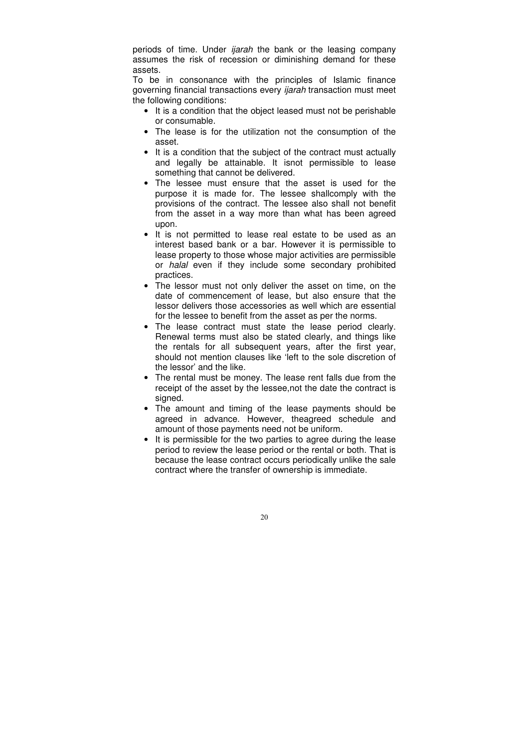periods of time. Under *ijarah* the bank or the leasing company assumes the risk of recession or diminishing demand for these assets.

To be in consonance with the principles of Islamic finance governing financial transactions every *ijarah* transaction must meet the following conditions:

- It is a condition that the object leased must not be perishable or consumable.
- The lease is for the utilization not the consumption of the asset.
- It is a condition that the subject of the contract must actually and legally be attainable. It isnot permissible to lease something that cannot be delivered.
- The lessee must ensure that the asset is used for the purpose it is made for. The lessee shallcomply with the provisions of the contract. The lessee also shall not benefit from the asset in a way more than what has been agreed upon.
- It is not permitted to lease real estate to be used as an interest based bank or a bar. However it is permissible to lease property to those whose major activities are permissible or *halal* even if they include some secondary prohibited practices.
- The lessor must not only deliver the asset on time, on the date of commencement of lease, but also ensure that the lessor delivers those accessories as well which are essential for the lessee to benefit from the asset as per the norms.
- The lease contract must state the lease period clearly. Renewal terms must also be stated clearly, and things like the rentals for all subsequent years, after the first year, should not mention clauses like 'left to the sole discretion of the lessor' and the like.
- The rental must be money. The lease rent falls due from the receipt of the asset by the lessee,not the date the contract is signed.
- The amount and timing of the lease payments should be agreed in advance. However, theagreed schedule and amount of those payments need not be uniform.
- It is permissible for the two parties to agree during the lease period to review the lease period or the rental or both. That is because the lease contract occurs periodically unlike the sale contract where the transfer of ownership is immediate.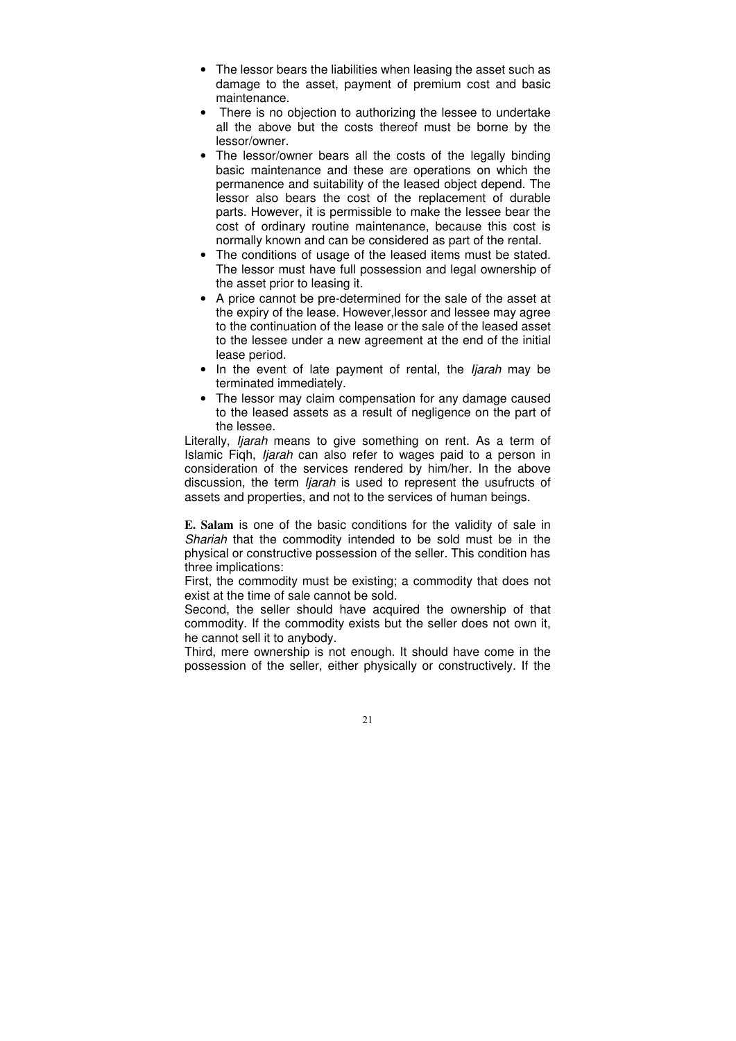- The lessor bears the liabilities when leasing the asset such as damage to the asset, payment of premium cost and basic maintenance.
- There is no objection to authorizing the lessee to undertake all the above but the costs thereof must be borne by the lessor/owner.
- The lessor/owner bears all the costs of the legally binding basic maintenance and these are operations on which the permanence and suitability of the leased object depend. The lessor also bears the cost of the replacement of durable parts. However, it is permissible to make the lessee bear the cost of ordinary routine maintenance, because this cost is normally known and can be considered as part of the rental.
- The conditions of usage of the leased items must be stated. The lessor must have full possession and legal ownership of the asset prior to leasing it.
- A price cannot be pre-determined for the sale of the asset at the expiry of the lease. However,lessor and lessee may agree to the continuation of the lease or the sale of the leased asset to the lessee under a new agreement at the end of the initial lease period.
- In the event of late payment of rental, the *Ijarah* may be terminated immediately.
- The lessor may claim compensation for any damage caused to the leased assets as a result of negligence on the part of the lessee.

Literally, *Ijarah* means to give something on rent. As a term of Islamic Fiqh, *Ijarah* can also refer to wages paid to a person in consideration of the services rendered by him/her. In the above discussion, the term *Ijarah* is used to represent the usufructs of assets and properties, and not to the services of human beings.

**E. Salam** is one of the basic conditions for the validity of sale in *Shariah* that the commodity intended to be sold must be in the physical or constructive possession of the seller. This condition has three implications:

First, the commodity must be existing; a commodity that does not exist at the time of sale cannot be sold.

Second, the seller should have acquired the ownership of that commodity. If the commodity exists but the seller does not own it, he cannot sell it to anybody.

Third, mere ownership is not enough. It should have come in the possession of the seller, either physically or constructively. If the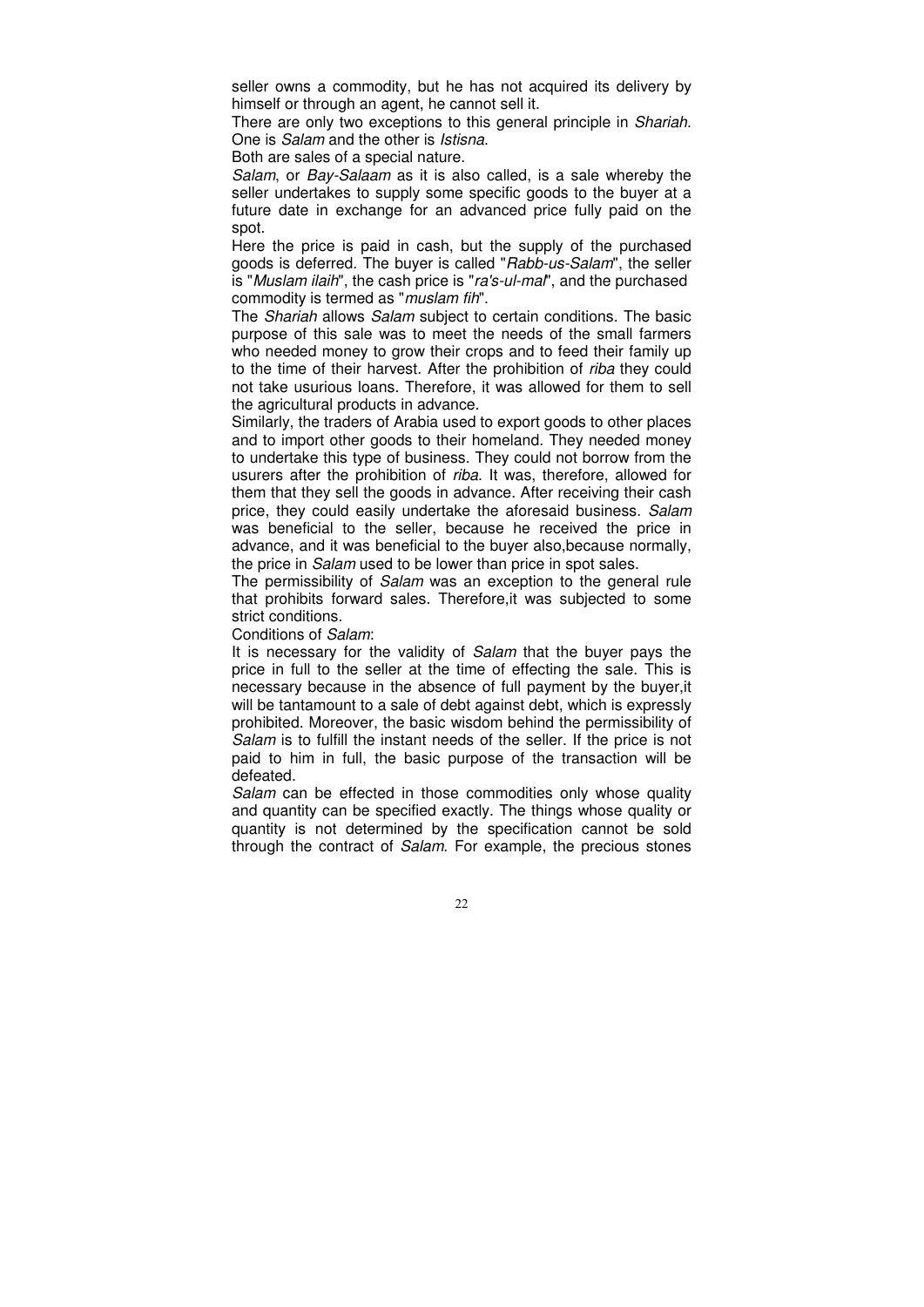seller owns a commodity, but he has not acquired its delivery by himself or through an agent, he cannot sell it.

There are only two exceptions to this general principle in *Shariah*. One is *Salam* and the other is *Istisna*.

Both are sales of a special nature.

*Salam*, or *Bay-Salaam* as it is also called, is a sale whereby the seller undertakes to supply some specific goods to the buyer at a future date in exchange for an advanced price fully paid on the spot.

Here the price is paid in cash, but the supply of the purchased goods is deferred. The buyer is called "*Rabb-us-Salam*", the seller is "*Muslam ilaih*", the cash price is "*ra's-ul-mal*", and the purchased commodity is termed as "*muslam fih*".

The *Shariah* allows *Salam* subject to certain conditions. The basic purpose of this sale was to meet the needs of the small farmers who needed money to grow their crops and to feed their family up to the time of their harvest. After the prohibition of *riba* they could not take usurious loans. Therefore, it was allowed for them to sell the agricultural products in advance.

Similarly, the traders of Arabia used to export goods to other places and to import other goods to their homeland. They needed money to undertake this type of business. They could not borrow from the usurers after the prohibition of *riba*. It was, therefore, allowed for them that they sell the goods in advance. After receiving their cash price, they could easily undertake the aforesaid business. *Salam* was beneficial to the seller, because he received the price in advance, and it was beneficial to the buyer also,because normally, the price in *Salam* used to be lower than price in spot sales.

The permissibility of *Salam* was an exception to the general rule that prohibits forward sales. Therefore,it was subjected to some strict conditions.

Conditions of *Salam*:

It is necessary for the validity of *Salam* that the buyer pays the price in full to the seller at the time of effecting the sale. This is necessary because in the absence of full payment by the buyer,it will be tantamount to a sale of debt against debt, which is expressly prohibited. Moreover, the basic wisdom behind the permissibility of *Salam* is to fulfill the instant needs of the seller. If the price is not paid to him in full, the basic purpose of the transaction will be defeated.

*Salam* can be effected in those commodities only whose quality and quantity can be specified exactly. The things whose quality or quantity is not determined by the specification cannot be sold through the contract of *Salam*. For example, the precious stones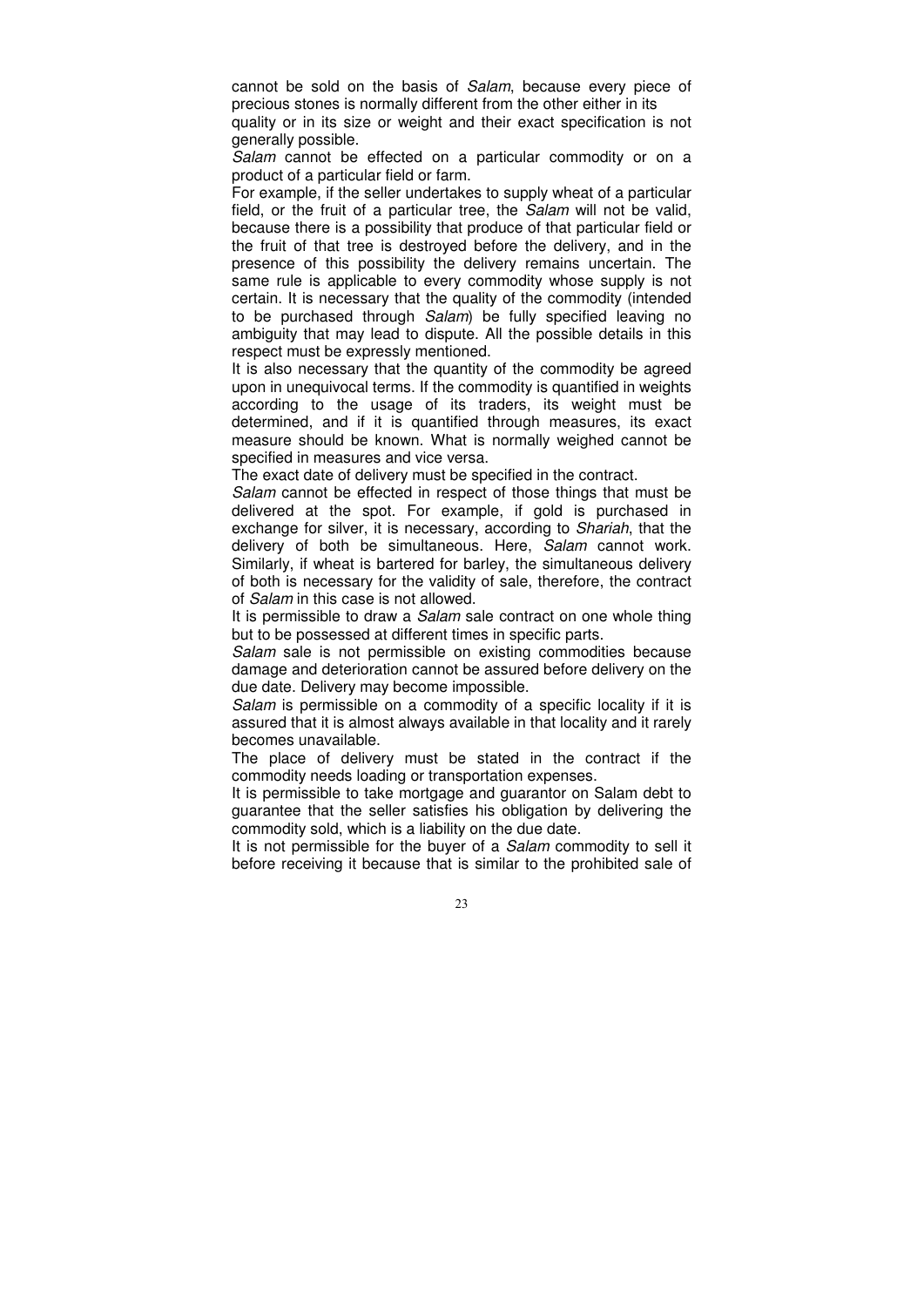cannot be sold on the basis of *Salam*, because every piece of precious stones is normally different from the other either in its quality or in its size or weight and their exact specification is not generally possible.

*Salam* cannot be effected on a particular commodity or on a product of a particular field or farm.

For example, if the seller undertakes to supply wheat of a particular field, or the fruit of a particular tree, the *Salam* will not be valid, because there is a possibility that produce of that particular field or the fruit of that tree is destroyed before the delivery, and in the presence of this possibility the delivery remains uncertain. The same rule is applicable to every commodity whose supply is not certain. It is necessary that the quality of the commodity (intended to be purchased through *Salam*) be fully specified leaving no ambiguity that may lead to dispute. All the possible details in this respect must be expressly mentioned.

It is also necessary that the quantity of the commodity be agreed upon in unequivocal terms. If the commodity is quantified in weights according to the usage of its traders, its weight must be determined, and if it is quantified through measures, its exact measure should be known. What is normally weighed cannot be specified in measures and vice versa.

The exact date of delivery must be specified in the contract.

*Salam* cannot be effected in respect of those things that must be delivered at the spot. For example, if gold is purchased in exchange for silver, it is necessary, according to *Shariah*, that the delivery of both be simultaneous. Here, *Salam* cannot work. Similarly, if wheat is bartered for barley, the simultaneous delivery of both is necessary for the validity of sale, therefore, the contract of *Salam* in this case is not allowed.

It is permissible to draw a *Salam* sale contract on one whole thing but to be possessed at different times in specific parts.

*Salam* sale is not permissible on existing commodities because damage and deterioration cannot be assured before delivery on the due date. Delivery may become impossible.

*Salam* is permissible on a commodity of a specific locality if it is assured that it is almost always available in that locality and it rarely becomes unavailable.

The place of delivery must be stated in the contract if the commodity needs loading or transportation expenses.

It is permissible to take mortgage and guarantor on Salam debt to guarantee that the seller satisfies his obligation by delivering the commodity sold, which is a liability on the due date.

It is not permissible for the buyer of a *Salam* commodity to sell it before receiving it because that is similar to the prohibited sale of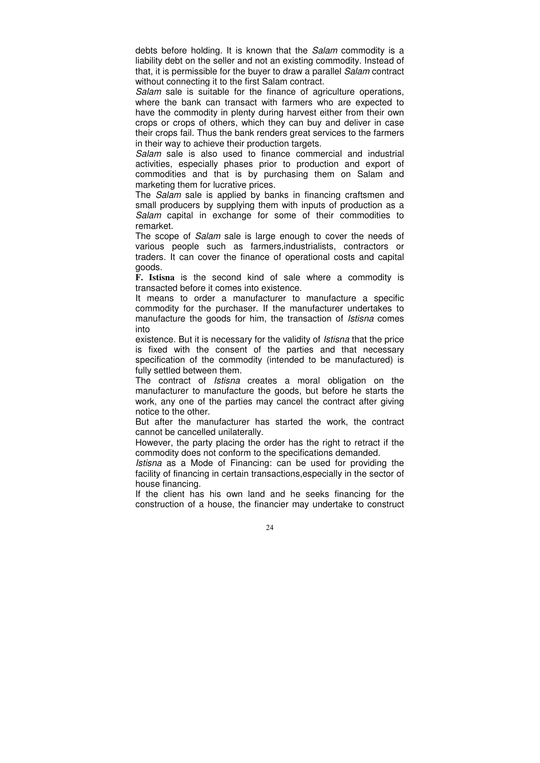debts before holding. It is known that the *Salam* commodity is a liability debt on the seller and not an existing commodity. Instead of that, it is permissible for the buyer to draw a parallel *Salam* contract without connecting it to the first Salam contract.

*Salam* sale is suitable for the finance of agriculture operations, where the bank can transact with farmers who are expected to have the commodity in plenty during harvest either from their own crops or crops of others, which they can buy and deliver in case their crops fail. Thus the bank renders great services to the farmers in their way to achieve their production targets.

*Salam* sale is also used to finance commercial and industrial activities, especially phases prior to production and export of commodities and that is by purchasing them on Salam and marketing them for lucrative prices.

The *Salam* sale is applied by banks in financing craftsmen and small producers by supplying them with inputs of production as a *Salam* capital in exchange for some of their commodities to remarket.

The scope of *Salam* sale is large enough to cover the needs of various people such as farmers,industrialists, contractors or traders. It can cover the finance of operational costs and capital goods.

**F. Istisna** is the second kind of sale where a commodity is transacted before it comes into existence.

It means to order a manufacturer to manufacture a specific commodity for the purchaser. If the manufacturer undertakes to manufacture the goods for him, the transaction of *Istisna* comes into existence. But it is necessary for the validity of *Istisna* that the price is fixed with the consent of the parties and that necessary specification of the commodity (intended to be manufactured) is fully settled between them.

The contract of *Istisna* creates a moral obligation on the manufacturer to manufacture the goods, but before he starts the work, any one of the parties may cancel the contract after giving notice to the other.

But after the manufacturer has started the work, the contract cannot be cancelled unilaterally.

However, the party placing the order has the right to retract if the commodity does not conform to the specifications demanded.

*Istisna* as a Mode of Financing: can be used for providing the facility of financing in certain transactions,especially in the sector of house financing.

If the client has his own land and he seeks financing for the construction of a house, the financier may undertake to construct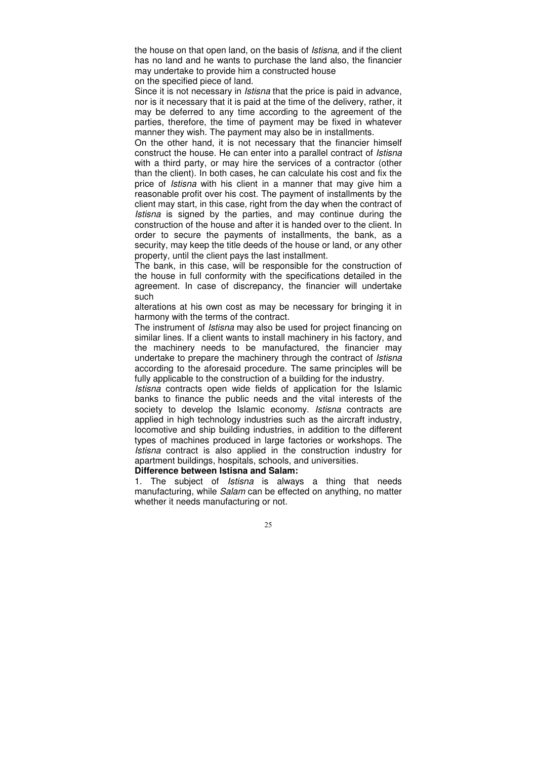the house on that open land, on the basis of *Istisna*, and if the client has no land and he wants to purchase the land also, the financier may undertake to provide him a constructed house on the specified piece of land.

Since it is not necessary in *Istisna* that the price is paid in advance, nor is it necessary that it is paid at the time of the delivery, rather, it may be deferred to any time according to the agreement of the parties, therefore, the time of payment may be fixed in whatever manner they wish. The payment may also be in installments.

On the other hand, it is not necessary that the financier himself construct the house. He can enter into a parallel contract of *Istisna* with a third party, or may hire the services of a contractor (other than the client). In both cases, he can calculate his cost and fix the price of *Istisna* with his client in a manner that may give him a reasonable profit over his cost. The payment of installments by the client may start, in this case, right from the day when the contract of *Istisna* is signed by the parties, and may continue during the construction of the house and after it is handed over to the client. In order to secure the payments of installments, the bank, as a security, may keep the title deeds of the house or land, or any other property, until the client pays the last installment.

The bank, in this case, will be responsible for the construction of the house in full conformity with the specifications detailed in the agreement. In case of discrepancy, the financier will undertake such alterations at his own cost as may be necessary for bringing it in harmony with the terms of the contract.

The instrument of *Istisna* may also be used for project financing on similar lines. If a client wants to install machinery in his factory, and the machinery needs to be manufactured, the financier may undertake to prepare the machinery through the contract of *Istisna* according to the aforesaid procedure. The same principles will be fully applicable to the construction of a building for the industry.

*Istisna* contracts open wide fields of application for the Islamic banks to finance the public needs and the vital interests of the society to develop the Islamic economy. *Istisna* contracts are applied in high technology industries such as the aircraft industry, locomotive and ship building industries, in addition to the different types of machines produced in large factories or workshops. The *Istisna* contract is also applied in the construction industry for apartment buildings, hospitals, schools, and universities.

**Difference between Istisna and Salam:**

1. The subject of *Istisna* is always a thing that needs manufacturing, while *Salam* can be effected on anything, no matter whether it needs manufacturing or not.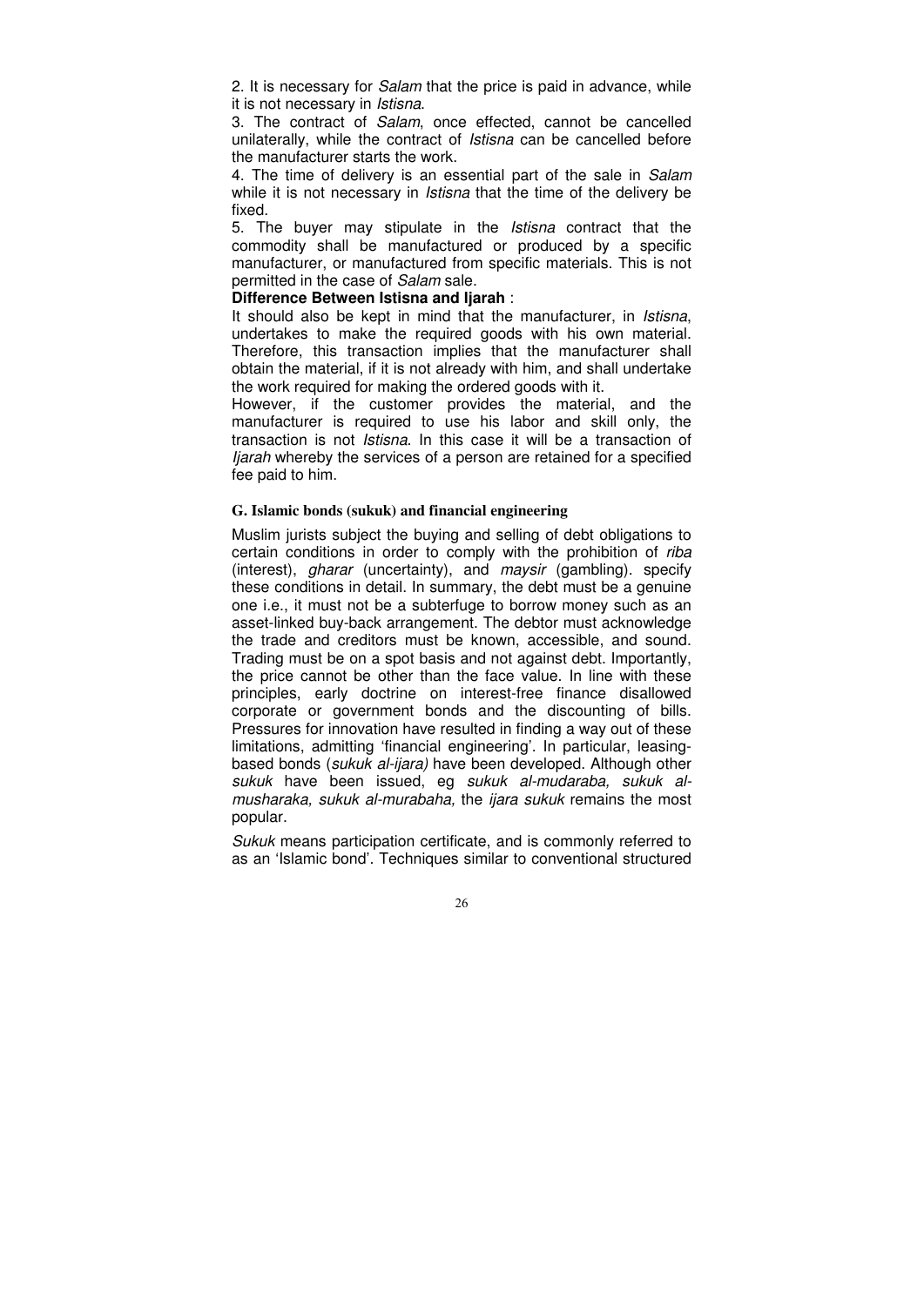2. It is necessary for *Salam* that the price is paid in advance, while it is not necessary in *Istisna*.

3. The contract of *Salam*, once effected, cannot be cancelled unilaterally, while the contract of *Istisna* can be cancelled before the manufacturer starts the work.

4. The time of delivery is an essential part of the sale in *Salam* while it is not necessary in *Istisna* that the time of the delivery be fixed.

5. The buyer may stipulate in the *Istisna* contract that the commodity shall be manufactured or produced by a specific manufacturer, or manufactured from specific materials. This is not permitted in the case of *Salam* sale.

**Difference Between Istisna and Ijarah** :

It should also be kept in mind that the manufacturer, in *Istisna*, undertakes to make the required goods with his own material. Therefore, this transaction implies that the manufacturer shall obtain the material, if it is not already with him, and shall undertake the work required for making the ordered goods with it.

However, if the customer provides the material, and the manufacturer is required to use his labor and skill only, the transaction is not *Istisna*. In this case it will be a transaction of *Ijarah* whereby the services of a person are retained for a specified fee paid to him.

### G. Islamic bonds (sukuk) and financial engineering

Muslim jurists subject the buying and selling of debt obligations to certain conditions in order to comply with the prohibition of *riba* (interest), *gharar* (uncertainty), and *maysir* (gambling). specify these conditions in detail. In summary, the debt must be a genuine one i.e., it must not be a subterfuge to borrow money such as an asset-linked buy-back arrangement. The debtor must acknowledge the trade and creditors must be known, accessible, and sound. Trading must be on a spot basis and not against debt. Importantly, the price cannot be other than the face value. In line with these principles, early doctrine on interest-free finance disallowed corporate or government bonds and the discounting of bills. Pressures for innovation have resulted in finding a way out of these limitations, admitting 'financial engineering'. In particular, leasing-based bonds (*sukuk al-ijara)* have been developed. Although other *sukuk* have been issued, eg *sukuk al-mudaraba, sukuk al-musharaka, sukuk al-murabaha,* the *ijara sukuk* remains the most popular.

*Sukuk* means participation certificate, and is commonly referred to as an 'Islamic bond'. Techniques similar to conventional structured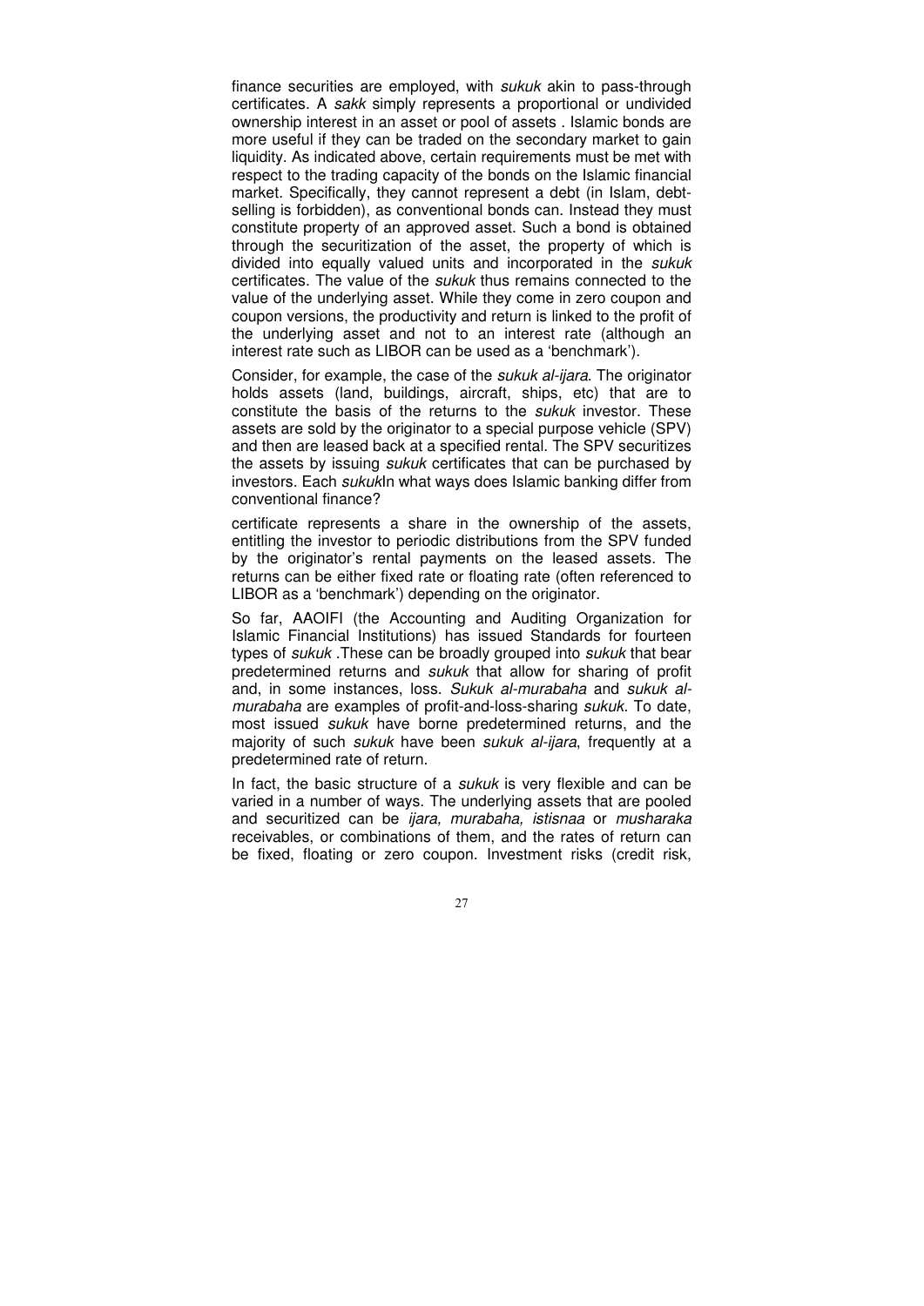finance securities are employed, with *sukuk* akin to pass-through certificates. A *sakk* simply represents a proportional or undivided ownership interest in an asset or pool of assets . Islamic bonds are more useful if they can be traded on the secondary market to gain liquidity. As indicated above, certain requirements must be met with respect to the trading capacity of the bonds on the Islamic financial market. Specifically, they cannot represent a debt (in Islam, debt-selling is forbidden), as conventional bonds can. Instead they must constitute property of an approved asset. Such a bond is obtained through the securitization of the asset, the property of which is divided into equally valued units and incorporated in the *sukuk* certificates. The value of the *sukuk* thus remains connected to the value of the underlying asset. While they come in zero coupon and coupon versions, the productivity and return is linked to the profit of the underlying asset and not to an interest rate (although an interest rate such as LIBOR can be used as a 'benchmark').

Consider, for example, the case of the *sukuk al-ijara*. The originator holds assets (land, buildings, aircraft, ships, etc) that are to constitute the basis of the returns to the *sukuk* investor. These assets are sold by the originator to a special purpose vehicle (SPV) and then are leased back at a specified rental. The SPV securitizes the assets by issuing *sukuk* certificates that can be purchased by investors. Each *sukuk*In what ways does Islamic banking differ from conventional finance?

certificate represents a share in the ownership of the assets, entitling the investor to periodic distributions from the SPV funded by the originator's rental payments on the leased assets. The returns can be either fixed rate or floating rate (often referenced to LIBOR as a 'benchmark') depending on the originator.

So far, AAOIFI (the Accounting and Auditing Organization for Islamic Financial Institutions) has issued Standards for fourteen types of *sukuk* .These can be broadly grouped into *sukuk* that bear predetermined returns and *sukuk* that allow for sharing of profit and, in some instances, loss. *Sukuk al-murabaha* and *sukuk al-murabaha* are examples of profit-and-loss-sharing *sukuk*. To date, most issued *sukuk* have borne predetermined returns, and the majority of such *sukuk* have been *sukuk al-ijara*, frequently at a predetermined rate of return.

In fact, the basic structure of a *sukuk* is very flexible and can be varied in a number of ways. The underlying assets that are pooled and securitized can be *ijara, murabaha, istisnaa* or *musharaka* receivables, or combinations of them, and the rates of return can be fixed, floating or zero coupon. Investment risks (credit risk,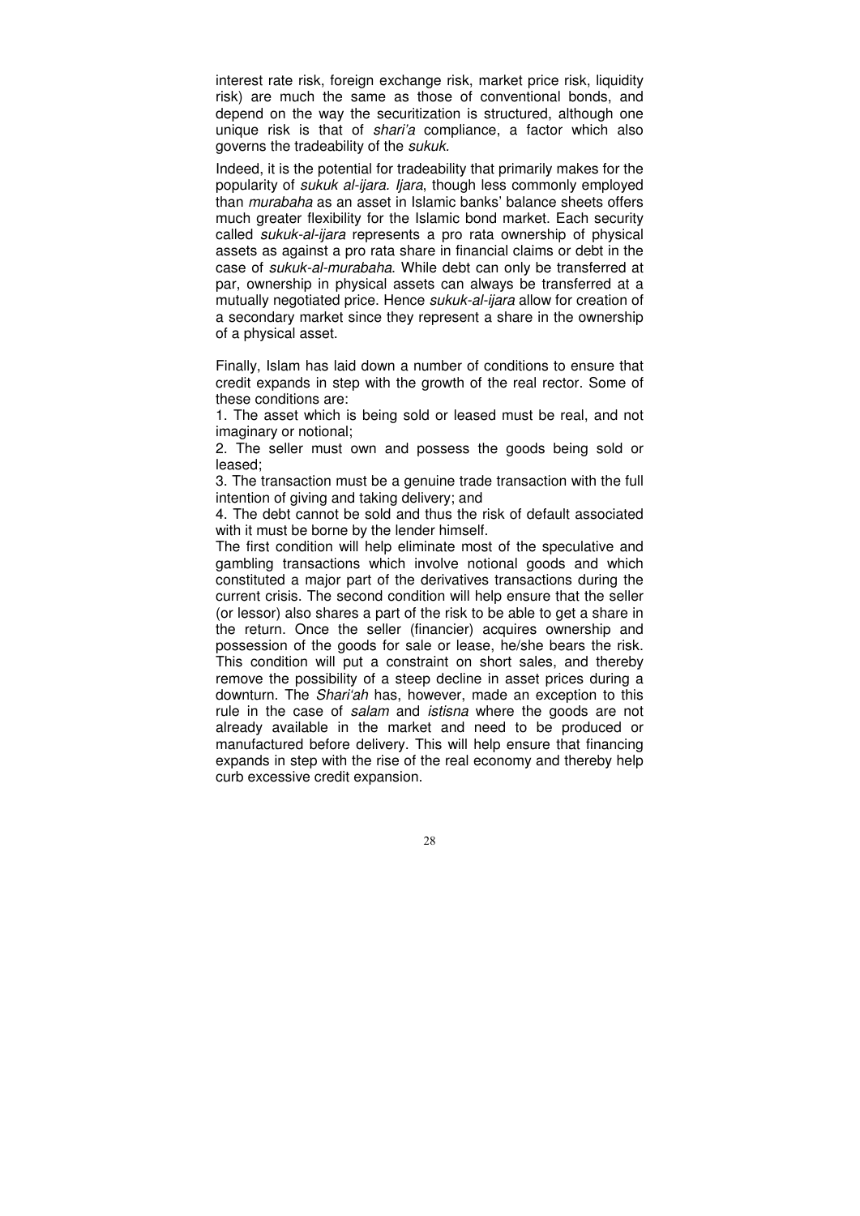interest rate risk, foreign exchange risk, market price risk, liquidity risk) are much the same as those of conventional bonds, and depend on the way the securitization is structured, although one unique risk is that of *shari'a* compliance, a factor which also governs the tradeability of the *sukuk*.

Indeed, it is the potential for tradeability that primarily makes for the popularity of *sukuk al-ijara*. *Ijara*, though less commonly employed than *murabaha* as an asset in Islamic banks' balance sheets offers much greater flexibility for the Islamic bond market. Each security called *sukuk-al-ijara* represents a pro rata ownership of physical assets as against a pro rata share in financial claims or debt in the case of *sukuk-al-murabaha*. While debt can only be transferred at par, ownership in physical assets can always be transferred at a mutually negotiated price. Hence *sukuk-al-ijara* allow for creation of a secondary market since they represent a share in the ownership of a physical asset.

Finally, Islam has laid down a number of conditions to ensure that credit expands in step with the growth of the real rector. Some of these conditions are:

1. The asset which is being sold or leased must be real, and not imaginary or notional;
2. The seller must own and possess the goods being sold or leased;
3. The transaction must be a genuine trade transaction with the full intention of giving and taking delivery; and
4. The debt cannot be sold and thus the risk of default associated with it must be borne by the lender himself.

The first condition will help eliminate most of the speculative and gambling transactions which involve notional goods and which constituted a major part of the derivatives transactions during the current crisis. The second condition will help ensure that the seller (or lessor) also shares a part of the risk to be able to get a share in the return. Once the seller (financier) acquires ownership and possession of the goods for sale or lease, he/she bears the risk. This condition will put a constraint on short sales, and thereby remove the possibility of a steep decline in asset prices during a downturn. The *Shari'ah* has, however, made an exception to this rule in the case of *salam* and *istisna* where the goods are not already available in the market and need to be produced or manufactured before delivery. This will help ensure that financing expands in step with the rise of the real economy and thereby help curb excessive credit expansion.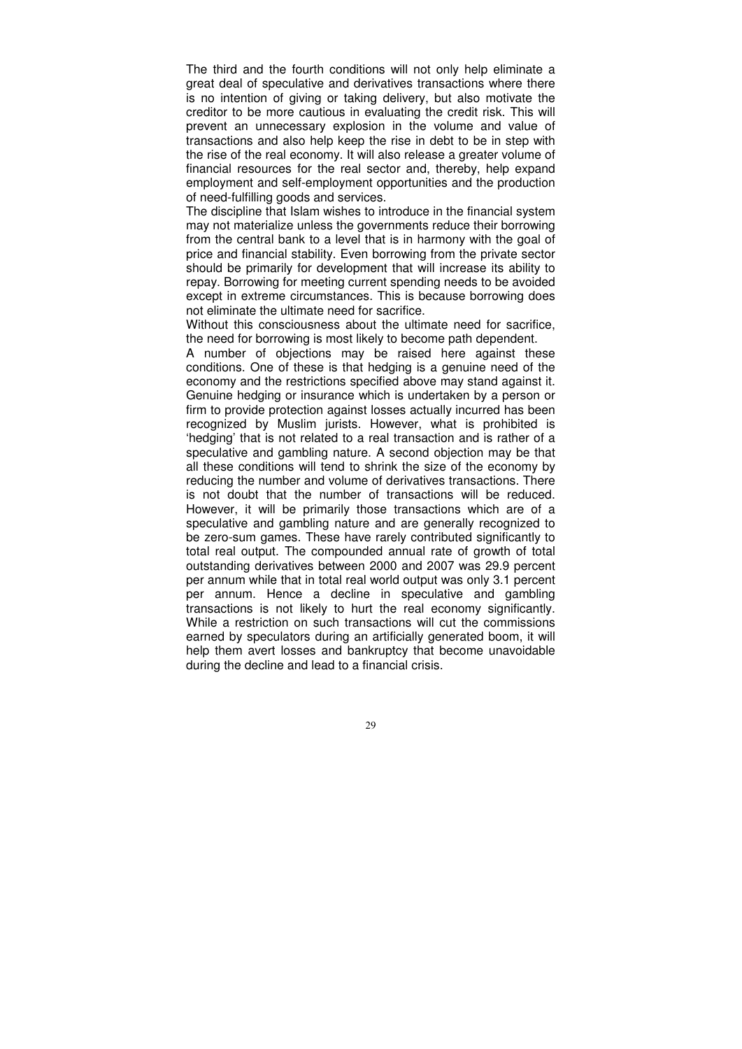The third and the fourth conditions will not only help eliminate a great deal of speculative and derivatives transactions where there is no intention of giving or taking delivery, but also motivate the creditor to be more cautious in evaluating the credit risk. This will prevent an unnecessary explosion in the volume and value of transactions and also help keep the rise in debt to be in step with the rise of the real economy. It will also release a greater volume of financial resources for the real sector and, thereby, help expand employment and self-employment opportunities and the production of need-fulfilling goods and services.

The discipline that Islam wishes to introduce in the financial system may not materialize unless the governments reduce their borrowing from the central bank to a level that is in harmony with the goal of price and financial stability. Even borrowing from the private sector should be primarily for development that will increase its ability to repay. Borrowing for meeting current spending needs to be avoided except in extreme circumstances. This is because borrowing does not eliminate the ultimate need for sacrifice.

Without this consciousness about the ultimate need for sacrifice, the need for borrowing is most likely to become path dependent.

A number of objections may be raised here against these conditions. One of these is that hedging is a genuine need of the economy and the restrictions specified above may stand against it. Genuine hedging or insurance which is undertaken by a person or firm to provide protection against losses actually incurred has been recognized by Muslim jurists. However, what is prohibited is 'hedging' that is not related to a real transaction and is rather of a speculative and gambling nature. A second objection may be that all these conditions will tend to shrink the size of the economy by reducing the number and volume of derivatives transactions. There is not doubt that the number of transactions will be reduced. However, it will be primarily those transactions which are of a speculative and gambling nature and are generally recognized to be zero-sum games. These have rarely contributed significantly to total real output. The compounded annual rate of growth of total outstanding derivatives between 2000 and 2007 was 29.9 percent per annum while that in total real world output was only 3.1 percent per annum. Hence a decline in speculative and gambling transactions is not likely to hurt the real economy significantly. While a restriction on such transactions will cut the commissions earned by speculators during an artificially generated boom, it will help them avert losses and bankruptcy that become unavoidable during the decline and lead to a financial crisis.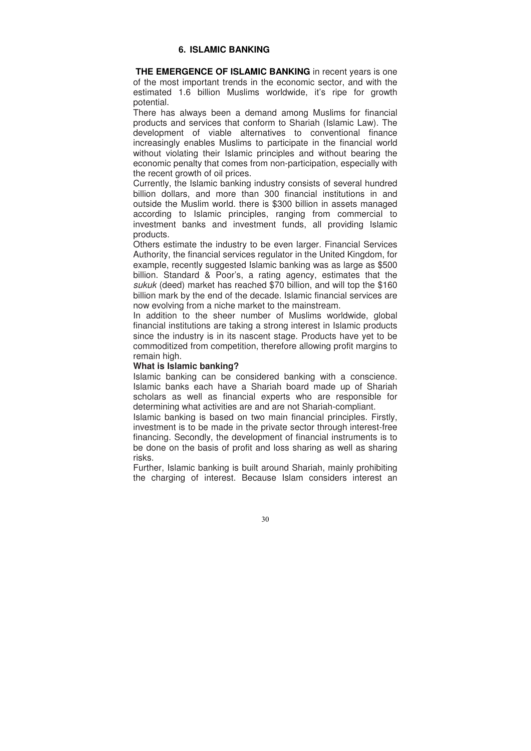## 6. ISLAMIC BANKING

**THE EMERGENCE OF ISLAMIC BANKING** in recent years is one of the most important trends in the economic sector, and with the estimated 1.6 billion Muslims worldwide, it's ripe for growth potential.

There has always been a demand among Muslims for financial products and services that conform to Shariah (Islamic Law). The development of viable alternatives to conventional finance increasingly enables Muslims to participate in the financial world without violating their Islamic principles and without bearing the economic penalty that comes from non-participation, especially with the recent growth of oil prices.

Currently, the Islamic banking industry consists of several hundred billion dollars, and more than 300 financial institutions in and outside the Muslim world. there is $300 billion in assets managed according to Islamic principles, ranging from commercial to investment banks and investment funds, all providing Islamic products.

Others estimate the industry to be even larger. Financial Services Authority, the financial services regulator in the United Kingdom, for example, recently suggested Islamic banking was as large as $500 billion. Standard & Poor's, a rating agency, estimates that the *sukuk* (deed) market has reached $70 billion, and will top the $160 billion mark by the end of the decade. Islamic financial services are now evolving from a niche market to the mainstream.

In addition to the sheer number of Muslims worldwide, global financial institutions are taking a strong interest in Islamic products since the industry is in its nascent stage. Products have yet to be commoditized from competition, therefore allowing profit margins to remain high.

**What is Islamic banking?**

Islamic banking can be considered banking with a conscience. Islamic banks each have a Shariah board made up of Shariah scholars as well as financial experts who are responsible for determining what activities are and are not Shariah-compliant.

Islamic banking is based on two main financial principles. Firstly, investment is to be made in the private sector through interest-free financing. Secondly, the development of financial instruments is to be done on the basis of profit and loss sharing as well as sharing risks.

Further, Islamic banking is built around Shariah, mainly prohibiting the charging of interest. Because Islam considers interest an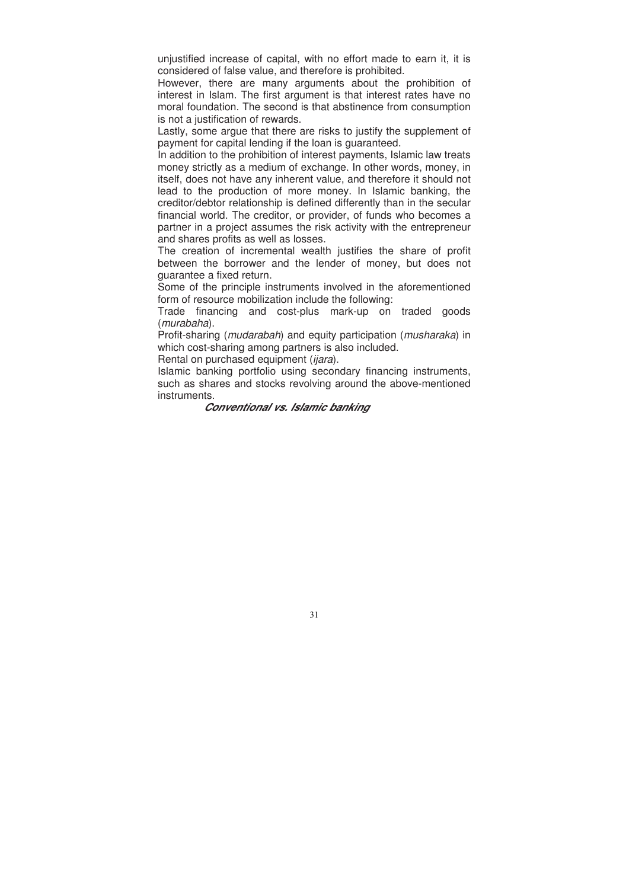unjustified increase of capital, with no effort made to earn it, it is considered of false value, and therefore is prohibited.

However, there are many arguments about the prohibition of interest in Islam. The first argument is that interest rates have no moral foundation. The second is that abstinence from consumption is not a justification of rewards.

Lastly, some argue that there are risks to justify the supplement of payment for capital lending if the loan is guaranteed.

In addition to the prohibition of interest payments, Islamic law treats money strictly as a medium of exchange. In other words, money, in itself, does not have any inherent value, and therefore it should not lead to the production of more money. In Islamic banking, the creditor/debtor relationship is defined differently than in the secular financial world. The creditor, or provider, of funds who becomes a partner in a project assumes the risk activity with the entrepreneur and shares profits as well as losses.

The creation of incremental wealth justifies the share of profit between the borrower and the lender of money, but does not guarantee a fixed return.

Some of the principle instruments involved in the aforementioned form of resource mobilization include the following:

Trade financing and cost-plus mark-up on traded goods (*murabaha*).

Profit-sharing (*mudarabah*) and equity participation (*musharaka*) in which cost-sharing among partners is also included.

Rental on purchased equipment (*ijara*).

Islamic banking portfolio using secondary financing instruments, such as shares and stocks revolving around the above-mentioned instruments.

### *Conventional vs. Islamic banking*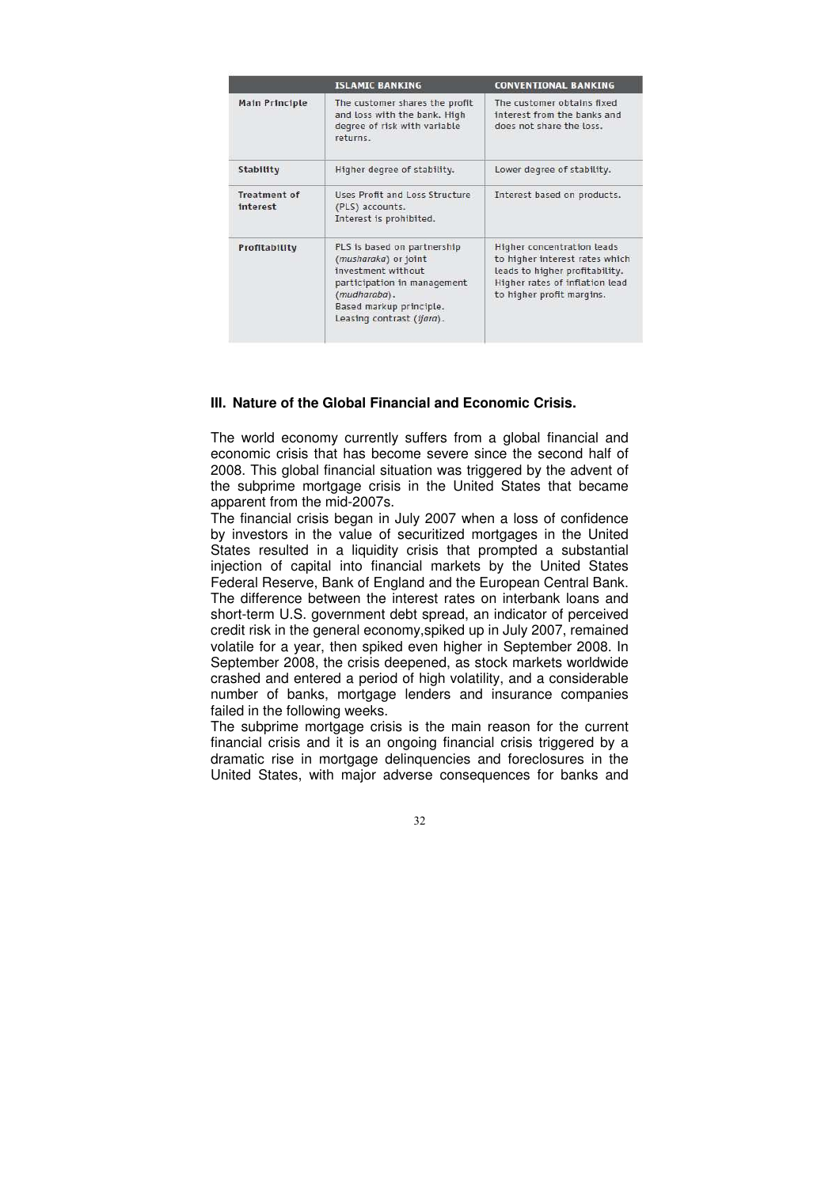| | ISLAMIC BANKING | CONVENTIONAL BANKING |
|---|---|---|
| Main Principle | The customer shares the profit and loss with the bank. High degree of risk with variable returns. | The customer obtains fixed interest from the banks and does not share the loss. |
| Stability | Higher degree of stability. | Lower degree of stability. |
| Treatment of interest | Uses Profit and Loss Structure (PLS) accounts. Interest is prohibited. | Interest based on products. |
| Profitability | PLS is based on partnership (*musharaka*) or joint investment without participation in management (*mudharaba*). Based markup principle. Leasing contrast (*ijara*). | Higher concentration leads to higher interest rates which leads to higher profitability. Higher rates of inflation lead to higher profit margins. |

### III. Nature of the Global Financial and Economic Crisis.

The world economy currently suffers from a global financial and economic crisis that has become severe since the second half of 2008. This global financial situation was triggered by the advent of the subprime mortgage crisis in the United States that became apparent from the mid-2007s.

The financial crisis began in July 2007 when a loss of confidence by investors in the value of securitized mortgages in the United States resulted in a liquidity crisis that prompted a substantial injection of capital into financial markets by the United States Federal Reserve, Bank of England and the European Central Bank. The difference between the interest rates on interbank loans and short-term U.S. government debt spread, an indicator of perceived credit risk in the general economy,spiked up in July 2007, remained volatile for a year, then spiked even higher in September 2008. In September 2008, the crisis deepened, as stock markets worldwide crashed and entered a period of high volatility, and a considerable number of banks, mortgage lenders and insurance companies failed in the following weeks.

The subprime mortgage crisis is the main reason for the current financial crisis and it is an ongoing financial crisis triggered by a dramatic rise in mortgage delinquencies and foreclosures in the United States, with major adverse consequences for banks and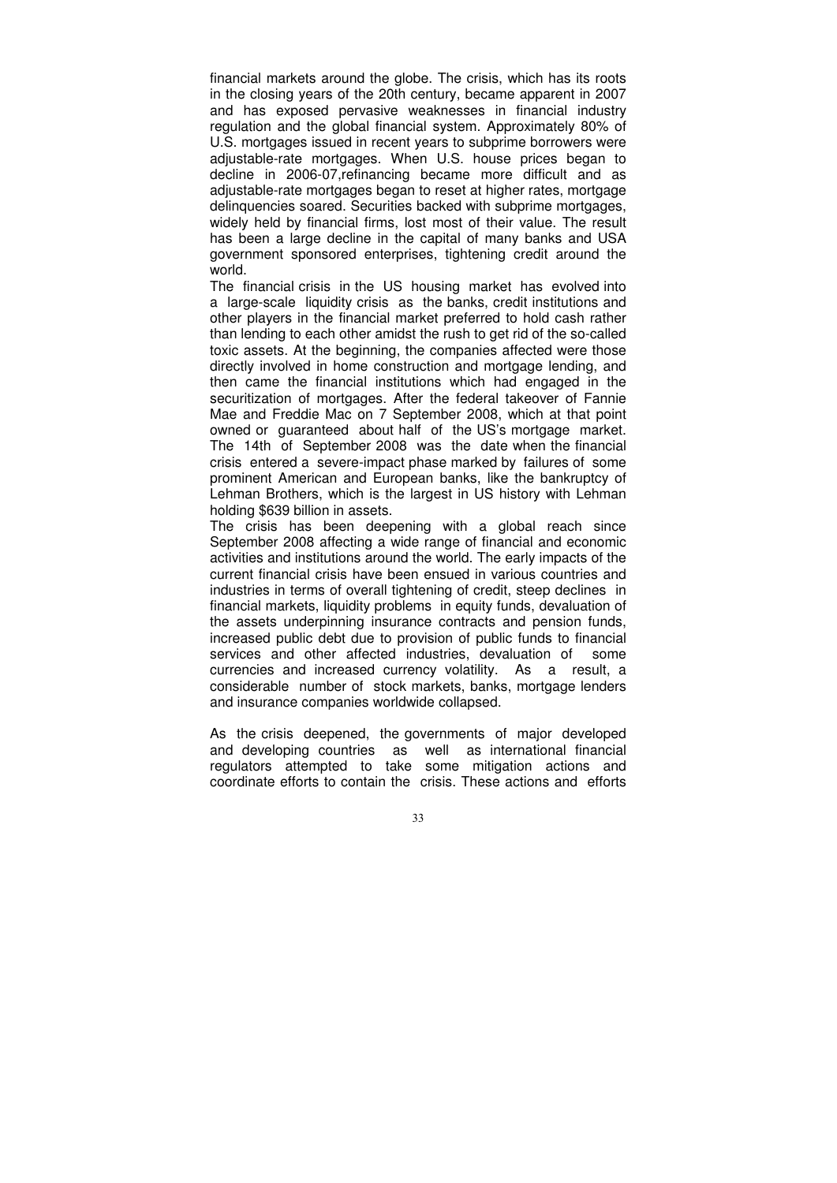financial markets around the globe. The crisis, which has its roots in the closing years of the 20th century, became apparent in 2007 and has exposed pervasive weaknesses in financial industry regulation and the global financial system. Approximately 80% of U.S. mortgages issued in recent years to subprime borrowers were adjustable-rate mortgages. When U.S. house prices began to decline in 2006-07,refinancing became more difficult and as adjustable-rate mortgages began to reset at higher rates, mortgage delinquencies soared. Securities backed with subprime mortgages, widely held by financial firms, lost most of their value. The result has been a large decline in the capital of many banks and USA government sponsored enterprises, tightening credit around the world.

The financial crisis in the US housing market has evolved into a large-scale liquidity crisis as the banks, credit institutions and other players in the financial market preferred to hold cash rather than lending to each other amidst the rush to get rid of the so-called toxic assets. At the beginning, the companies affected were those directly involved in home construction and mortgage lending, and then came the financial institutions which had engaged in the securitization of mortgages. After the federal takeover of Fannie Mae and Freddie Mac on 7 September 2008, which at that point owned or guaranteed about half of the US's mortgage market. The 14th of September 2008 was the date when the financial crisis entered a severe-impact phase marked by failures of some prominent American and European banks, like the bankruptcy of Lehman Brothers, which is the largest in US history with Lehman holding $639 billion in assets.

The crisis has been deepening with a global reach since September 2008 affecting a wide range of financial and economic activities and institutions around the world. The early impacts of the current financial crisis have been ensued in various countries and industries in terms of overall tightening of credit, steep declines in financial markets, liquidity problems in equity funds, devaluation of the assets underpinning insurance contracts and pension funds, increased public debt due to provision of public funds to financial services and other affected industries, devaluation of some currencies and increased currency volatility. As a result, a considerable number of stock markets, banks, mortgage lenders and insurance companies worldwide collapsed.

As the crisis deepened, the governments of major developed and developing countries as well as international financial regulators attempted to take some mitigation actions and coordinate efforts to contain the crisis. These actions and efforts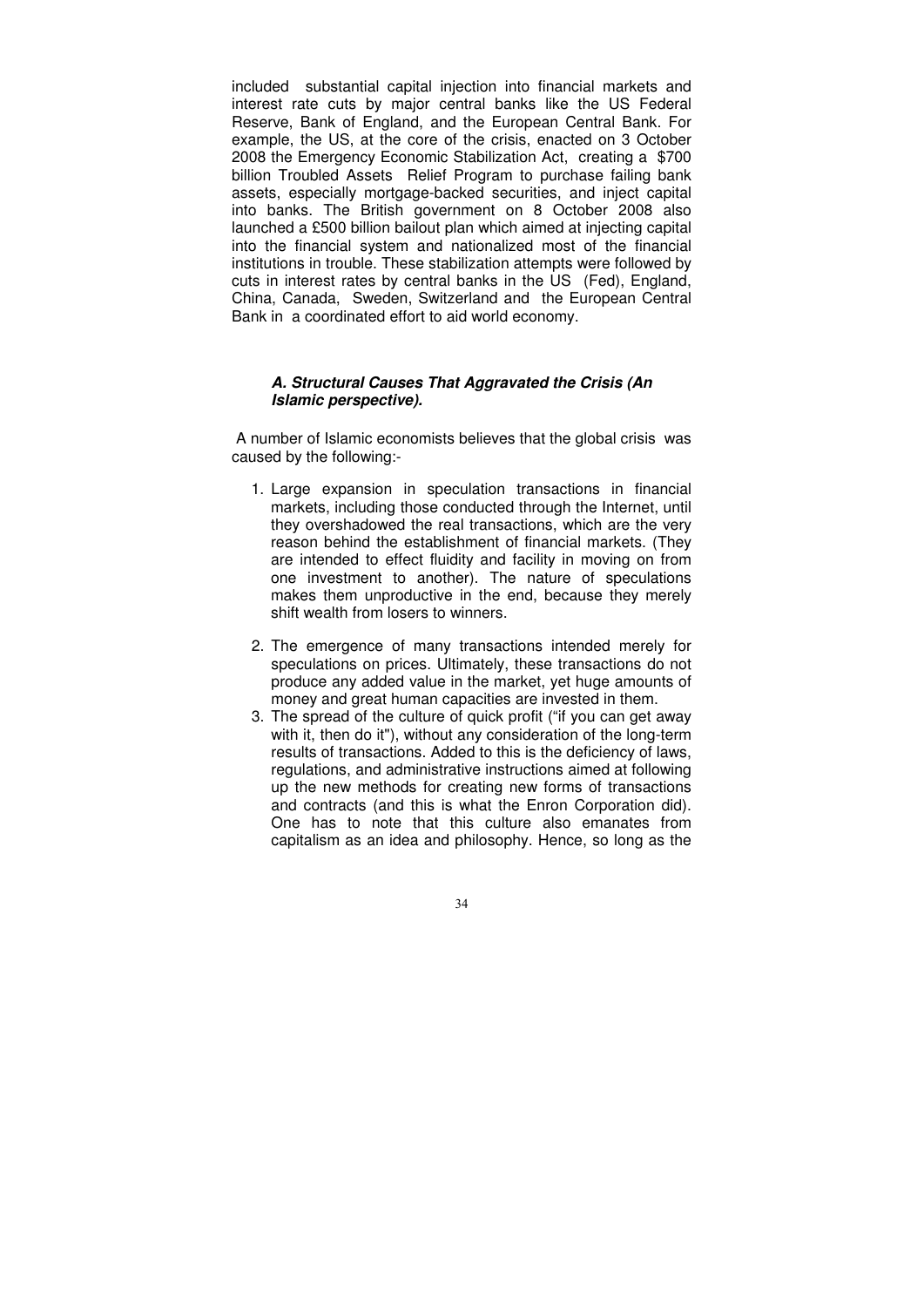included substantial capital injection into financial markets and interest rate cuts by major central banks like the US Federal Reserve, Bank of England, and the European Central Bank. For example, the US, at the core of the crisis, enacted on 3 October 2008 the Emergency Economic Stabilization Act, creating a $700 billion Troubled Assets Relief Program to purchase failing bank assets, especially mortgage-backed securities, and inject capital into banks. The British government on 8 October 2008 also launched a £500 billion bailout plan which aimed at injecting capital into the financial system and nationalized most of the financial institutions in trouble. These stabilization attempts were followed by cuts in interest rates by central banks in the US (Fed), England, China, Canada, Sweden, Switzerland and the European Central Bank in a coordinated effort to aid world economy.

### *A. Structural Causes That Aggravated the Crisis (An Islamic perspective).*

A number of Islamic economists believes that the global crisis was caused by the following:-

1. Large expansion in speculation transactions in financial markets, including those conducted through the Internet, until they overshadowed the real transactions, which are the very reason behind the establishment of financial markets. (They are intended to effect fluidity and facility in moving on from one investment to another). The nature of speculations makes them unproductive in the end, because they merely shift wealth from losers to winners.
2. The emergence of many transactions intended merely for speculations on prices. Ultimately, these transactions do not produce any added value in the market, yet huge amounts of money and great human capacities are invested in them.
3. The spread of the culture of quick profit ("if you can get away with it, then do it"), without any consideration of the long-term results of transactions. Added to this is the deficiency of laws, regulations, and administrative instructions aimed at following up the new methods for creating new forms of transactions and contracts (and this is what the Enron Corporation did). One has to note that this culture also emanates from capitalism as an idea and philosophy. Hence, so long as the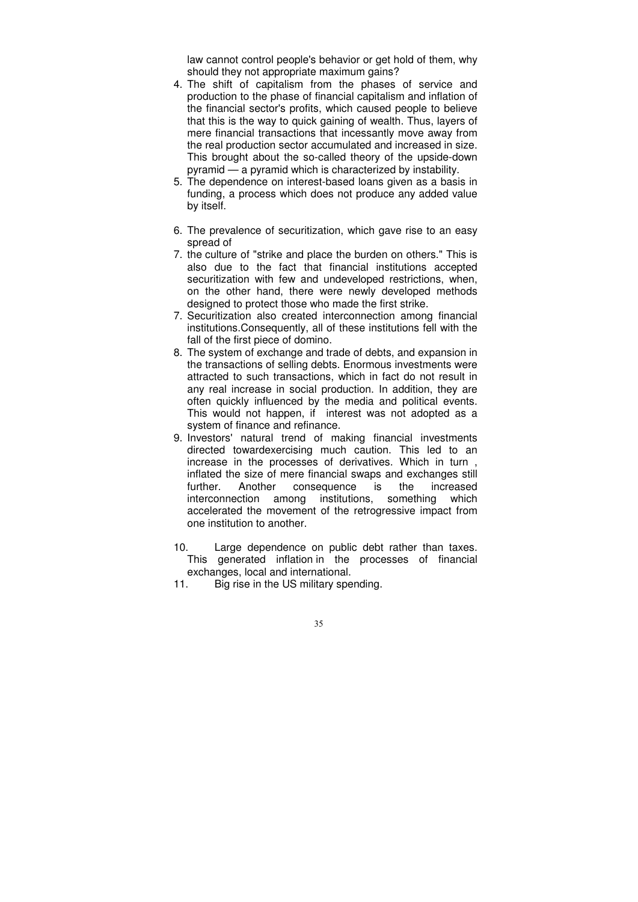law cannot control people's behavior or get hold of them, why should they not appropriate maximum gains?

4. The shift of capitalism from the phases of service and production to the phase of financial capitalism and inflation of the financial sector's profits, which caused people to believe that this is the way to quick gaining of wealth. Thus, layers of mere financial transactions that incessantly move away from the real production sector accumulated and increased in size. This brought about the so-called theory of the upside-down pyramid — a pyramid which is characterized by instability.
5. The dependence on interest-based loans given as a basis in funding, a process which does not produce any added value by itself.
6. The prevalence of securitization, which gave rise to an easy spread of
7. the culture of "strike and place the burden on others." This is also due to the fact that financial institutions accepted securitization with few and undeveloped restrictions, when, on the other hand, there were newly developed methods designed to protect those who made the first strike.
7. Securitization also created interconnection among financial institutions.Consequently, all of these institutions fell with the fall of the first piece of domino.
8. The system of exchange and trade of debts, and expansion in the transactions of selling debts. Enormous investments were attracted to such transactions, which in fact do not result in any real increase in social production. In addition, they are often quickly influenced by the media and political events. This would not happen, if interest was not adopted as a system of finance and refinance.
9. Investors' natural trend of making financial investments directed towardexercising much caution. This led to an increase in the processes of derivatives. Which in turn , inflated the size of mere financial swaps and exchanges still further. Another consequence is the increased interconnection among institutions, something which accelerated the movement of the retrogressive impact from one institution to another.
10. Large dependence on public debt rather than taxes. This generated inflation in the processes of financial exchanges, local and international.
11. Big rise in the US military spending.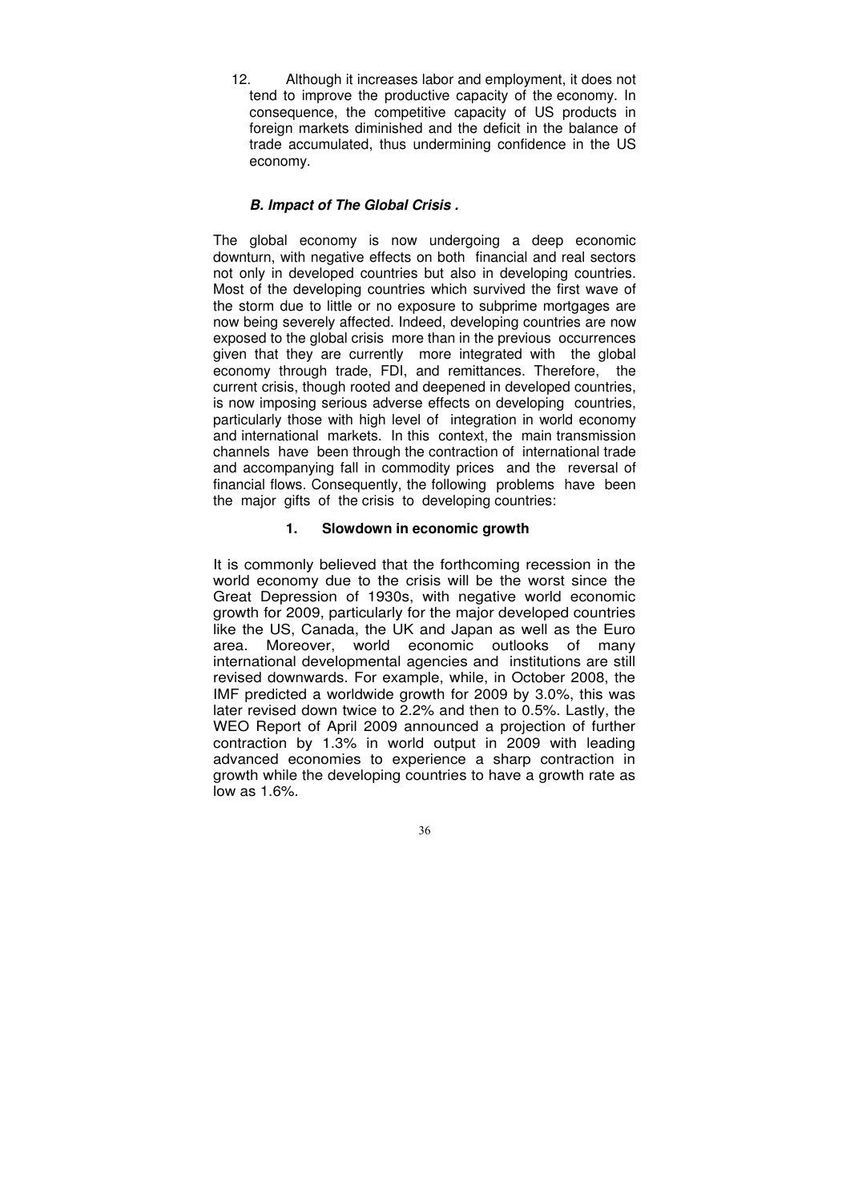12. Although it increases labor and employment, it does not tend to improve the productive capacity of the economy. In consequence, the competitive capacity of US products in foreign markets diminished and the deficit in the balance of trade accumulated, thus undermining confidence in the US economy.

### ***B. Impact of The Global Crisis .***

The global economy is now undergoing a deep economic downturn, with negative effects on both financial and real sectors not only in developed countries but also in developing countries. Most of the developing countries which survived the first wave of the storm due to little or no exposure to subprime mortgages are now being severely affected. Indeed, developing countries are now exposed to the global crisis more than in the previous occurrences given that they are currently more integrated with the global economy through trade, FDI, and remittances. Therefore, the current crisis, though rooted and deepened in developed countries, is now imposing serious adverse effects on developing countries, particularly those with high level of integration in world economy and international markets. In this context, the main transmission channels have been through the contraction of international trade and accompanying fall in commodity prices and the reversal of financial flows. Consequently, the following problems have been the major gifts of the crisis to developing countries:

#### **1. Slowdown in economic growth**

It is commonly believed that the forthcoming recession in the world economy due to the crisis will be the worst since the Great Depression of 1930s, with negative world economic growth for 2009, particularly for the major developed countries like the US, Canada, the UK and Japan as well as the Euro area. Moreover, world economic outlooks of many international developmental agencies and institutions are still revised downwards. For example, while, in October 2008, the IMF predicted a worldwide growth for 2009 by 3.0%, this was later revised down twice to 2.2% and then to 0.5%. Lastly, the WEO Report of April 2009 announced a projection of further contraction by 1.3% in world output in 2009 with leading advanced economies to experience a sharp contraction in growth while the developing countries to have a growth rate as low as 1.6%.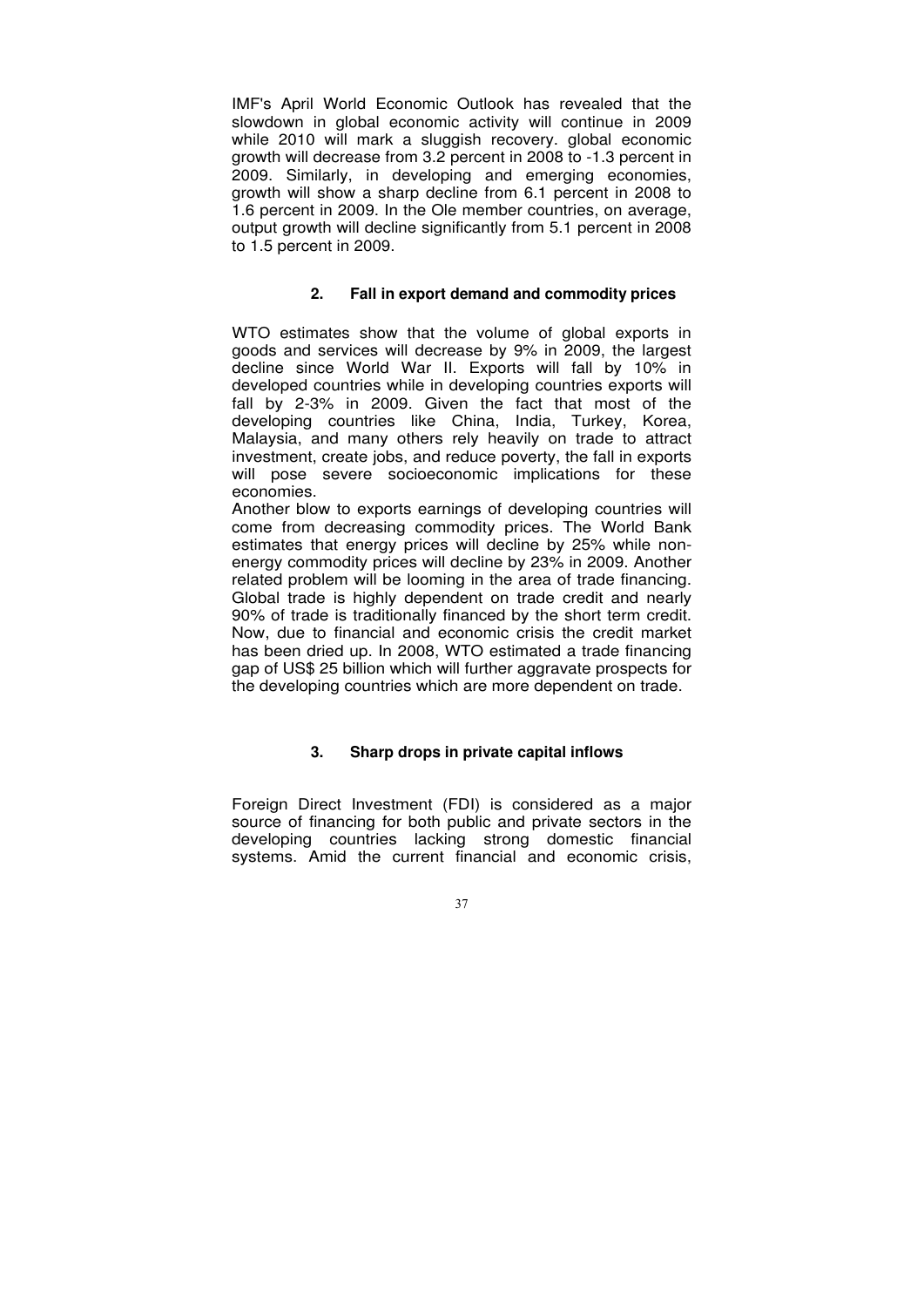IMF's April World Economic Outlook has revealed that the slowdown in global economic activity will continue in 2009 while 2010 will mark a sluggish recovery. global economic growth will decrease from 3.2 percent in 2008 to -1.3 percent in 2009. Similarly, in developing and emerging economies, growth will show a sharp decline from 6.1 percent in 2008 to 1.6 percent in 2009. In the Ole member countries, on average, output growth will decline significantly from 5.1 percent in 2008 to 1.5 percent in 2009.

### 2. Fall in export demand and commodity prices

WTO estimates show that the volume of global exports in goods and services will decrease by 9% in 2009, the largest decline since World War II. Exports will fall by 10% in developed countries while in developing countries exports will fall by 2-3% in 2009. Given the fact that most of the developing countries like China, India, Turkey, Korea, Malaysia, and many others rely heavily on trade to attract investment, create jobs, and reduce poverty, the fall in exports will pose severe socioeconomic implications for these economies.

Another blow to exports earnings of developing countries will come from decreasing commodity prices. The World Bank estimates that energy prices will decline by 25% while non-energy commodity prices will decline by 23% in 2009. Another related problem will be looming in the area of trade financing. Global trade is highly dependent on trade credit and nearly 90% of trade is traditionally financed by the short term credit. Now, due to financial and economic crisis the credit market has been dried up. In 2008, WTO estimated a trade financing gap of US$ 25 billion which will further aggravate prospects for the developing countries which are more dependent on trade.

### 3. Sharp drops in private capital inflows

Foreign Direct Investment (FDI) is considered as a major source of financing for both public and private sectors in the developing countries lacking strong domestic financial systems. Amid the current financial and economic crisis,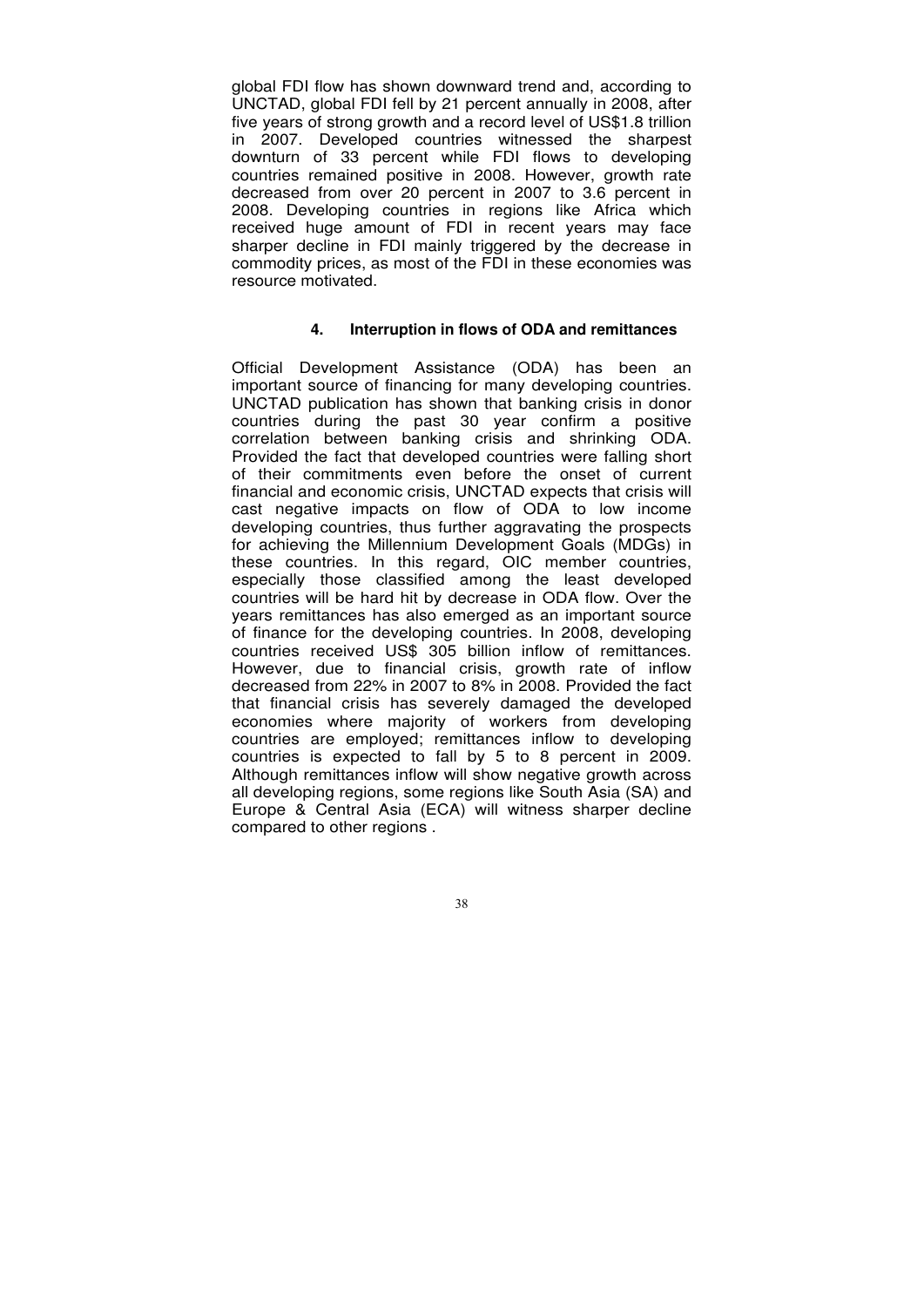global FDI flow has shown downward trend and, according to UNCTAD, global FDI fell by 21 percent annually in 2008, after five years of strong growth and a record level of US$1.8 trillion in 2007. Developed countries witnessed the sharpest downturn of 33 percent while FDI flows to developing countries remained positive in 2008. However, growth rate decreased from over 20 percent in 2007 to 3.6 percent in 2008. Developing countries in regions like Africa which received huge amount of FDI in recent years may face sharper decline in FDI mainly triggered by the decrease in commodity prices, as most of the FDI in these economies was resource motivated.

#### 4. Interruption in flows of ODA and remittances

Official Development Assistance (ODA) has been an important source of financing for many developing countries. UNCTAD publication has shown that banking crisis in donor countries during the past 30 year confirm a positive correlation between banking crisis and shrinking ODA. Provided the fact that developed countries were falling short of their commitments even before the onset of current financial and economic crisis, UNCTAD expects that crisis will cast negative impacts on flow of ODA to low income developing countries, thus further aggravating the prospects for achieving the Millennium Development Goals (MDGs) in these countries. In this regard, OIC member countries, especially those classified among the least developed countries will be hard hit by decrease in ODA flow. Over the years remittances has also emerged as an important source of finance for the developing countries. In 2008, developing countries received US$ 305 billion inflow of remittances. However, due to financial crisis, growth rate of inflow decreased from 22% in 2007 to 8% in 2008. Provided the fact that financial crisis has severely damaged the developed economies where majority of workers from developing countries are employed; remittances inflow to developing countries is expected to fall by 5 to 8 percent in 2009. Although remittances inflow will show negative growth across all developing regions, some regions like South Asia (SA) and Europe & Central Asia (ECA) will witness sharper decline compared to other regions .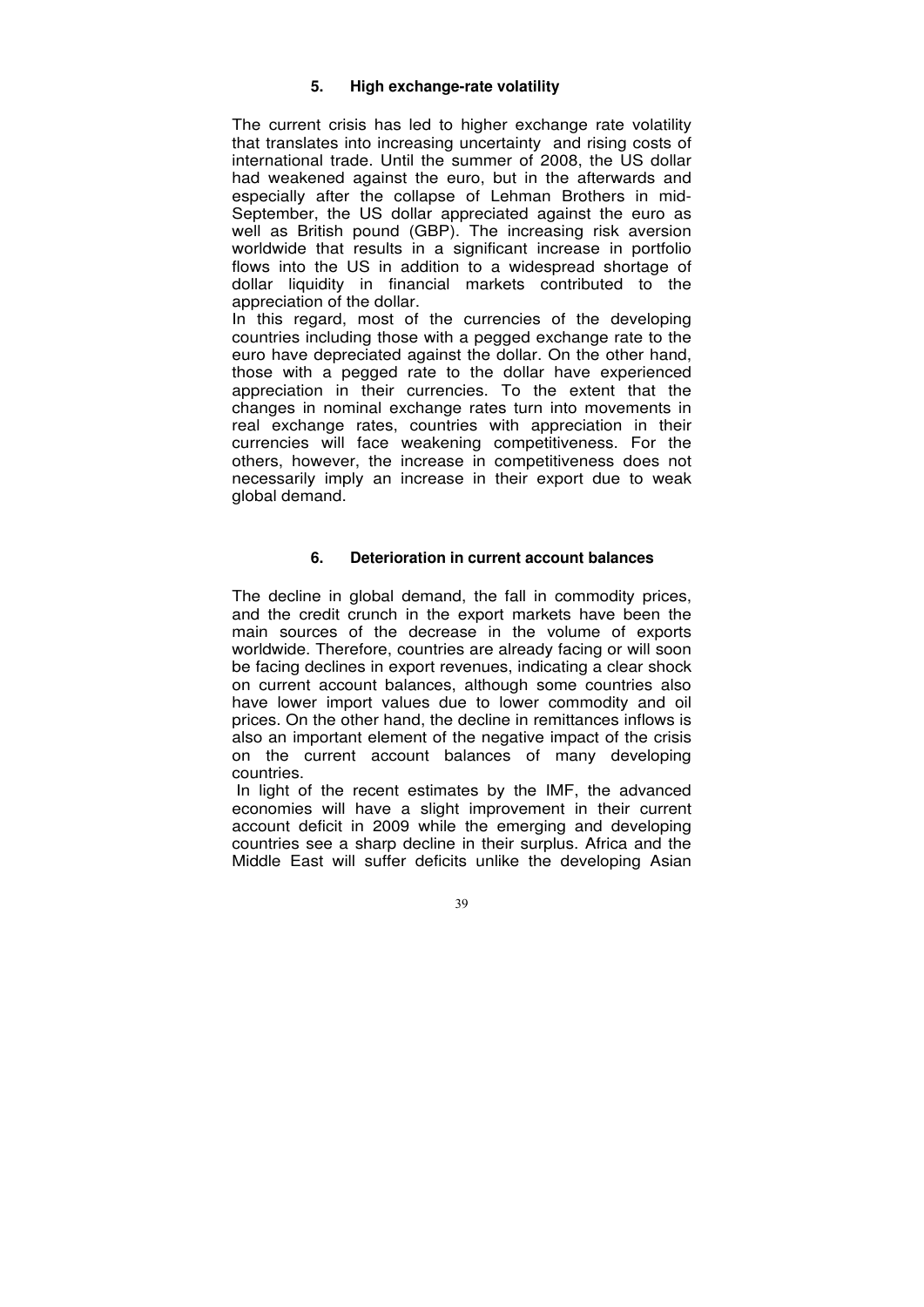### 5. High exchange-rate volatility

The current crisis has led to higher exchange rate volatility that translates into increasing uncertainty and rising costs of international trade. Until the summer of 2008, the US dollar had weakened against the euro, but in the afterwards and especially after the collapse of Lehman Brothers in mid-September, the US dollar appreciated against the euro as well as British pound (GBP). The increasing risk aversion worldwide that results in a significant increase in portfolio flows into the US in addition to a widespread shortage of dollar liquidity in financial markets contributed to the appreciation of the dollar.

In this regard, most of the currencies of the developing countries including those with a pegged exchange rate to the euro have depreciated against the dollar. On the other hand, those with a pegged rate to the dollar have experienced appreciation in their currencies. To the extent that the changes in nominal exchange rates turn into movements in real exchange rates, countries with appreciation in their currencies will face weakening competitiveness. For the others, however, the increase in competitiveness does not necessarily imply an increase in their export due to weak global demand.

### 6. Deterioration in current account balances

The decline in global demand, the fall in commodity prices, and the credit crunch in the export markets have been the main sources of the decrease in the volume of exports worldwide. Therefore, countries are already facing or will soon be facing declines in export revenues, indicating a clear shock on current account balances, although some countries also have lower import values due to lower commodity and oil prices. On the other hand, the decline in remittances inflows is also an important element of the negative impact of the crisis on the current account balances of many developing countries.

In light of the recent estimates by the IMF, the advanced economies will have a slight improvement in their current account deficit in 2009 while the emerging and developing countries see a sharp decline in their surplus. Africa and the Middle East will suffer deficits unlike the developing Asian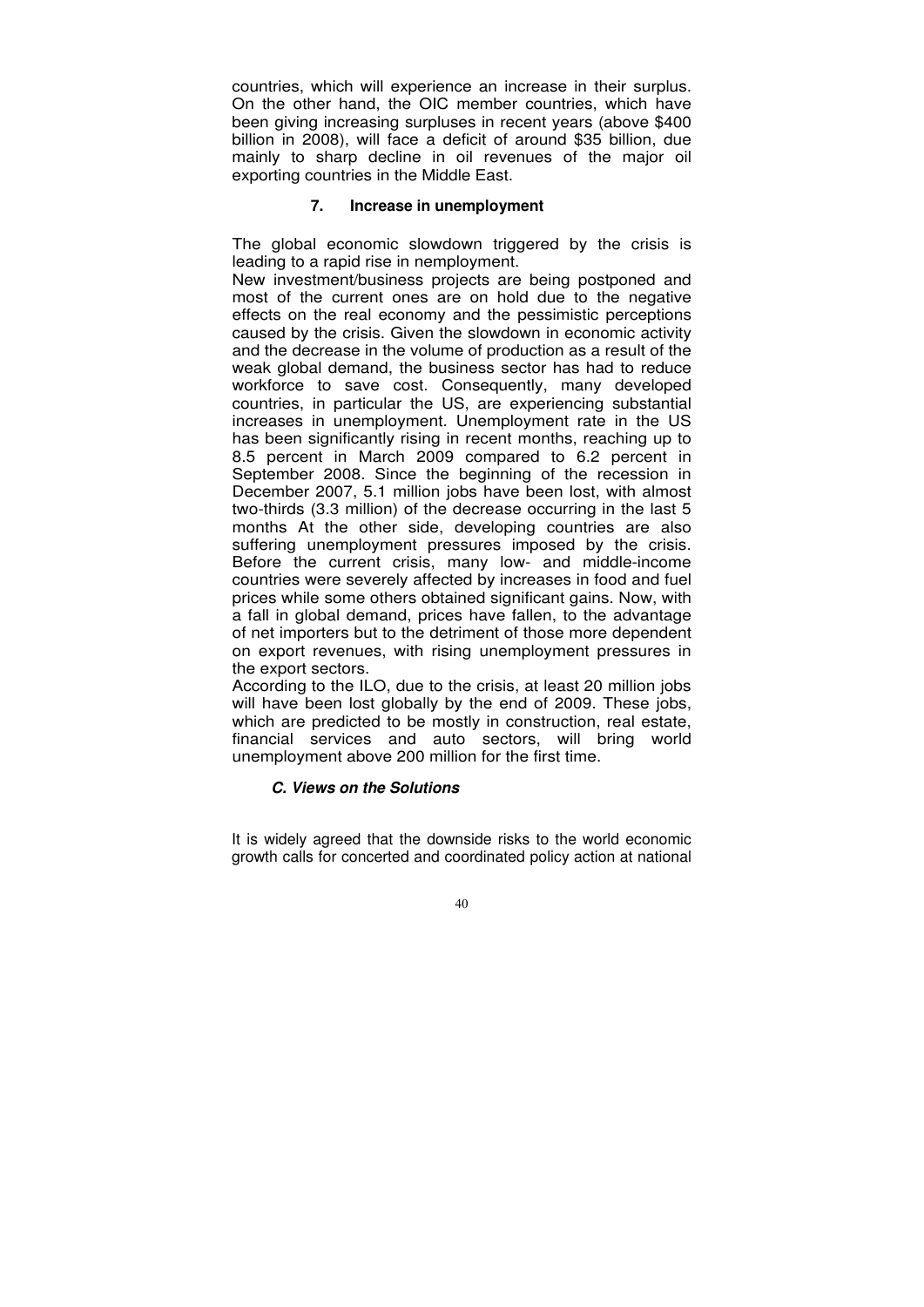countries, which will experience an increase in their surplus. On the other hand, the OIC member countries, which have been giving increasing surpluses in recent years (above $400 billion in 2008), will face a deficit of around $35 billion, due mainly to sharp decline in oil revenues of the major oil exporting countries in the Middle East.

### 7. Increase in unemployment

The global economic slowdown triggered by the crisis is leading to a rapid rise in nemployment.

New investment/business projects are being postponed and most of the current ones are on hold due to the negative effects on the real economy and the pessimistic perceptions caused by the crisis. Given the slowdown in economic activity and the decrease in the volume of production as a result of the weak global demand, the business sector has had to reduce workforce to save cost. Consequently, many developed countries, in particular the US, are experiencing substantial increases in unemployment. Unemployment rate in the US has been significantly rising in recent months, reaching up to 8.5 percent in March 2009 compared to 6.2 percent in September 2008. Since the beginning of the recession in December 2007, 5.1 million jobs have been lost, with almost two-thirds (3.3 million) of the decrease occurring in the last 5 months At the other side, developing countries are also suffering unemployment pressures imposed by the crisis. Before the current crisis, many low- and middle-income countries were severely affected by increases in food and fuel prices while some others obtained significant gains. Now, with a fall in global demand, prices have fallen, to the advantage of net importers but to the detriment of those more dependent on export revenues, with rising unemployment pressures in the export sectors.

According to the ILO, due to the crisis, at least 20 million jobs will have been lost globally by the end of 2009. These jobs, which are predicted to be mostly in construction, real estate, financial services and auto sectors, will bring world unemployment above 200 million for the first time.

## *C. Views on the Solutions*

It is widely agreed that the downside risks to the world economic growth calls for concerted and coordinated policy action at national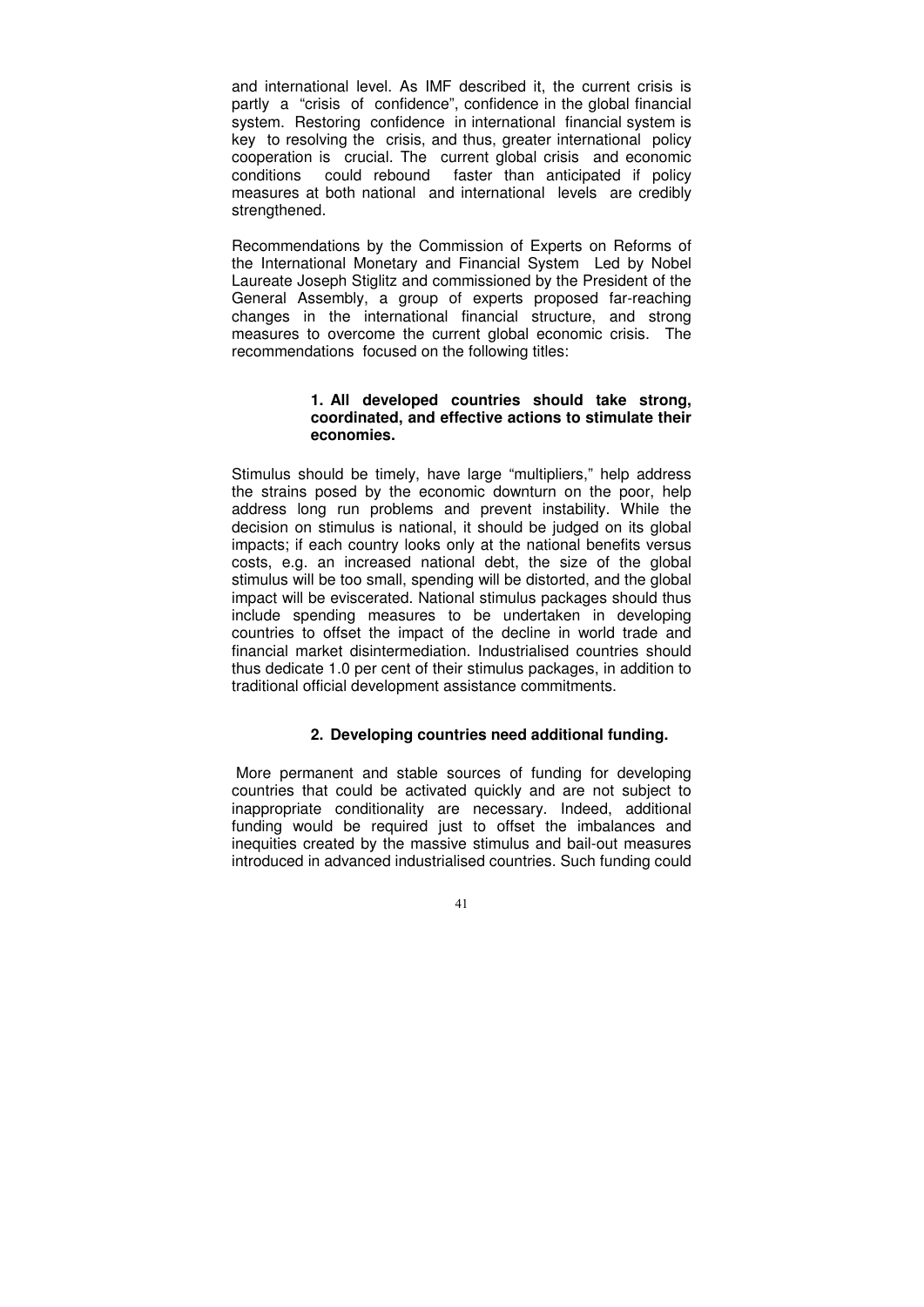and international level. As IMF described it, the current crisis is partly a "crisis of confidence", confidence in the global financial system. Restoring confidence in international financial system is key to resolving the crisis, and thus, greater international policy cooperation is crucial. The current global crisis and economic conditions could rebound faster than anticipated if policy measures at both national and international levels are credibly strengthened.

Recommendations by the Commission of Experts on Reforms of the International Monetary and Financial System Led by Nobel Laureate Joseph Stiglitz and commissioned by the President of the General Assembly, a group of experts proposed far-reaching changes in the international financial structure, and strong measures to overcome the current global economic crisis. The recommendations focused on the following titles:

**1. All developed countries should take strong, coordinated, and effective actions to stimulate their economies.**

Stimulus should be timely, have large "multipliers," help address the strains posed by the economic downturn on the poor, help address long run problems and prevent instability. While the decision on stimulus is national, it should be judged on its global impacts; if each country looks only at the national benefits versus costs, e.g. an increased national debt, the size of the global stimulus will be too small, spending will be distorted, and the global impact will be eviscerated. National stimulus packages should thus include spending measures to be undertaken in developing countries to offset the impact of the decline in world trade and financial market disintermediation. Industrialised countries should thus dedicate 1.0 per cent of their stimulus packages, in addition to traditional official development assistance commitments.

**2. Developing countries need additional funding.**

More permanent and stable sources of funding for developing countries that could be activated quickly and are not subject to inappropriate conditionality are necessary. Indeed, additional funding would be required just to offset the imbalances and inequities created by the massive stimulus and bail-out measures introduced in advanced industrialised countries. Such funding could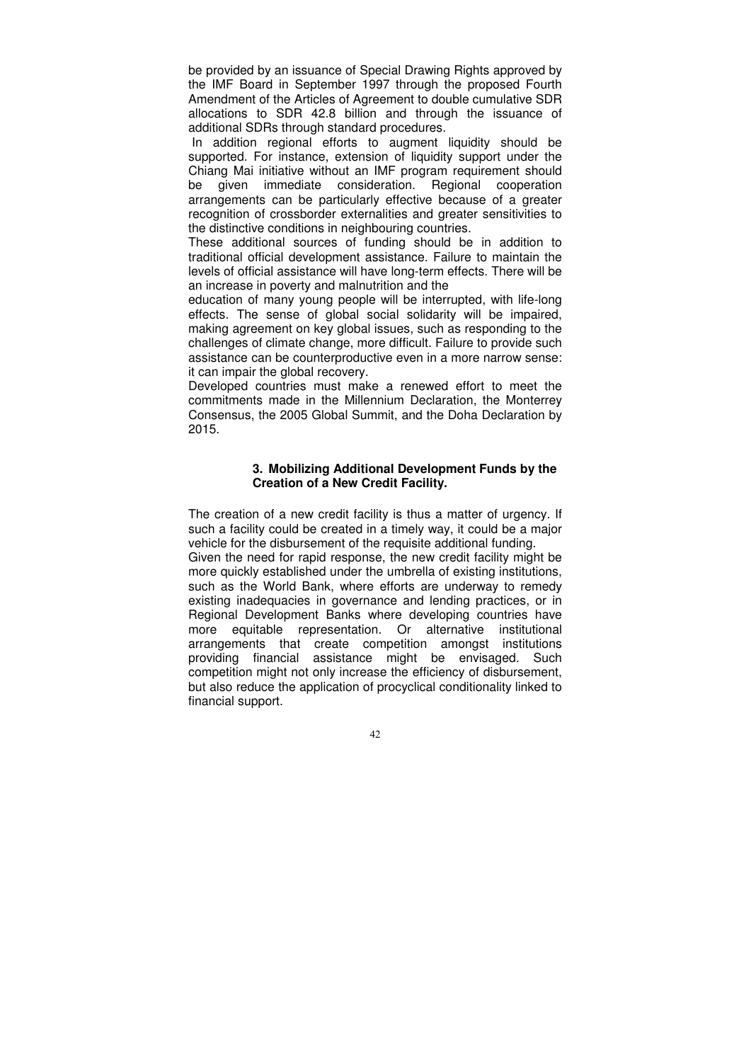be provided by an issuance of Special Drawing Rights approved by the IMF Board in September 1997 through the proposed Fourth Amendment of the Articles of Agreement to double cumulative SDR allocations to SDR 42.8 billion and through the issuance of additional SDRs through standard procedures.

In addition regional efforts to augment liquidity should be supported. For instance, extension of liquidity support under the Chiang Mai initiative without an IMF program requirement should be given immediate consideration. Regional cooperation arrangements can be particularly effective because of a greater recognition of crossborder externalities and greater sensitivities to the distinctive conditions in neighbouring countries.

These additional sources of funding should be in addition to traditional official development assistance. Failure to maintain the levels of official assistance will have long-term effects. There will be an increase in poverty and malnutrition and the education of many young people will be interrupted, with life-long effects. The sense of global social solidarity will be impaired, making agreement on key global issues, such as responding to the challenges of climate change, more difficult. Failure to provide such assistance can be counterproductive even in a more narrow sense: it can impair the global recovery.

Developed countries must make a renewed effort to meet the commitments made in the Millennium Declaration, the Monterrey Consensus, the 2005 Global Summit, and the Doha Declaration by 2015.

### 3. Mobilizing Additional Development Funds by the Creation of a New Credit Facility.

The creation of a new credit facility is thus a matter of urgency. If such a facility could be created in a timely way, it could be a major vehicle for the disbursement of the requisite additional funding.

Given the need for rapid response, the new credit facility might be more quickly established under the umbrella of existing institutions, such as the World Bank, where efforts are underway to remedy existing inadequacies in governance and lending practices, or in Regional Development Banks where developing countries have more equitable representation. Or alternative institutional arrangements that create competition amongst institutions providing financial assistance might be envisaged. Such competition might not only increase the efficiency of disbursement, but also reduce the application of procyclical conditionality linked to financial support.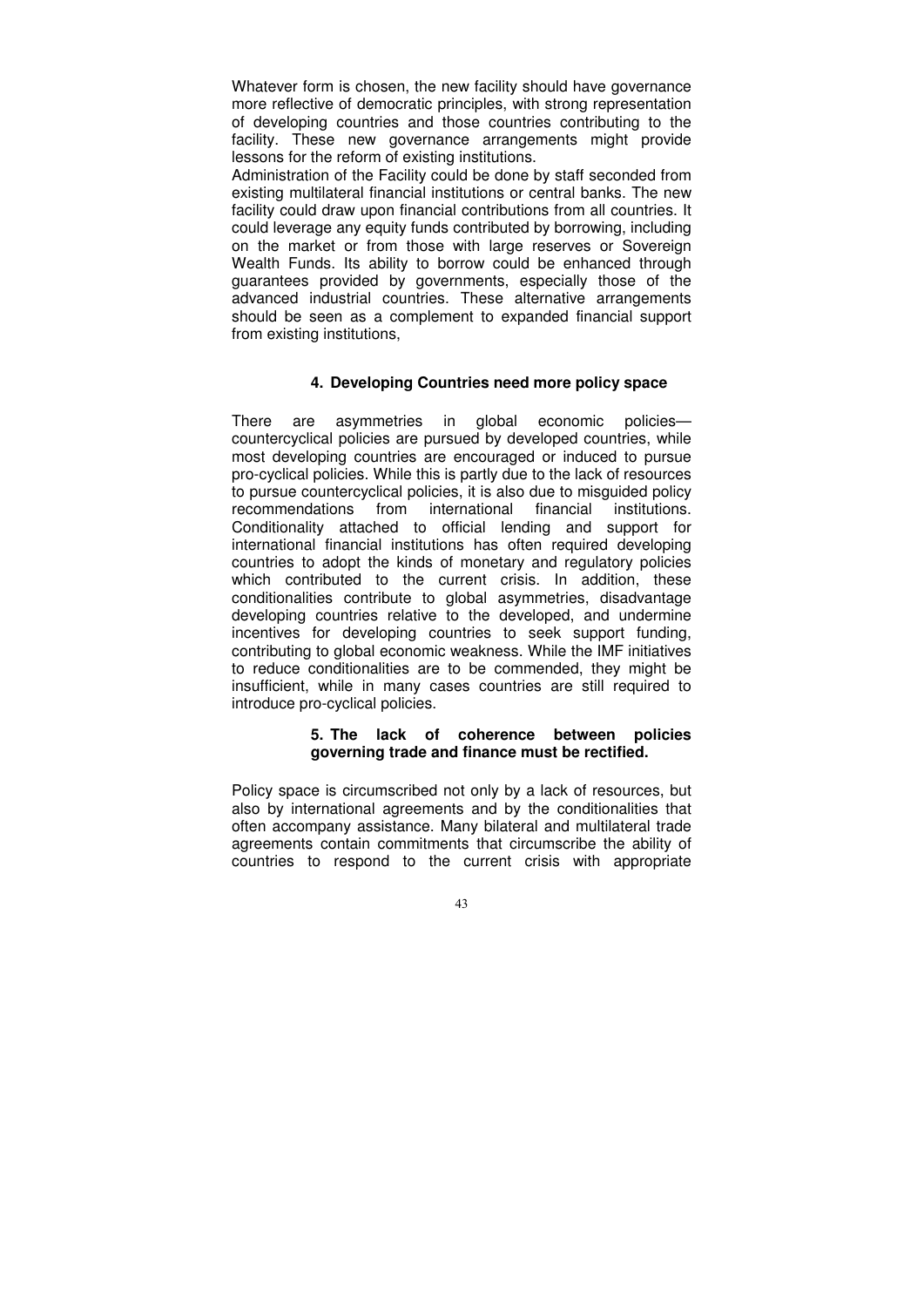Whatever form is chosen, the new facility should have governance more reflective of democratic principles, with strong representation of developing countries and those countries contributing to the facility. These new governance arrangements might provide lessons for the reform of existing institutions.

Administration of the Facility could be done by staff seconded from existing multilateral financial institutions or central banks. The new facility could draw upon financial contributions from all countries. It could leverage any equity funds contributed by borrowing, including on the market or from those with large reserves or Sovereign Wealth Funds. Its ability to borrow could be enhanced through guarantees provided by governments, especially those of the advanced industrial countries. These alternative arrangements should be seen as a complement to expanded financial support from existing institutions,

#### 4. Developing Countries need more policy space

There are asymmetries in global economic policies—countercyclical policies are pursued by developed countries, while most developing countries are encouraged or induced to pursue pro-cyclical policies. While this is partly due to the lack of resources to pursue countercyclical policies, it is also due to misguided policy recommendations from international financial institutions. Conditionality attached to official lending and support for international financial institutions has often required developing countries to adopt the kinds of monetary and regulatory policies which contributed to the current crisis. In addition, these conditionalities contribute to global asymmetries, disadvantage developing countries relative to the developed, and undermine incentives for developing countries to seek support funding, contributing to global economic weakness. While the IMF initiatives to reduce conditionalities are to be commended, they might be insufficient, while in many cases countries are still required to introduce pro-cyclical policies.

#### 5. The lack of coherence between policies governing trade and finance must be rectified.

Policy space is circumscribed not only by a lack of resources, but also by international agreements and by the conditionalities that often accompany assistance. Many bilateral and multilateral trade agreements contain commitments that circumscribe the ability of countries to respond to the current crisis with appropriate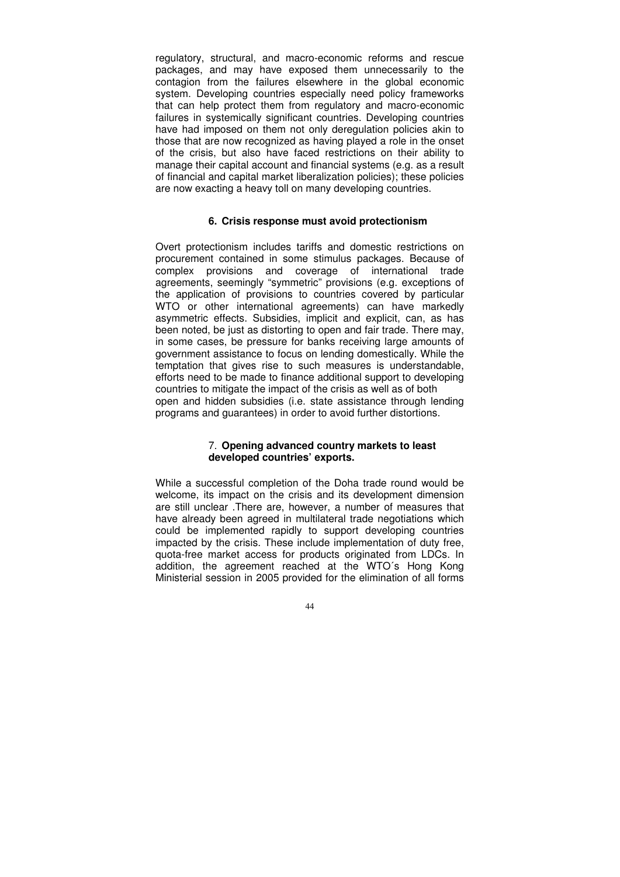regulatory, structural, and macro-economic reforms and rescue packages, and may have exposed them unnecessarily to the contagion from the failures elsewhere in the global economic system. Developing countries especially need policy frameworks that can help protect them from regulatory and macro-economic failures in systemically significant countries. Developing countries have had imposed on them not only deregulation policies akin to those that are now recognized as having played a role in the onset of the crisis, but also have faced restrictions on their ability to manage their capital account and financial systems (e.g. as a result of financial and capital market liberalization policies); these policies are now exacting a heavy toll on many developing countries.

### 6. Crisis response must avoid protectionism

Overt protectionism includes tariffs and domestic restrictions on procurement contained in some stimulus packages. Because of complex provisions and coverage of international trade agreements, seemingly "symmetric" provisions (e.g. exceptions of the application of provisions to countries covered by particular WTO or other international agreements) can have markedly asymmetric effects. Subsidies, implicit and explicit, can, as has been noted, be just as distorting to open and fair trade. There may, in some cases, be pressure for banks receiving large amounts of government assistance to focus on lending domestically. While the temptation that gives rise to such measures is understandable, efforts need to be made to finance additional support to developing countries to mitigate the impact of the crisis as well as of both open and hidden subsidies (i.e. state assistance through lending programs and guarantees) in order to avoid further distortions.

### 7. Opening advanced country markets to least developed countries' exports.

While a successful completion of the Doha trade round would be welcome, its impact on the crisis and its development dimension are still unclear .There are, however, a number of measures that have already been agreed in multilateral trade negotiations which could be implemented rapidly to support developing countries impacted by the crisis. These include implementation of duty free, quota-free market access for products originated from LDCs. In addition, the agreement reached at the WTO´s Hong Kong Ministerial session in 2005 provided for the elimination of all forms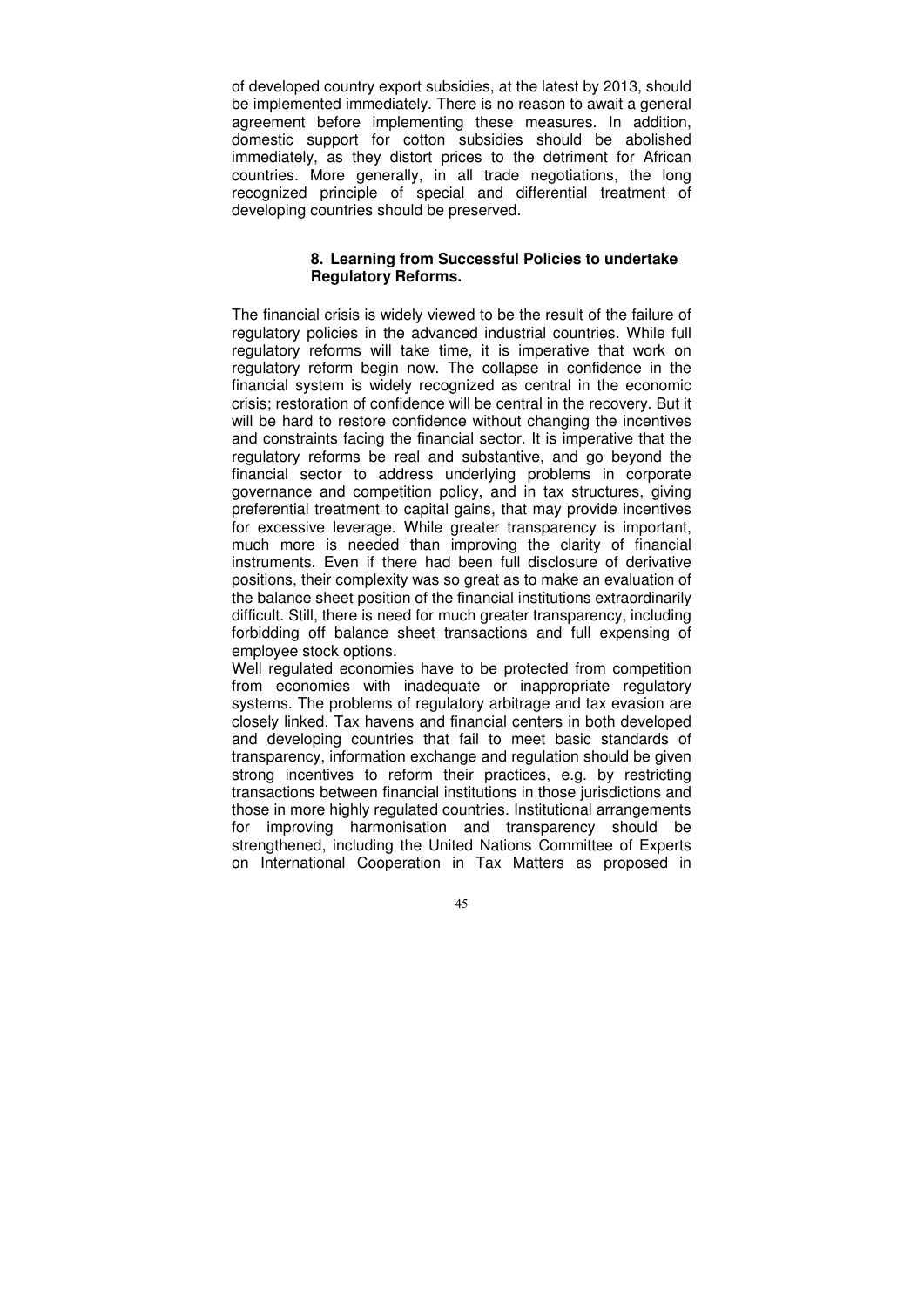of developed country export subsidies, at the latest by 2013, should be implemented immediately. There is no reason to await a general agreement before implementing these measures. In addition, domestic support for cotton subsidies should be abolished immediately, as they distort prices to the detriment for African countries. More generally, in all trade negotiations, the long recognized principle of special and differential treatment of developing countries should be preserved.

### 8. Learning from Successful Policies to undertake Regulatory Reforms.

The financial crisis is widely viewed to be the result of the failure of regulatory policies in the advanced industrial countries. While full regulatory reforms will take time, it is imperative that work on regulatory reform begin now. The collapse in confidence in the financial system is widely recognized as central in the economic crisis; restoration of confidence will be central in the recovery. But it will be hard to restore confidence without changing the incentives and constraints facing the financial sector. It is imperative that the regulatory reforms be real and substantive, and go beyond the financial sector to address underlying problems in corporate governance and competition policy, and in tax structures, giving preferential treatment to capital gains, that may provide incentives for excessive leverage. While greater transparency is important, much more is needed than improving the clarity of financial instruments. Even if there had been full disclosure of derivative positions, their complexity was so great as to make an evaluation of the balance sheet position of the financial institutions extraordinarily difficult. Still, there is need for much greater transparency, including forbidding off balance sheet transactions and full expensing of employee stock options.

Well regulated economies have to be protected from competition from economies with inadequate or inappropriate regulatory systems. The problems of regulatory arbitrage and tax evasion are closely linked. Tax havens and financial centers in both developed and developing countries that fail to meet basic standards of transparency, information exchange and regulation should be given strong incentives to reform their practices, e.g. by restricting transactions between financial institutions in those jurisdictions and those in more highly regulated countries. Institutional arrangements for improving harmonisation and transparency should be strengthened, including the United Nations Committee of Experts on International Cooperation in Tax Matters as proposed in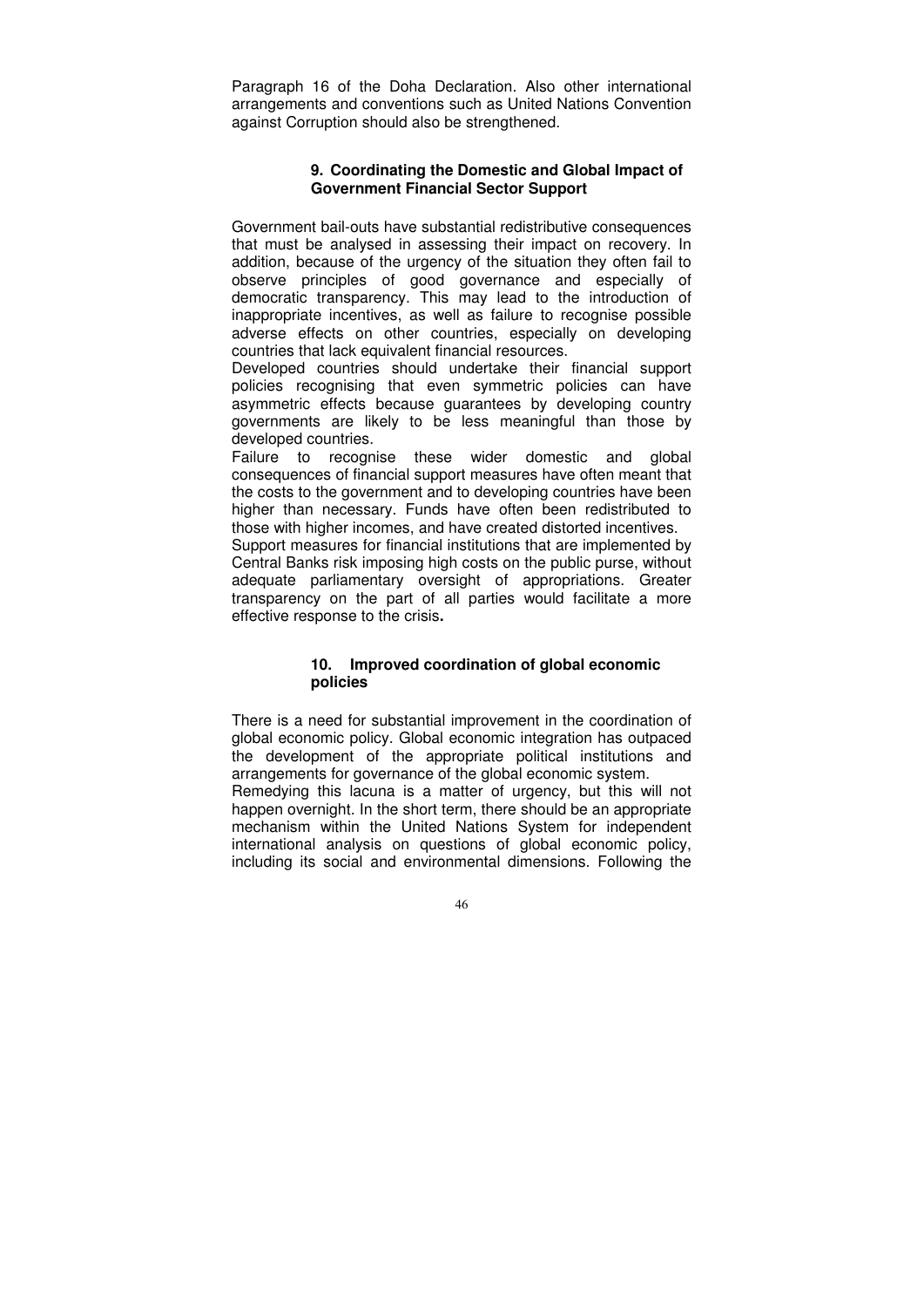Paragraph 16 of the Doha Declaration. Also other international arrangements and conventions such as United Nations Convention against Corruption should also be strengthened.

### 9. Coordinating the Domestic and Global Impact of Government Financial Sector Support

Government bail-outs have substantial redistributive consequences that must be analysed in assessing their impact on recovery. In addition, because of the urgency of the situation they often fail to observe principles of good governance and especially of democratic transparency. This may lead to the introduction of inappropriate incentives, as well as failure to recognise possible adverse effects on other countries, especially on developing countries that lack equivalent financial resources.

Developed countries should undertake their financial support policies recognising that even symmetric policies can have asymmetric effects because guarantees by developing country governments are likely to be less meaningful than those by developed countries.

Failure to recognise these wider domestic and global consequences of financial support measures have often meant that the costs to the government and to developing countries have been higher than necessary. Funds have often been redistributed to those with higher incomes, and have created distorted incentives.

Support measures for financial institutions that are implemented by Central Banks risk imposing high costs on the public purse, without adequate parliamentary oversight of appropriations. Greater transparency on the part of all parties would facilitate a more effective response to the crisis**.**

### 10. Improved coordination of global economic policies

There is a need for substantial improvement in the coordination of global economic policy. Global economic integration has outpaced the development of the appropriate political institutions and arrangements for governance of the global economic system.

Remedying this lacuna is a matter of urgency, but this will not happen overnight. In the short term, there should be an appropriate mechanism within the United Nations System for independent international analysis on questions of global economic policy, including its social and environmental dimensions. Following the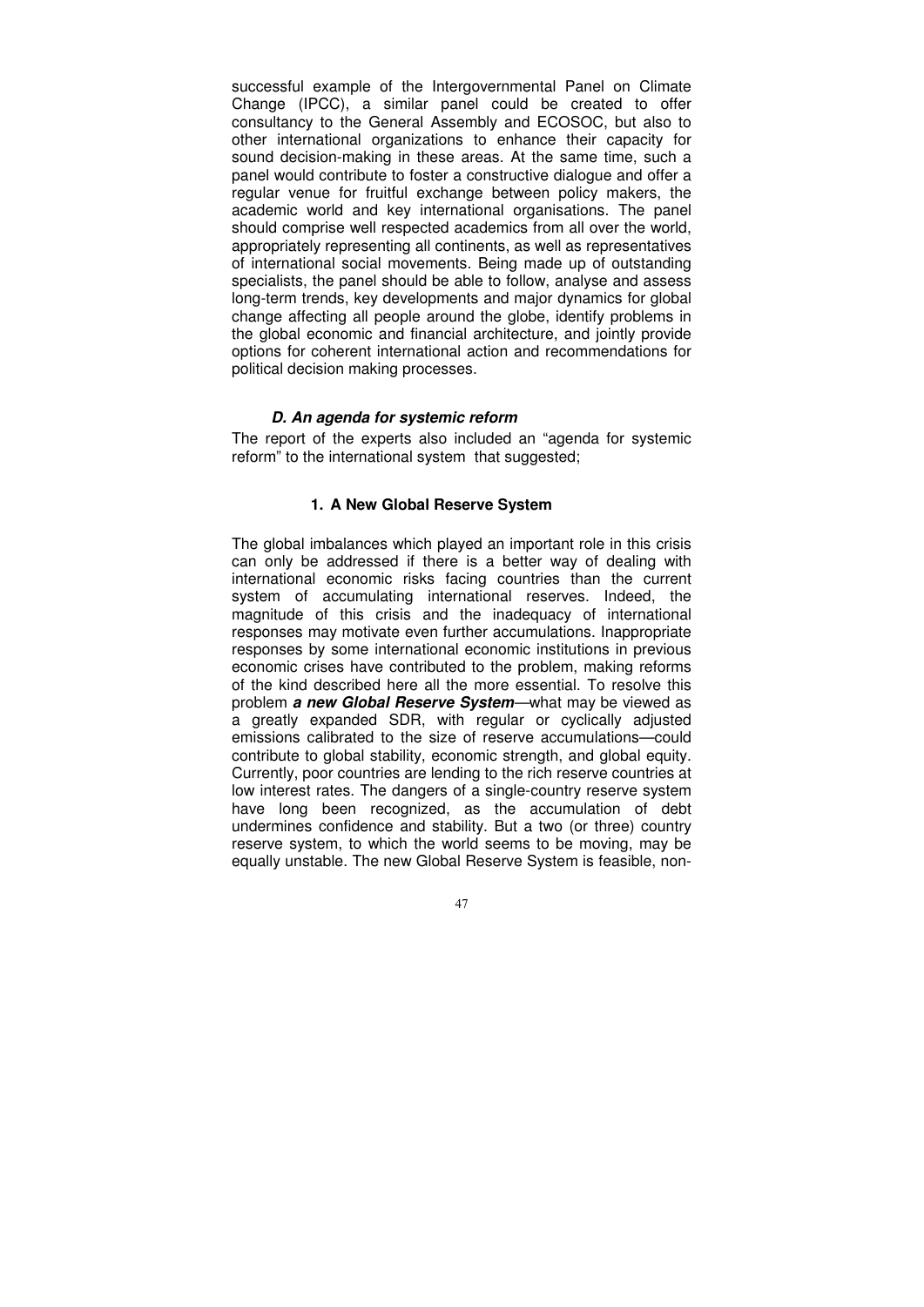successful example of the Intergovernmental Panel on Climate Change (IPCC), a similar panel could be created to offer consultancy to the General Assembly and ECOSOC, but also to other international organizations to enhance their capacity for sound decision-making in these areas. At the same time, such a panel would contribute to foster a constructive dialogue and offer a regular venue for fruitful exchange between policy makers, the academic world and key international organisations. The panel should comprise well respected academics from all over the world, appropriately representing all continents, as well as representatives of international social movements. Being made up of outstanding specialists, the panel should be able to follow, analyse and assess long-term trends, key developments and major dynamics for global change affecting all people around the globe, identify problems in the global economic and financial architecture, and jointly provide options for coherent international action and recommendations for political decision making processes.

### *D. An agenda for systemic reform*

The report of the experts also included an "agenda for systemic reform" to the international system that suggested;

#### 1. A New Global Reserve System

The global imbalances which played an important role in this crisis can only be addressed if there is a better way of dealing with international economic risks facing countries than the current system of accumulating international reserves. Indeed, the magnitude of this crisis and the inadequacy of international responses may motivate even further accumulations. Inappropriate responses by some international economic institutions in previous economic crises have contributed to the problem, making reforms of the kind described here all the more essential. To resolve this problem ***a new Global Reserve System***—what may be viewed as a greatly expanded SDR, with regular or cyclically adjusted emissions calibrated to the size of reserve accumulations—could contribute to global stability, economic strength, and global equity. Currently, poor countries are lending to the rich reserve countries at low interest rates. The dangers of a single-country reserve system have long been recognized, as the accumulation of debt undermines confidence and stability. But a two (or three) country reserve system, to which the world seems to be moving, may be equally unstable. The new Global Reserve System is feasible, non-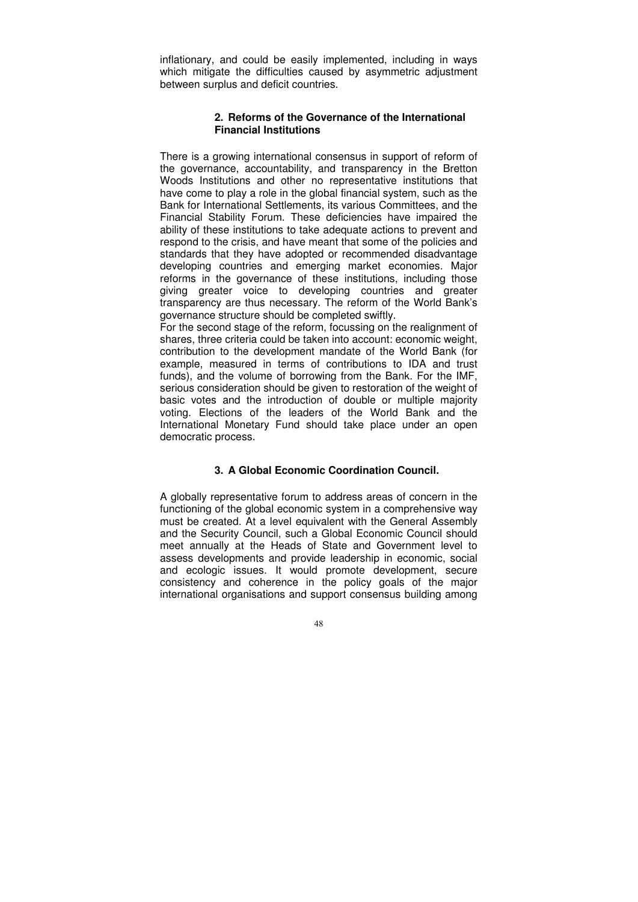inflationary, and could be easily implemented, including in ways which mitigate the difficulties caused by asymmetric adjustment between surplus and deficit countries.

### 2. Reforms of the Governance of the International Financial Institutions

There is a growing international consensus in support of reform of the governance, accountability, and transparency in the Bretton Woods Institutions and other no representative institutions that have come to play a role in the global financial system, such as the Bank for International Settlements, its various Committees, and the Financial Stability Forum. These deficiencies have impaired the ability of these institutions to take adequate actions to prevent and respond to the crisis, and have meant that some of the policies and standards that they have adopted or recommended disadvantage developing countries and emerging market economies. Major reforms in the governance of these institutions, including those giving greater voice to developing countries and greater transparency are thus necessary. The reform of the World Bank's governance structure should be completed swiftly.

For the second stage of the reform, focussing on the realignment of shares, three criteria could be taken into account: economic weight, contribution to the development mandate of the World Bank (for example, measured in terms of contributions to IDA and trust funds), and the volume of borrowing from the Bank. For the IMF, serious consideration should be given to restoration of the weight of basic votes and the introduction of double or multiple majority voting. Elections of the leaders of the World Bank and the International Monetary Fund should take place under an open democratic process.

### 3. A Global Economic Coordination Council.

A globally representative forum to address areas of concern in the functioning of the global economic system in a comprehensive way must be created. At a level equivalent with the General Assembly and the Security Council, such a Global Economic Council should meet annually at the Heads of State and Government level to assess developments and provide leadership in economic, social and ecologic issues. It would promote development, secure consistency and coherence in the policy goals of the major international organisations and support consensus building among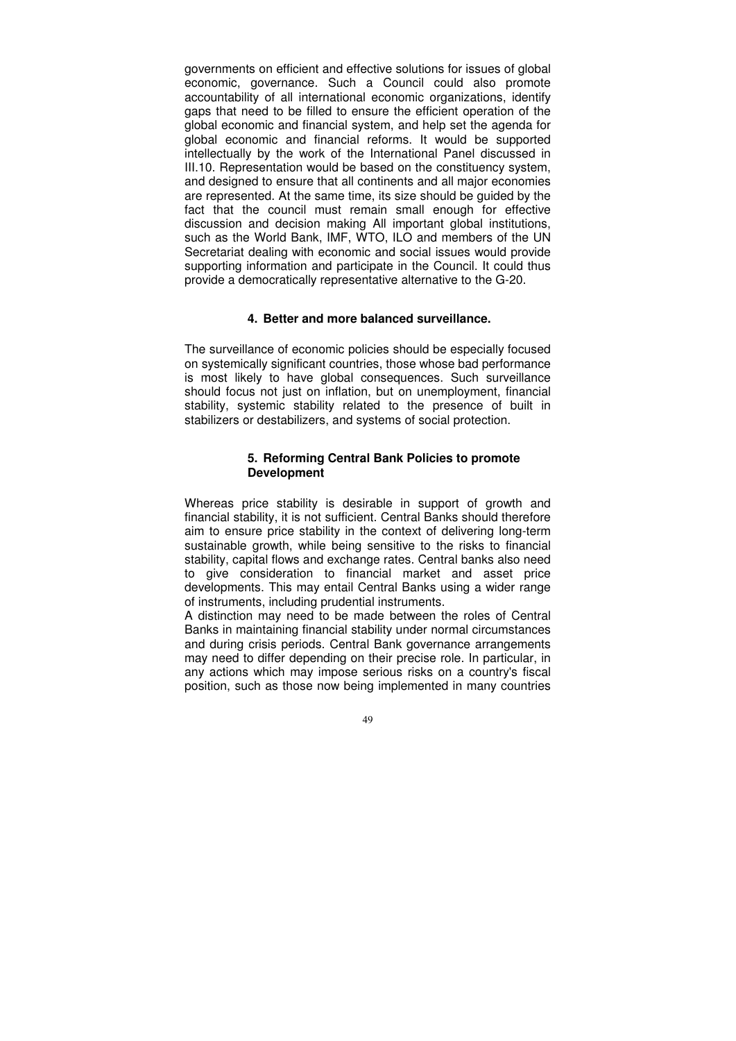governments on efficient and effective solutions for issues of global economic, governance. Such a Council could also promote accountability of all international economic organizations, identify gaps that need to be filled to ensure the efficient operation of the global economic and financial system, and help set the agenda for global economic and financial reforms. It would be supported intellectually by the work of the International Panel discussed in III.10. Representation would be based on the constituency system, and designed to ensure that all continents and all major economies are represented. At the same time, its size should be guided by the fact that the council must remain small enough for effective discussion and decision making All important global institutions, such as the World Bank, IMF, WTO, ILO and members of the UN Secretariat dealing with economic and social issues would provide supporting information and participate in the Council. It could thus provide a democratically representative alternative to the G-20.

### 4. Better and more balanced surveillance.

The surveillance of economic policies should be especially focused on systemically significant countries, those whose bad performance is most likely to have global consequences. Such surveillance should focus not just on inflation, but on unemployment, financial stability, systemic stability related to the presence of built in stabilizers or destabilizers, and systems of social protection.

### 5. Reforming Central Bank Policies to promote Development

Whereas price stability is desirable in support of growth and financial stability, it is not sufficient. Central Banks should therefore aim to ensure price stability in the context of delivering long-term sustainable growth, while being sensitive to the risks to financial stability, capital flows and exchange rates. Central banks also need to give consideration to financial market and asset price developments. This may entail Central Banks using a wider range of instruments, including prudential instruments.

A distinction may need to be made between the roles of Central Banks in maintaining financial stability under normal circumstances and during crisis periods. Central Bank governance arrangements may need to differ depending on their precise role. In particular, in any actions which may impose serious risks on a country's fiscal position, such as those now being implemented in many countries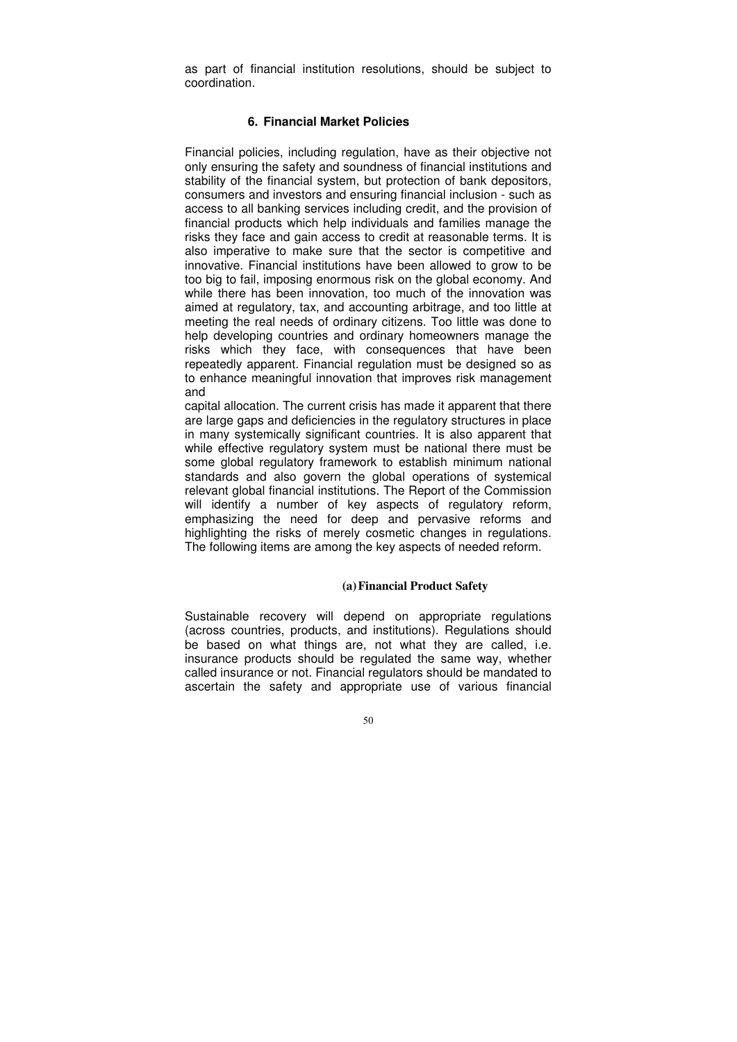as part of financial institution resolutions, should be subject to coordination.

## 6. Financial Market Policies

Financial policies, including regulation, have as their objective not only ensuring the safety and soundness of financial institutions and stability of the financial system, but protection of bank depositors, consumers and investors and ensuring financial inclusion - such as access to all banking services including credit, and the provision of financial products which help individuals and families manage the risks they face and gain access to credit at reasonable terms. It is also imperative to make sure that the sector is competitive and innovative. Financial institutions have been allowed to grow to be too big to fail, imposing enormous risk on the global economy. And while there has been innovation, too much of the innovation was aimed at regulatory, tax, and accounting arbitrage, and too little at meeting the real needs of ordinary citizens. Too little was done to help developing countries and ordinary homeowners manage the risks which they face, with consequences that have been repeatedly apparent. Financial regulation must be designed so as to enhance meaningful innovation that improves risk management and
capital allocation. The current crisis has made it apparent that there are large gaps and deficiencies in the regulatory structures in place in many systemically significant countries. It is also apparent that while effective regulatory system must be national there must be some global regulatory framework to establish minimum national standards and also govern the global operations of systemical relevant global financial institutions. The Report of the Commission will identify a number of key aspects of regulatory reform, emphasizing the need for deep and pervasive reforms and highlighting the risks of merely cosmetic changes in regulations. The following items are among the key aspects of needed reform.

### (a) Financial Product Safety

Sustainable recovery will depend on appropriate regulations (across countries, products, and institutions). Regulations should be based on what things are, not what they are called, i.e. insurance products should be regulated the same way, whether called insurance or not. Financial regulators should be mandated to ascertain the safety and appropriate use of various financial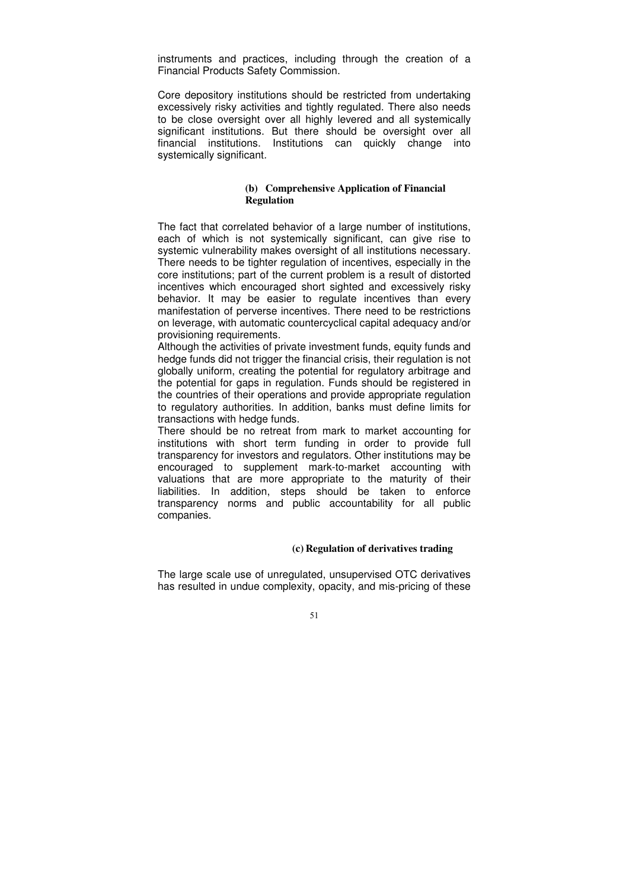instruments and practices, including through the creation of a Financial Products Safety Commission.

Core depository institutions should be restricted from undertaking excessively risky activities and tightly regulated. There also needs to be close oversight over all highly levered and all systemically significant institutions. But there should be oversight over all financial institutions. Institutions can quickly change into systemically significant.

### (b) Comprehensive Application of Financial Regulation

The fact that correlated behavior of a large number of institutions, each of which is not systemically significant, can give rise to systemic vulnerability makes oversight of all institutions necessary. There needs to be tighter regulation of incentives, especially in the core institutions; part of the current problem is a result of distorted incentives which encouraged short sighted and excessively risky behavior. It may be easier to regulate incentives than every manifestation of perverse incentives. There need to be restrictions on leverage, with automatic countercyclical capital adequacy and/or provisioning requirements.

Although the activities of private investment funds, equity funds and hedge funds did not trigger the financial crisis, their regulation is not globally uniform, creating the potential for regulatory arbitrage and the potential for gaps in regulation. Funds should be registered in the countries of their operations and provide appropriate regulation to regulatory authorities. In addition, banks must define limits for transactions with hedge funds.

There should be no retreat from mark to market accounting for institutions with short term funding in order to provide full transparency for investors and regulators. Other institutions may be encouraged to supplement mark-to-market accounting with valuations that are more appropriate to the maturity of their liabilities. In addition, steps should be taken to enforce transparency norms and public accountability for all public companies.

### (c) Regulation of derivatives trading

The large scale use of unregulated, unsupervised OTC derivatives has resulted in undue complexity, opacity, and mis-pricing of these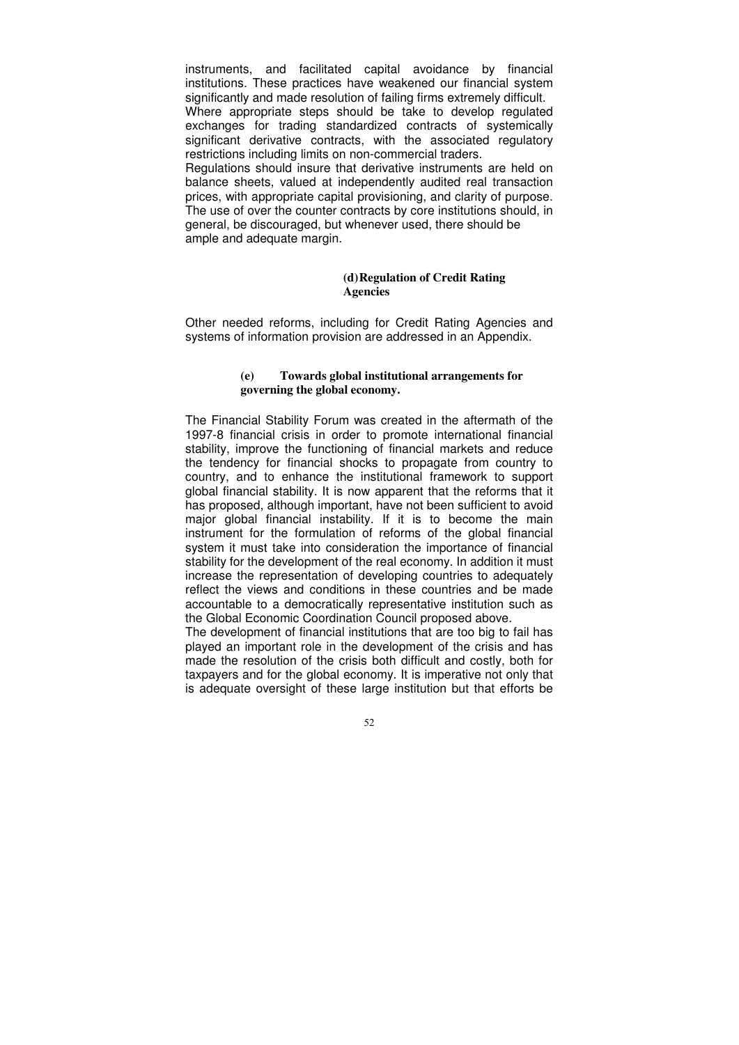instruments, and facilitated capital avoidance by financial institutions. These practices have weakened our financial system significantly and made resolution of failing firms extremely difficult.

Where appropriate steps should be take to develop regulated exchanges for trading standardized contracts of systemically significant derivative contracts, with the associated regulatory restrictions including limits on non-commercial traders.

Regulations should insure that derivative instruments are held on balance sheets, valued at independently audited real transaction prices, with appropriate capital provisioning, and clarity of purpose. The use of over the counter contracts by core institutions should, in general, be discouraged, but whenever used, there should be ample and adequate margin.

### (d) Regulation of Credit Rating Agencies

Other needed reforms, including for Credit Rating Agencies and systems of information provision are addressed in an Appendix.

### (e) Towards global institutional arrangements for governing the global economy.

The Financial Stability Forum was created in the aftermath of the 1997-8 financial crisis in order to promote international financial stability, improve the functioning of financial markets and reduce the tendency for financial shocks to propagate from country to country, and to enhance the institutional framework to support global financial stability. It is now apparent that the reforms that it has proposed, although important, have not been sufficient to avoid major global financial instability. If it is to become the main instrument for the formulation of reforms of the global financial system it must take into consideration the importance of financial stability for the development of the real economy. In addition it must increase the representation of developing countries to adequately reflect the views and conditions in these countries and be made accountable to a democratically representative institution such as the Global Economic Coordination Council proposed above.

The development of financial institutions that are too big to fail has played an important role in the development of the crisis and has made the resolution of the crisis both difficult and costly, both for taxpayers and for the global economy. It is imperative not only that is adequate oversight of these large institution but that efforts be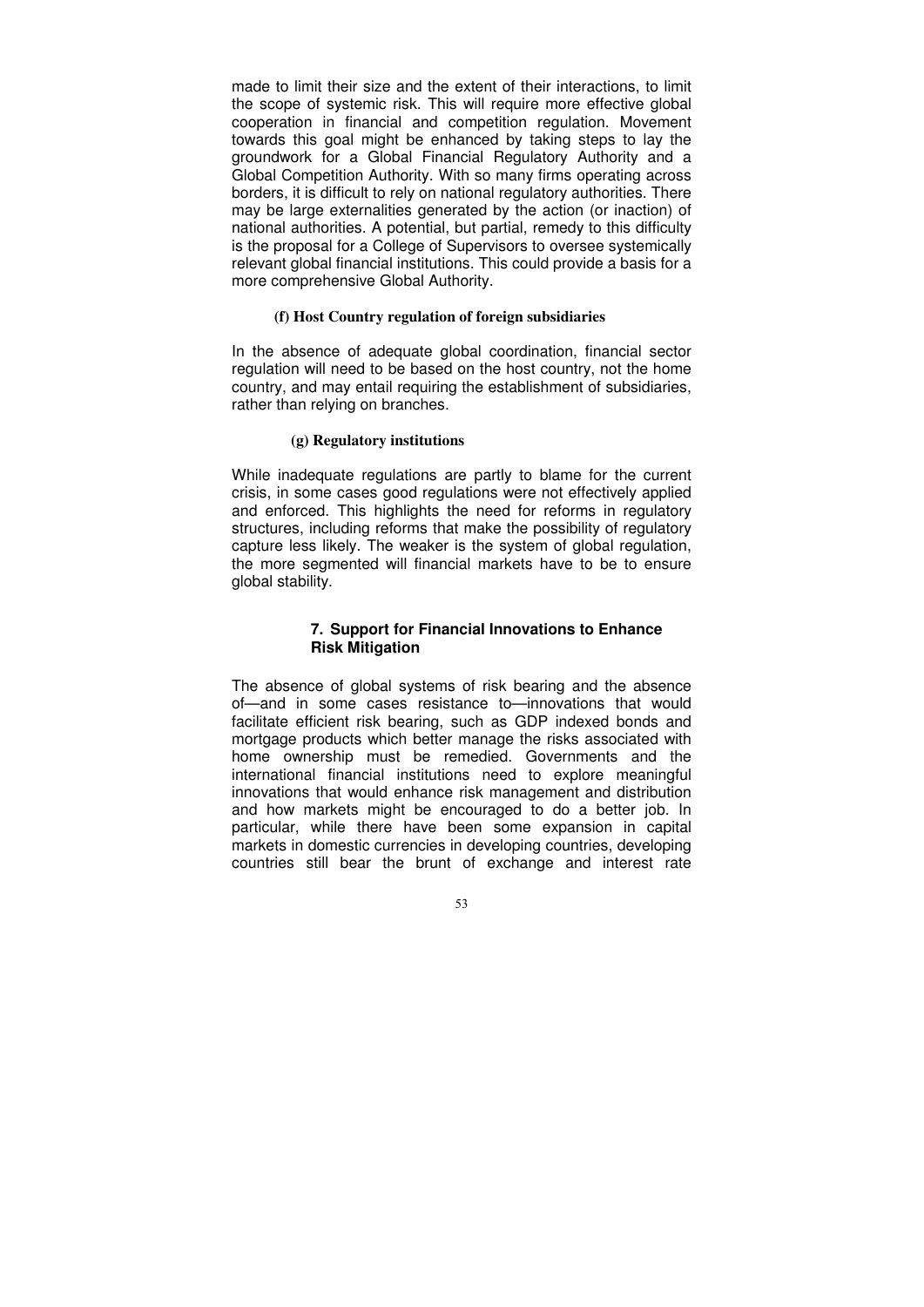made to limit their size and the extent of their interactions, to limit the scope of systemic risk. This will require more effective global cooperation in financial and competition regulation. Movement towards this goal might be enhanced by taking steps to lay the groundwork for a Global Financial Regulatory Authority and a Global Competition Authority. With so many firms operating across borders, it is difficult to rely on national regulatory authorities. There may be large externalities generated by the action (or inaction) of national authorities. A potential, but partial, remedy to this difficulty is the proposal for a College of Supervisors to oversee systemically relevant global financial institutions. This could provide a basis for a more comprehensive Global Authority.

#### (f) Host Country regulation of foreign subsidiaries

In the absence of adequate global coordination, financial sector regulation will need to be based on the host country, not the home country, and may entail requiring the establishment of subsidiaries, rather than relying on branches.

#### (g) Regulatory institutions

While inadequate regulations are partly to blame for the current crisis, in some cases good regulations were not effectively applied and enforced. This highlights the need for reforms in regulatory structures, including reforms that make the possibility of regulatory capture less likely. The weaker is the system of global regulation, the more segmented will financial markets have to be to ensure global stability.

### 7. Support for Financial Innovations to Enhance Risk Mitigation

The absence of global systems of risk bearing and the absence of—and in some cases resistance to—innovations that would facilitate efficient risk bearing, such as GDP indexed bonds and mortgage products which better manage the risks associated with home ownership must be remedied. Governments and the international financial institutions need to explore meaningful innovations that would enhance risk management and distribution and how markets might be encouraged to do a better job. In particular, while there have been some expansion in capital markets in domestic currencies in developing countries, developing countries still bear the brunt of exchange and interest rate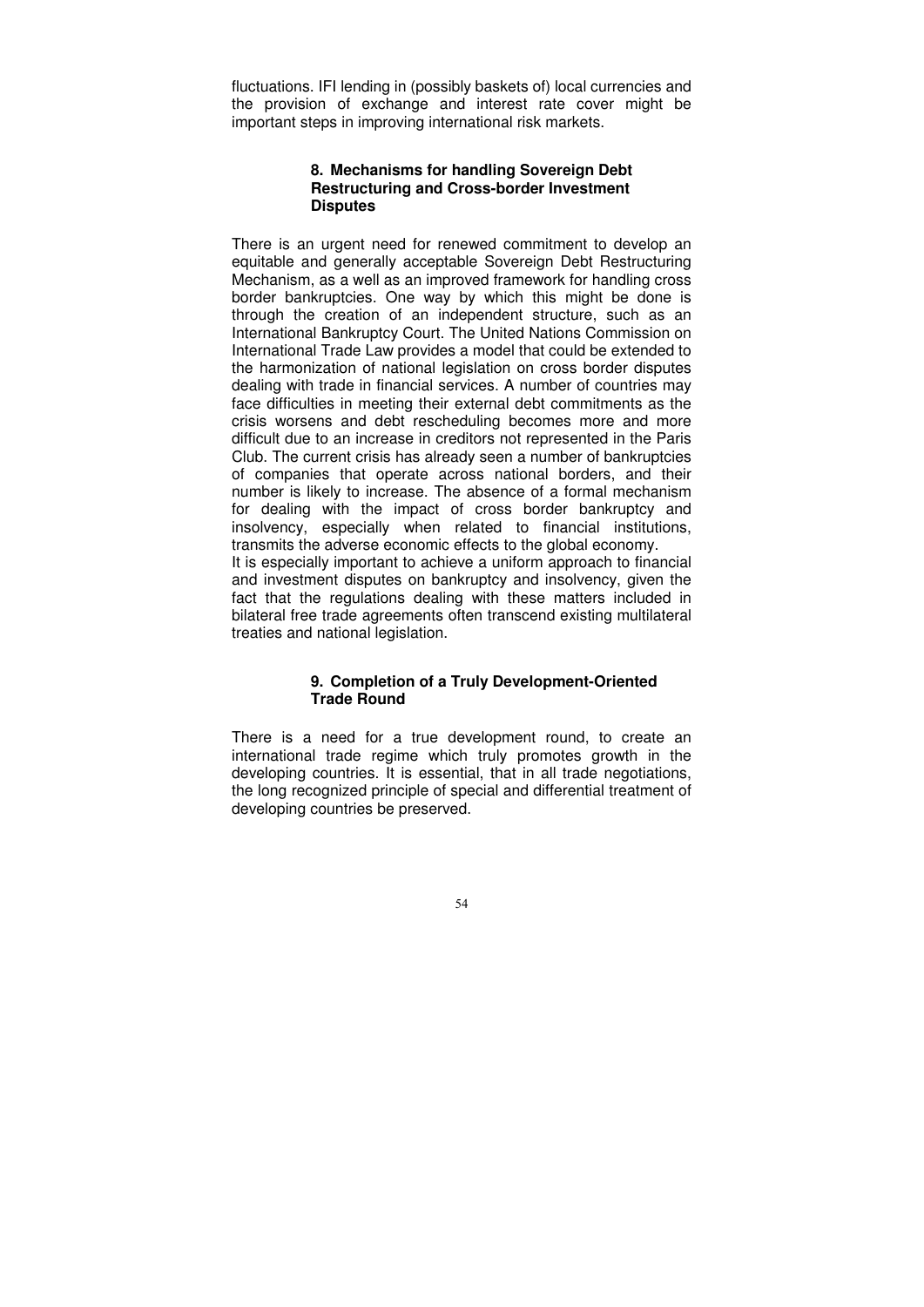fluctuations. IFI lending in (possibly baskets of) local currencies and the provision of exchange and interest rate cover might be important steps in improving international risk markets.

### 8. Mechanisms for handling Sovereign Debt Restructuring and Cross-border Investment Disputes

There is an urgent need for renewed commitment to develop an equitable and generally acceptable Sovereign Debt Restructuring Mechanism, as a well as an improved framework for handling cross border bankruptcies. One way by which this might be done is through the creation of an independent structure, such as an International Bankruptcy Court. The United Nations Commission on International Trade Law provides a model that could be extended to the harmonization of national legislation on cross border disputes dealing with trade in financial services. A number of countries may face difficulties in meeting their external debt commitments as the crisis worsens and debt rescheduling becomes more and more difficult due to an increase in creditors not represented in the Paris Club. The current crisis has already seen a number of bankruptcies of companies that operate across national borders, and their number is likely to increase. The absence of a formal mechanism for dealing with the impact of cross border bankruptcy and insolvency, especially when related to financial institutions, transmits the adverse economic effects to the global economy.

It is especially important to achieve a uniform approach to financial and investment disputes on bankruptcy and insolvency, given the fact that the regulations dealing with these matters included in bilateral free trade agreements often transcend existing multilateral treaties and national legislation.

### 9. Completion of a Truly Development-Oriented Trade Round

There is a need for a true development round, to create an international trade regime which truly promotes growth in the developing countries. It is essential, that in all trade negotiations, the long recognized principle of special and differential treatment of developing countries be preserved.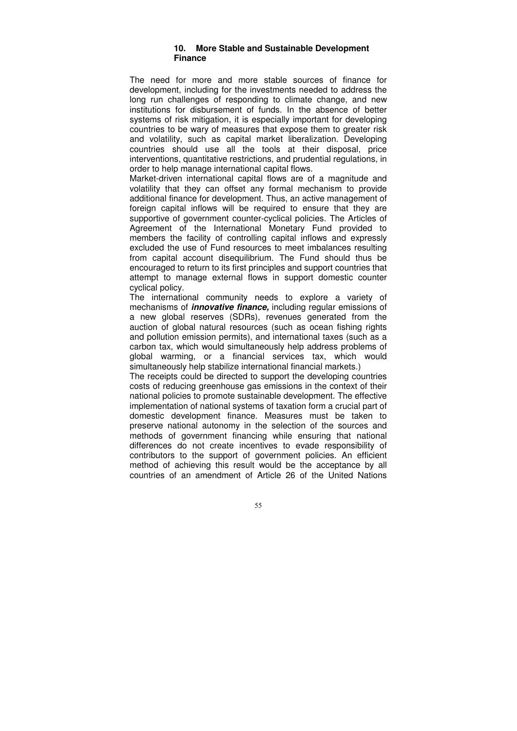### 10. More Stable and Sustainable Development Finance

The need for more and more stable sources of finance for development, including for the investments needed to address the long run challenges of responding to climate change, and new institutions for disbursement of funds. In the absence of better systems of risk mitigation, it is especially important for developing countries to be wary of measures that expose them to greater risk and volatility, such as capital market liberalization. Developing countries should use all the tools at their disposal, price interventions, quantitative restrictions, and prudential regulations, in order to help manage international capital flows.

Market-driven international capital flows are of a magnitude and volatility that they can offset any formal mechanism to provide additional finance for development. Thus, an active management of foreign capital inflows will be required to ensure that they are supportive of government counter-cyclical policies. The Articles of Agreement of the International Monetary Fund provided to members the facility of controlling capital inflows and expressly excluded the use of Fund resources to meet imbalances resulting from capital account disequilibrium. The Fund should thus be encouraged to return to its first principles and support countries that attempt to manage external flows in support domestic counter cyclical policy.

The international community needs to explore a variety of mechanisms of ***innovative finance,*** including regular emissions of a new global reserves (SDRs), revenues generated from the auction of global natural resources (such as ocean fishing rights and pollution emission permits), and international taxes (such as a carbon tax, which would simultaneously help address problems of global warming, or a financial services tax, which would simultaneously help stabilize international financial markets.)

The receipts could be directed to support the developing countries costs of reducing greenhouse gas emissions in the context of their national policies to promote sustainable development. The effective implementation of national systems of taxation form a crucial part of domestic development finance. Measures must be taken to preserve national autonomy in the selection of the sources and methods of government financing while ensuring that national differences do not create incentives to evade responsibility of contributors to the support of government policies. An efficient method of achieving this result would be the acceptance by all countries of an amendment of Article 26 of the United Nations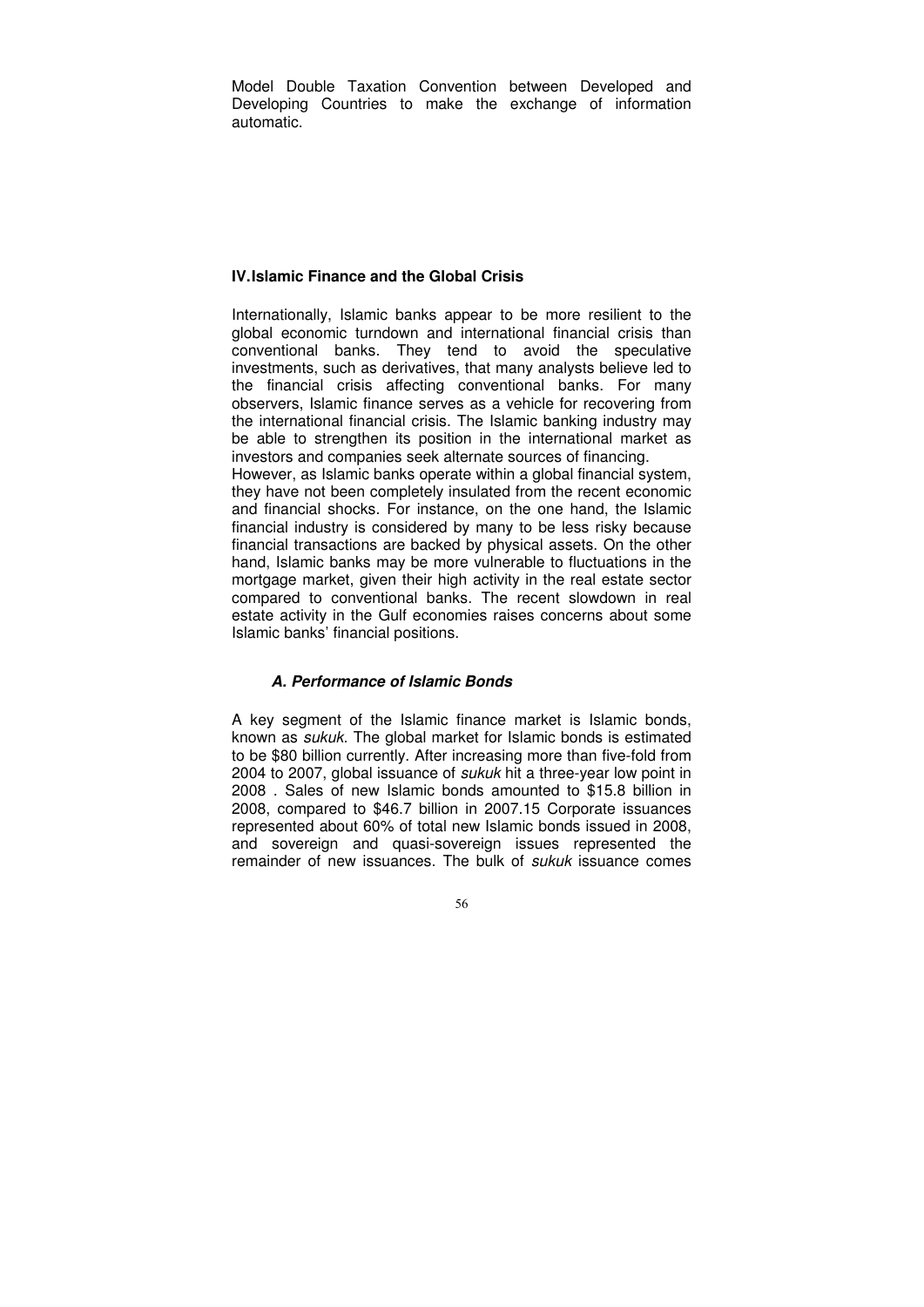Model Double Taxation Convention between Developed and Developing Countries to make the exchange of information automatic.

## IV. Islamic Finance and the Global Crisis

Internationally, Islamic banks appear to be more resilient to the global economic turndown and international financial crisis than conventional banks. They tend to avoid the speculative investments, such as derivatives, that many analysts believe led to the financial crisis affecting conventional banks. For many observers, Islamic finance serves as a vehicle for recovering from the international financial crisis. The Islamic banking industry may be able to strengthen its position in the international market as investors and companies seek alternate sources of financing.

However, as Islamic banks operate within a global financial system, they have not been completely insulated from the recent economic and financial shocks. For instance, on the one hand, the Islamic financial industry is considered by many to be less risky because financial transactions are backed by physical assets. On the other hand, Islamic banks may be more vulnerable to fluctuations in the mortgage market, given their high activity in the real estate sector compared to conventional banks. The recent slowdown in real estate activity in the Gulf economies raises concerns about some Islamic banks' financial positions.

### *A. Performance of Islamic Bonds*

A key segment of the Islamic finance market is Islamic bonds, known as *sukuk*. The global market for Islamic bonds is estimated to be $80 billion currently. After increasing more than five-fold from 2004 to 2007, global issuance of *sukuk* hit a three-year low point in 2008 . Sales of new Islamic bonds amounted to $15.8 billion in 2008, compared to $46.7 billion in 2007.15 Corporate issuances represented about 60% of total new Islamic bonds issued in 2008, and sovereign and quasi-sovereign issues represented the remainder of new issuances. The bulk of *sukuk* issuance comes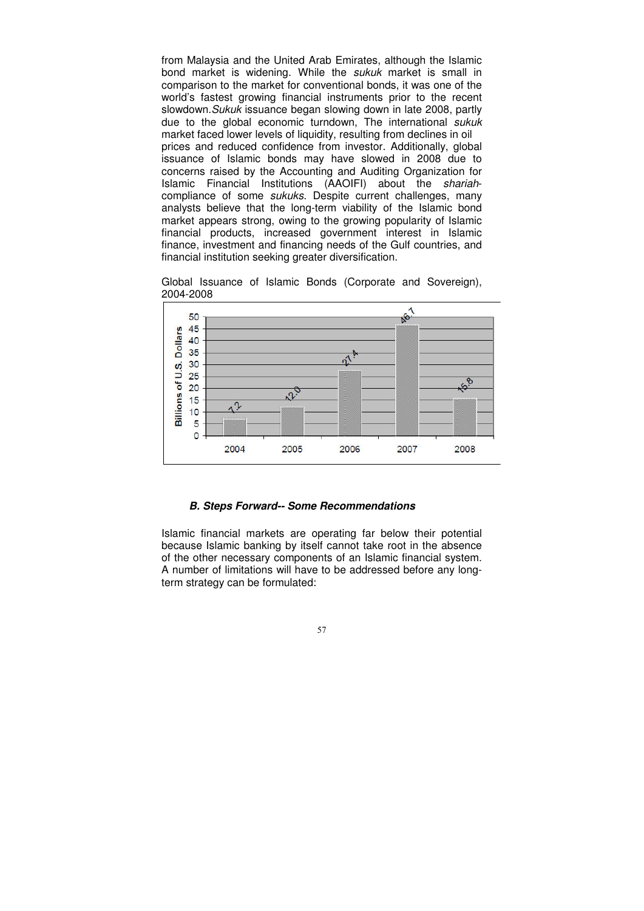from Malaysia and the United Arab Emirates, although the Islamic bond market is widening. While the *sukuk* market is small in comparison to the market for conventional bonds, it was one of the world's fastest growing financial instruments prior to the recent slowdown. *Sukuk* issuance began slowing down in late 2008, partly due to the global economic turndown, The international *sukuk* market faced lower levels of liquidity, resulting from declines in oil prices and reduced confidence from investor. Additionally, global issuance of Islamic bonds may have slowed in 2008 due to concerns raised by the Accounting and Auditing Organization for Islamic Financial Institutions (AAOIFI) about the *shariah*-compliance of some *sukuks.* Despite current challenges, many analysts believe that the long-term viability of the Islamic bond market appears strong, owing to the growing popularity of Islamic financial products, increased government interest in Islamic finance, investment and financing needs of the Gulf countries, and financial institution seeking greater diversification.

Global Issuance of Islamic Bonds (Corporate and Sovereign), 2004-2008

| Year | Billions of U.S. Dollars |
|---|---|
| 2004 | 7.2 |
| 2005 | 12.0 |
| 2006 | 27.4 |
| 2007 | 46.7 |
| 2008 | 15.8 |

#### B. Steps Forward-- Some Recommendations

Islamic financial markets are operating far below their potential because Islamic banking by itself cannot take root in the absence of the other necessary components of an Islamic financial system. A number of limitations will have to be addressed before any long-term strategy can be formulated: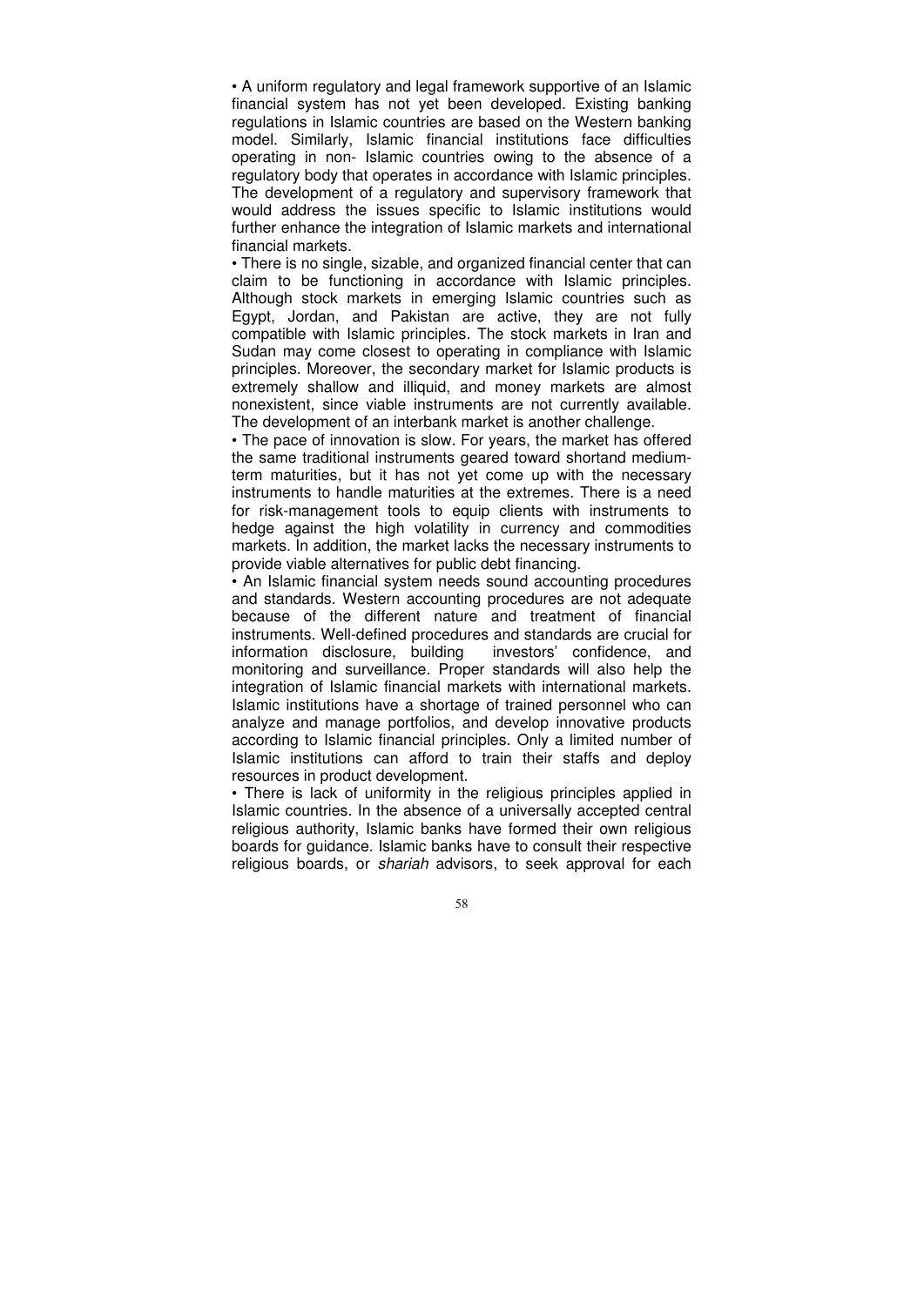- A uniform regulatory and legal framework supportive of an Islamic financial system has not yet been developed. Existing banking regulations in Islamic countries are based on the Western banking model. Similarly, Islamic financial institutions face difficulties operating in non- Islamic countries owing to the absence of a regulatory body that operates in accordance with Islamic principles. The development of a regulatory and supervisory framework that would address the issues specific to Islamic institutions would further enhance the integration of Islamic markets and international financial markets.
- There is no single, sizable, and organized financial center that can claim to be functioning in accordance with Islamic principles. Although stock markets in emerging Islamic countries such as Egypt, Jordan, and Pakistan are active, they are not fully compatible with Islamic principles. The stock markets in Iran and Sudan may come closest to operating in compliance with Islamic principles. Moreover, the secondary market for Islamic products is extremely shallow and illiquid, and money markets are almost nonexistent, since viable instruments are not currently available. The development of an interbank market is another challenge.
- The pace of innovation is slow. For years, the market has offered the same traditional instruments geared toward shortand medium-term maturities, but it has not yet come up with the necessary instruments to handle maturities at the extremes. There is a need for risk-management tools to equip clients with instruments to hedge against the high volatility in currency and commodities markets. In addition, the market lacks the necessary instruments to provide viable alternatives for public debt financing.
- An Islamic financial system needs sound accounting procedures and standards. Western accounting procedures are not adequate because of the different nature and treatment of financial instruments. Well-defined procedures and standards are crucial for information disclosure, building investors' confidence, and monitoring and surveillance. Proper standards will also help the integration of Islamic financial markets with international markets. Islamic institutions have a shortage of trained personnel who can analyze and manage portfolios, and develop innovative products according to Islamic financial principles. Only a limited number of Islamic institutions can afford to train their staffs and deploy resources in product development.
- There is lack of uniformity in the religious principles applied in Islamic countries. In the absence of a universally accepted central religious authority, Islamic banks have formed their own religious boards for guidance. Islamic banks have to consult their respective religious boards, or *shariah* advisors, to seek approval for each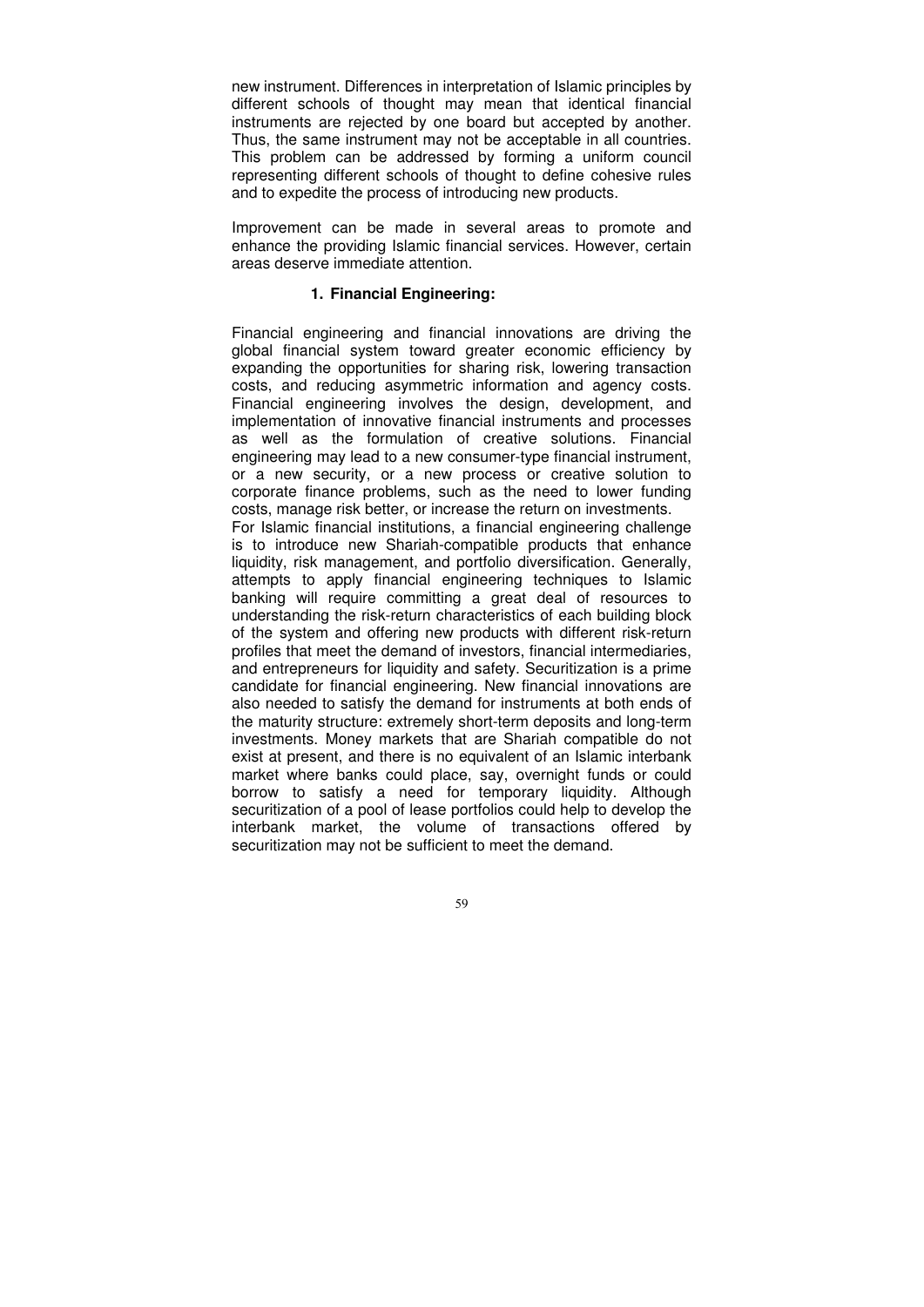new instrument. Differences in interpretation of Islamic principles by different schools of thought may mean that identical financial instruments are rejected by one board but accepted by another. Thus, the same instrument may not be acceptable in all countries. This problem can be addressed by forming a uniform council representing different schools of thought to define cohesive rules and to expedite the process of introducing new products.

Improvement can be made in several areas to promote and enhance the providing Islamic financial services. However, certain areas deserve immediate attention.

### 1. Financial Engineering:

Financial engineering and financial innovations are driving the global financial system toward greater economic efficiency by expanding the opportunities for sharing risk, lowering transaction costs, and reducing asymmetric information and agency costs. Financial engineering involves the design, development, and implementation of innovative financial instruments and processes as well as the formulation of creative solutions. Financial engineering may lead to a new consumer-type financial instrument, or a new security, or a new process or creative solution to corporate finance problems, such as the need to lower funding costs, manage risk better, or increase the return on investments.
For Islamic financial institutions, a financial engineering challenge is to introduce new Shariah-compatible products that enhance liquidity, risk management, and portfolio diversification. Generally, attempts to apply financial engineering techniques to Islamic banking will require committing a great deal of resources to understanding the risk-return characteristics of each building block of the system and offering new products with different risk-return profiles that meet the demand of investors, financial intermediaries, and entrepreneurs for liquidity and safety. Securitization is a prime candidate for financial engineering. New financial innovations are also needed to satisfy the demand for instruments at both ends of the maturity structure: extremely short-term deposits and long-term investments. Money markets that are Shariah compatible do not exist at present, and there is no equivalent of an Islamic interbank market where banks could place, say, overnight funds or could borrow to satisfy a need for temporary liquidity. Although securitization of a pool of lease portfolios could help to develop the interbank market, the volume of transactions offered by securitization may not be sufficient to meet the demand.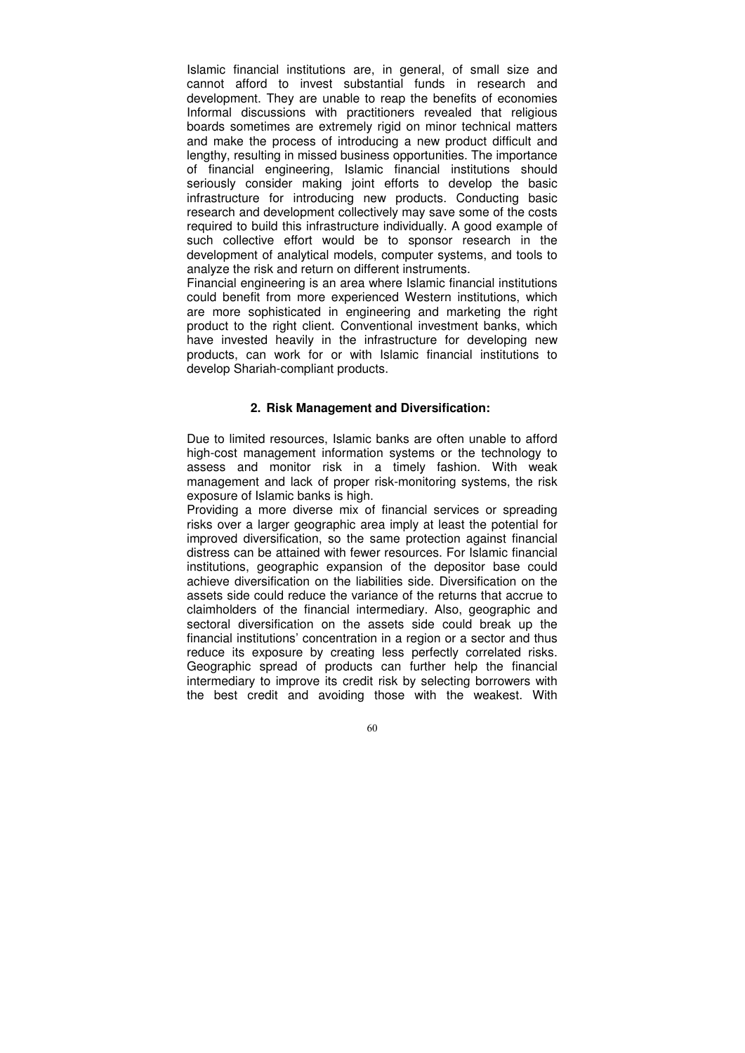Islamic financial institutions are, in general, of small size and cannot afford to invest substantial funds in research and development. They are unable to reap the benefits of economies Informal discussions with practitioners revealed that religious boards sometimes are extremely rigid on minor technical matters and make the process of introducing a new product difficult and lengthy, resulting in missed business opportunities. The importance of financial engineering, Islamic financial institutions should seriously consider making joint efforts to develop the basic infrastructure for introducing new products. Conducting basic research and development collectively may save some of the costs required to build this infrastructure individually. A good example of such collective effort would be to sponsor research in the development of analytical models, computer systems, and tools to analyze the risk and return on different instruments.

Financial engineering is an area where Islamic financial institutions could benefit from more experienced Western institutions, which are more sophisticated in engineering and marketing the right product to the right client. Conventional investment banks, which have invested heavily in the infrastructure for developing new products, can work for or with Islamic financial institutions to develop Shariah-compliant products.

## 2. Risk Management and Diversification:

Due to limited resources, Islamic banks are often unable to afford high-cost management information systems or the technology to assess and monitor risk in a timely fashion. With weak management and lack of proper risk-monitoring systems, the risk exposure of Islamic banks is high.

Providing a more diverse mix of financial services or spreading risks over a larger geographic area imply at least the potential for improved diversification, so the same protection against financial distress can be attained with fewer resources. For Islamic financial institutions, geographic expansion of the depositor base could achieve diversification on the liabilities side. Diversification on the assets side could reduce the variance of the returns that accrue to claimholders of the financial intermediary. Also, geographic and sectoral diversification on the assets side could break up the financial institutions' concentration in a region or a sector and thus reduce its exposure by creating less perfectly correlated risks. Geographic spread of products can further help the financial intermediary to improve its credit risk by selecting borrowers with the best credit and avoiding those with the weakest. With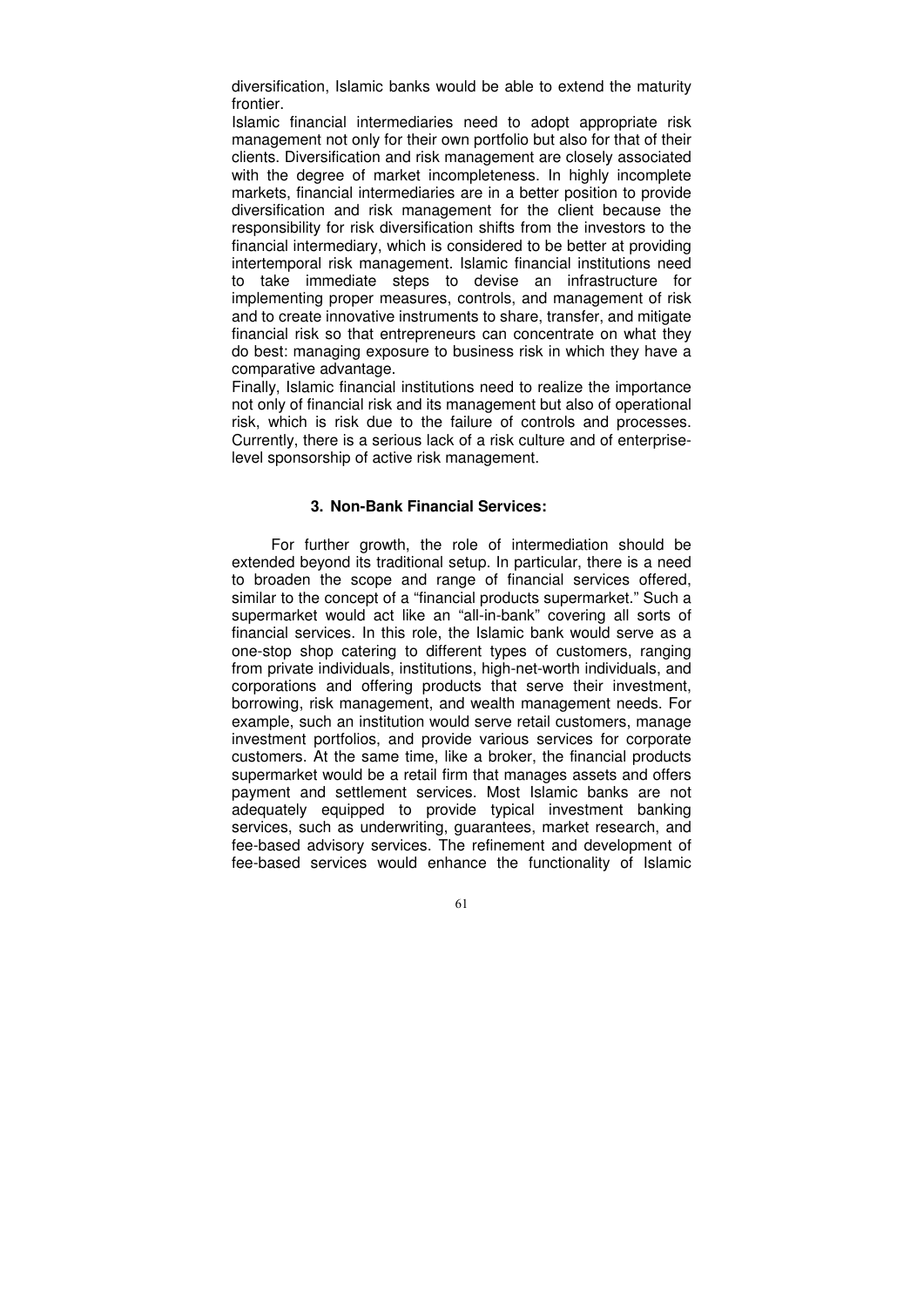diversification, Islamic banks would be able to extend the maturity frontier.

Islamic financial intermediaries need to adopt appropriate risk management not only for their own portfolio but also for that of their clients. Diversification and risk management are closely associated with the degree of market incompleteness. In highly incomplete markets, financial intermediaries are in a better position to provide diversification and risk management for the client because the responsibility for risk diversification shifts from the investors to the financial intermediary, which is considered to be better at providing intertemporal risk management. Islamic financial institutions need to take immediate steps to devise an infrastructure for implementing proper measures, controls, and management of risk and to create innovative instruments to share, transfer, and mitigate financial risk so that entrepreneurs can concentrate on what they do best: managing exposure to business risk in which they have a comparative advantage.

Finally, Islamic financial institutions need to realize the importance not only of financial risk and its management but also of operational risk, which is risk due to the failure of controls and processes. Currently, there is a serious lack of a risk culture and of enterprise-level sponsorship of active risk management.

### 3. Non-Bank Financial Services:

For further growth, the role of intermediation should be extended beyond its traditional setup. In particular, there is a need to broaden the scope and range of financial services offered, similar to the concept of a "financial products supermarket." Such a supermarket would act like an "all-in-bank" covering all sorts of financial services. In this role, the Islamic bank would serve as a one-stop shop catering to different types of customers, ranging from private individuals, institutions, high-net-worth individuals, and corporations and offering products that serve their investment, borrowing, risk management, and wealth management needs. For example, such an institution would serve retail customers, manage investment portfolios, and provide various services for corporate customers. At the same time, like a broker, the financial products supermarket would be a retail firm that manages assets and offers payment and settlement services. Most Islamic banks are not adequately equipped to provide typical investment banking services, such as underwriting, guarantees, market research, and fee-based advisory services. The refinement and development of fee-based services would enhance the functionality of Islamic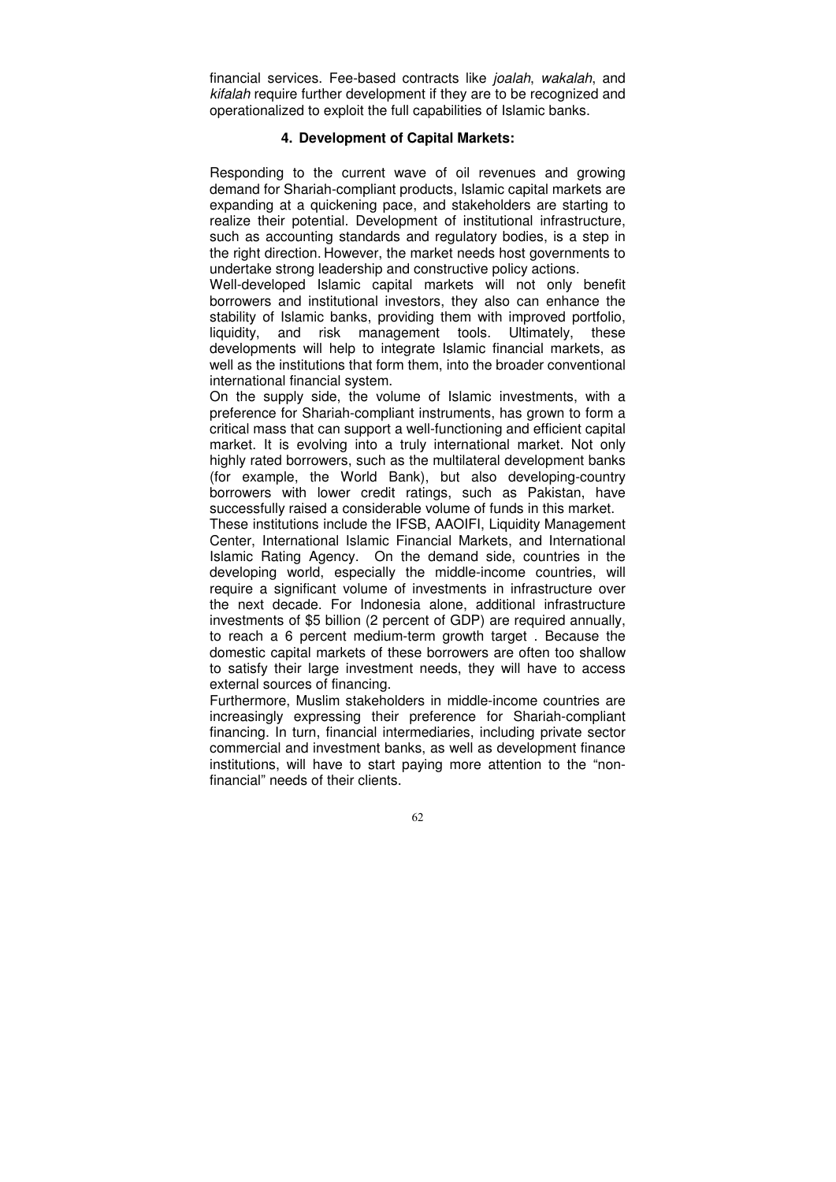financial services. Fee-based contracts like *joalah*, *wakalah*, and *kifalah* require further development if they are to be recognized and operationalized to exploit the full capabilities of Islamic banks.

### 4. Development of Capital Markets:

Responding to the current wave of oil revenues and growing demand for Shariah-compliant products, Islamic capital markets are expanding at a quickening pace, and stakeholders are starting to realize their potential. Development of institutional infrastructure, such as accounting standards and regulatory bodies, is a step in the right direction. However, the market needs host governments to undertake strong leadership and constructive policy actions.

Well-developed Islamic capital markets will not only benefit borrowers and institutional investors, they also can enhance the stability of Islamic banks, providing them with improved portfolio, liquidity, and risk management tools. Ultimately, these developments will help to integrate Islamic financial markets, as well as the institutions that form them, into the broader conventional international financial system.

On the supply side, the volume of Islamic investments, with a preference for Shariah-compliant instruments, has grown to form a critical mass that can support a well-functioning and efficient capital market. It is evolving into a truly international market. Not only highly rated borrowers, such as the multilateral development banks (for example, the World Bank), but also developing-country borrowers with lower credit ratings, such as Pakistan, have successfully raised a considerable volume of funds in this market.

These institutions include the IFSB, AAOIFI, Liquidity Management Center, International Islamic Financial Markets, and International Islamic Rating Agency. On the demand side, countries in the developing world, especially the middle-income countries, will require a significant volume of investments in infrastructure over the next decade. For Indonesia alone, additional infrastructure investments of $5 billion (2 percent of GDP) are required annually, to reach a 6 percent medium-term growth target . Because the domestic capital markets of these borrowers are often too shallow to satisfy their large investment needs, they will have to access external sources of financing.

Furthermore, Muslim stakeholders in middle-income countries are increasingly expressing their preference for Shariah-compliant financing. In turn, financial intermediaries, including private sector commercial and investment banks, as well as development finance institutions, will have to start paying more attention to the "non-financial" needs of their clients.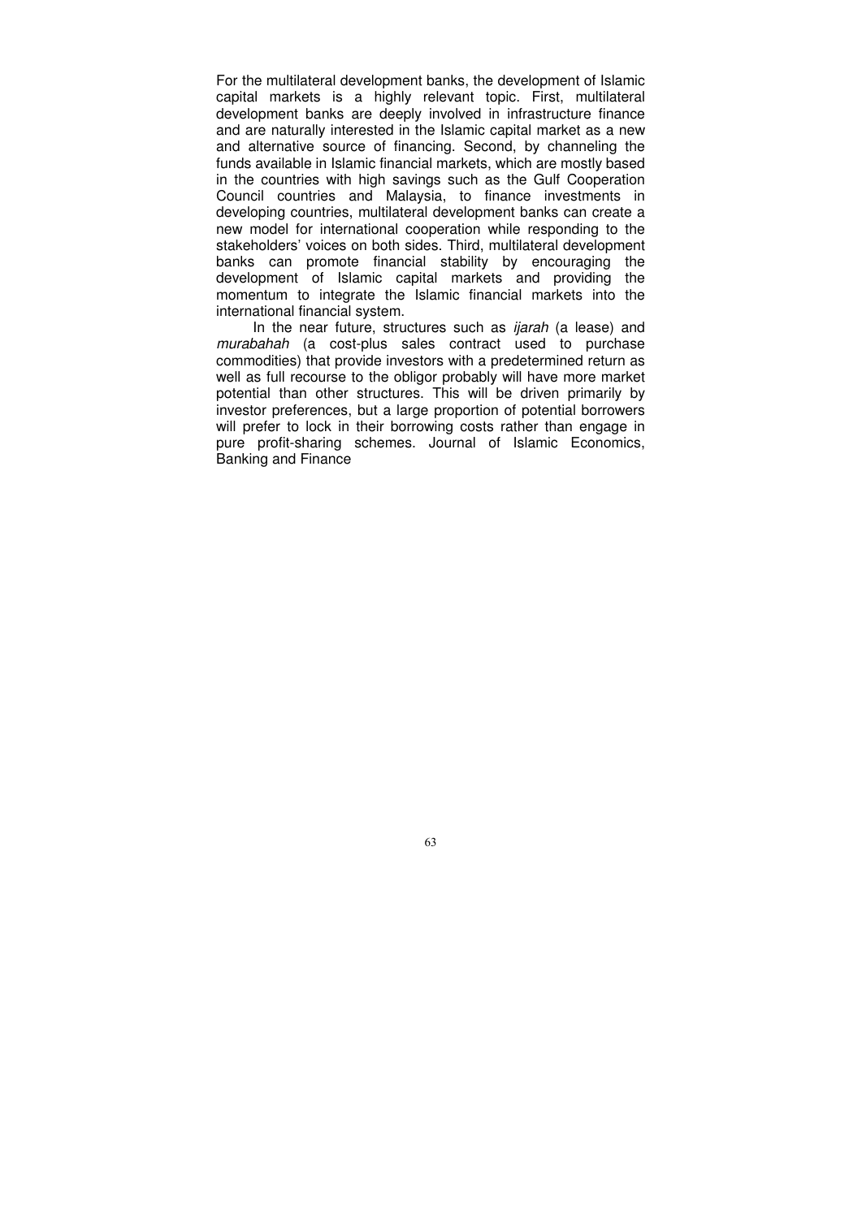For the multilateral development banks, the development of Islamic capital markets is a highly relevant topic. First, multilateral development banks are deeply involved in infrastructure finance and are naturally interested in the Islamic capital market as a new and alternative source of financing. Second, by channeling the funds available in Islamic financial markets, which are mostly based in the countries with high savings such as the Gulf Cooperation Council countries and Malaysia, to finance investments in developing countries, multilateral development banks can create a new model for international cooperation while responding to the stakeholders' voices on both sides. Third, multilateral development banks can promote financial stability by encouraging the development of Islamic capital markets and providing the momentum to integrate the Islamic financial markets into the international financial system.

In the near future, structures such as *ijarah* (a lease) and *murabahah* (a cost-plus sales contract used to purchase commodities) that provide investors with a predetermined return as well as full recourse to the obligor probably will have more market potential than other structures. This will be driven primarily by investor preferences, but a large proportion of potential borrowers will prefer to lock in their borrowing costs rather than engage in pure profit-sharing schemes. Journal of Islamic Economics, Banking and Finance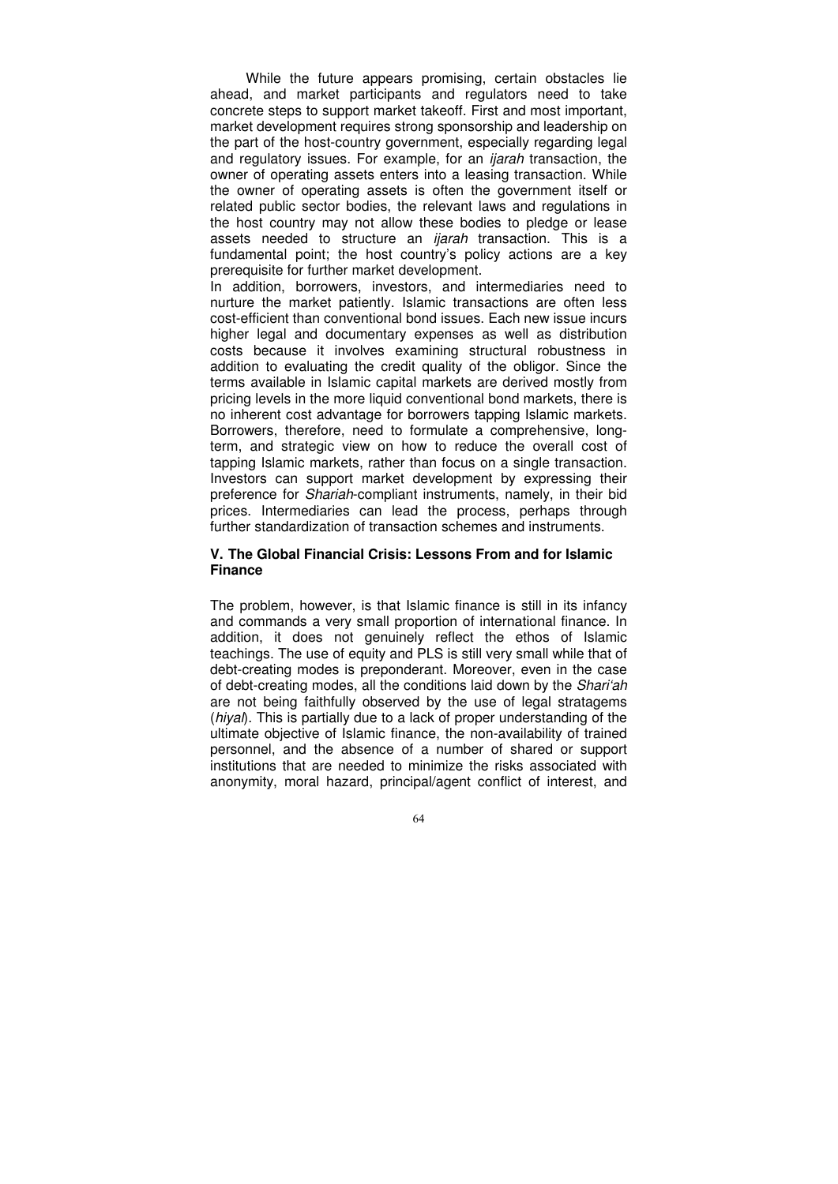While the future appears promising, certain obstacles lie ahead, and market participants and regulators need to take concrete steps to support market takeoff. First and most important, market development requires strong sponsorship and leadership on the part of the host-country government, especially regarding legal and regulatory issues. For example, for an *ijarah* transaction, the owner of operating assets enters into a leasing transaction. While the owner of operating assets is often the government itself or related public sector bodies, the relevant laws and regulations in the host country may not allow these bodies to pledge or lease assets needed to structure an *ijarah* transaction. This is a fundamental point; the host country's policy actions are a key prerequisite for further market development.

In addition, borrowers, investors, and intermediaries need to nurture the market patiently. Islamic transactions are often less cost-efficient than conventional bond issues. Each new issue incurs higher legal and documentary expenses as well as distribution costs because it involves examining structural robustness in addition to evaluating the credit quality of the obligor. Since the terms available in Islamic capital markets are derived mostly from pricing levels in the more liquid conventional bond markets, there is no inherent cost advantage for borrowers tapping Islamic markets. Borrowers, therefore, need to formulate a comprehensive, long-term, and strategic view on how to reduce the overall cost of tapping Islamic markets, rather than focus on a single transaction. Investors can support market development by expressing their preference for *Shariah*-compliant instruments, namely, in their bid prices. Intermediaries can lead the process, perhaps through further standardization of transaction schemes and instruments.

## V. The Global Financial Crisis: Lessons From and for Islamic Finance

The problem, however, is that Islamic finance is still in its infancy and commands a very small proportion of international finance. In addition, it does not genuinely reflect the ethos of Islamic teachings. The use of equity and PLS is still very small while that of debt-creating modes is preponderant. Moreover, even in the case of debt-creating modes, all the conditions laid down by the *Shari'ah* are not being faithfully observed by the use of legal stratagems (*hiyal*). This is partially due to a lack of proper understanding of the ultimate objective of Islamic finance, the non-availability of trained personnel, and the absence of a number of shared or support institutions that are needed to minimize the risks associated with anonymity, moral hazard, principal/agent conflict of interest, and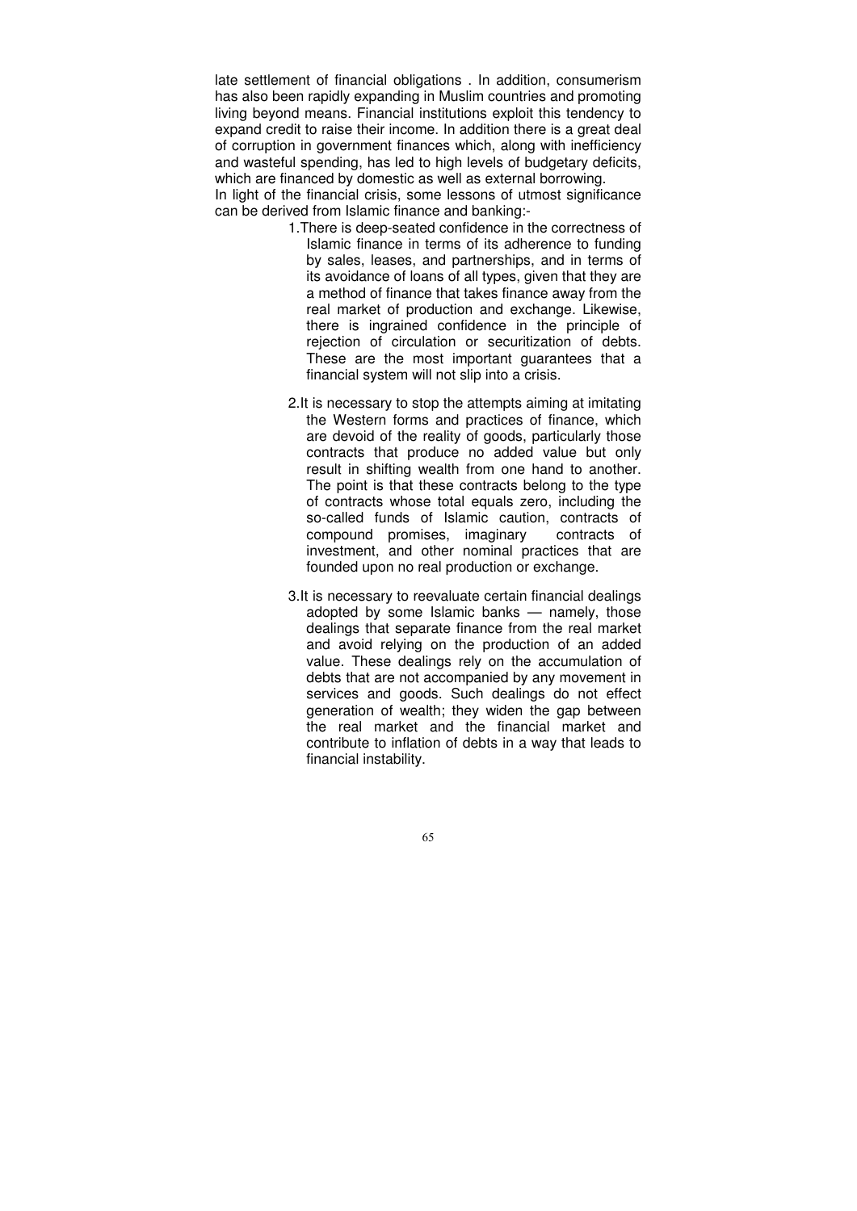late settlement of financial obligations . In addition, consumerism has also been rapidly expanding in Muslim countries and promoting living beyond means. Financial institutions exploit this tendency to expand credit to raise their income. In addition there is a great deal of corruption in government finances which, along with inefficiency and wasteful spending, has led to high levels of budgetary deficits, which are financed by domestic as well as external borrowing.
In light of the financial crisis, some lessons of utmost significance can be derived from Islamic finance and banking:-

1. There is deep-seated confidence in the correctness of Islamic finance in terms of its adherence to funding by sales, leases, and partnerships, and in terms of its avoidance of loans of all types, given that they are a method of finance that takes finance away from the real market of production and exchange. Likewise, there is ingrained confidence in the principle of rejection of circulation or securitization of debts. These are the most important guarantees that a financial system will not slip into a crisis.

2. It is necessary to stop the attempts aiming at imitating the Western forms and practices of finance, which are devoid of the reality of goods, particularly those contracts that produce no added value but only result in shifting wealth from one hand to another. The point is that these contracts belong to the type of contracts whose total equals zero, including the so-called funds of Islamic caution, contracts of compound promises, imaginary contracts of investment, and other nominal practices that are founded upon no real production or exchange.

3. It is necessary to reevaluate certain financial dealings adopted by some Islamic banks — namely, those dealings that separate finance from the real market and avoid relying on the production of an added value. These dealings rely on the accumulation of debts that are not accompanied by any movement in services and goods. Such dealings do not effect generation of wealth; they widen the gap between the real market and the financial market and contribute to inflation of debts in a way that leads to financial instability.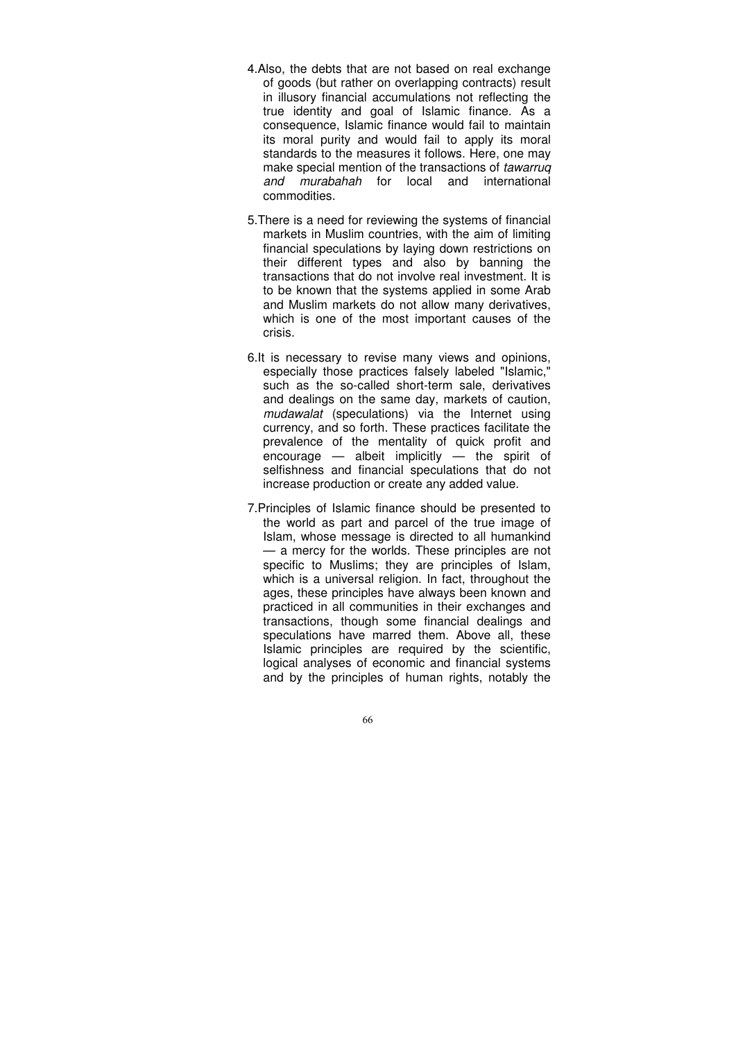4. Also, the debts that are not based on real exchange of goods (but rather on overlapping contracts) result in illusory financial accumulations not reflecting the true identity and goal of Islamic finance. As a consequence, Islamic finance would fail to maintain its moral purity and would fail to apply its moral standards to the measures it follows. Here, one may make special mention of the transactions of *tawarruq and murabahah* for local and international commodities.

5. There is a need for reviewing the systems of financial markets in Muslim countries, with the aim of limiting financial speculations by laying down restrictions on their different types and also by banning the transactions that do not involve real investment. It is to be known that the systems applied in some Arab and Muslim markets do not allow many derivatives, which is one of the most important causes of the crisis.

6. It is necessary to revise many views and opinions, especially those practices falsely labeled "Islamic," such as the so-called short-term sale, derivatives and dealings on the same day, markets of caution, *mudawalat* (speculations) via the Internet using currency, and so forth. These practices facilitate the prevalence of the mentality of quick profit and encourage — albeit implicitly — the spirit of selfishness and financial speculations that do not increase production or create any added value.

7. Principles of Islamic finance should be presented to the world as part and parcel of the true image of Islam, whose message is directed to all humankind — a mercy for the worlds. These principles are not specific to Muslims; they are principles of Islam, which is a universal religion. In fact, throughout the ages, these principles have always been known and practiced in all communities in their exchanges and transactions, though some financial dealings and speculations have marred them. Above all, these Islamic principles are required by the scientific, logical analyses of economic and financial systems and by the principles of human rights, notably the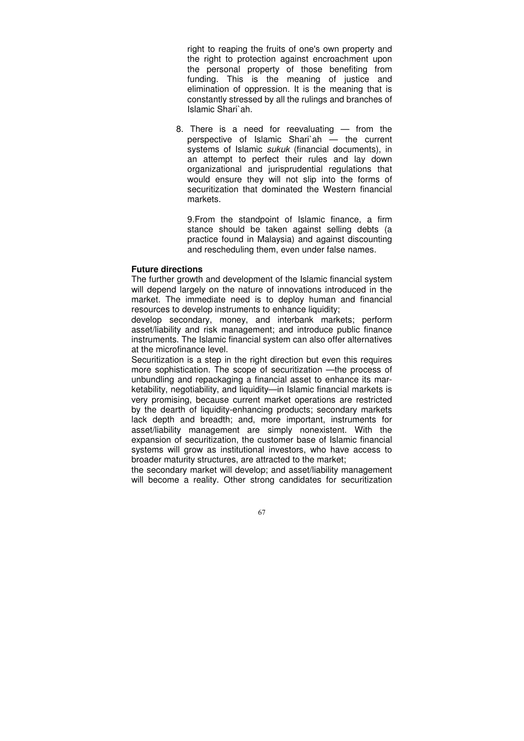right to reaping the fruits of one's own property and the right to protection against encroachment upon the personal property of those benefiting from funding. This is the meaning of justice and elimination of oppression. It is the meaning that is constantly stressed by all the rulings and branches of Islamic Shari`ah.

8. There is a need for reevaluating — from the perspective of Islamic Shari`ah — the current systems of Islamic *sukuk* (financial documents), in an attempt to perfect their rules and lay down organizational and jurisprudential regulations that would ensure they will not slip into the forms of securitization that dominated the Western financial markets.

9. From the standpoint of Islamic finance, a firm stance should be taken against selling debts (a practice found in Malaysia) and against discounting and rescheduling them, even under false names.

**Future directions**

The further growth and development of the Islamic financial system will depend largely on the nature of innovations introduced in the market. The immediate need is to deploy human and financial resources to develop instruments to enhance liquidity; develop secondary, money, and interbank markets; perform asset/liability and risk management; and introduce public finance instruments. The Islamic financial system can also offer alternatives at the microfinance level.

Securitization is a step in the right direction but even this requires more sophistication. The scope of securitization —the process of unbundling and repackaging a financial asset to enhance its marketability, negotiability, and liquidity—in Islamic financial markets is very promising, because current market operations are restricted by the dearth of liquidity-enhancing products; secondary markets lack depth and breadth; and, more important, instruments for asset/liability management are simply nonexistent. With the expansion of securitization, the customer base of Islamic financial systems will grow as institutional investors, who have access to broader maturity structures, are attracted to the market; the secondary market will develop; and asset/liability management will become a reality. Other strong candidates for securitization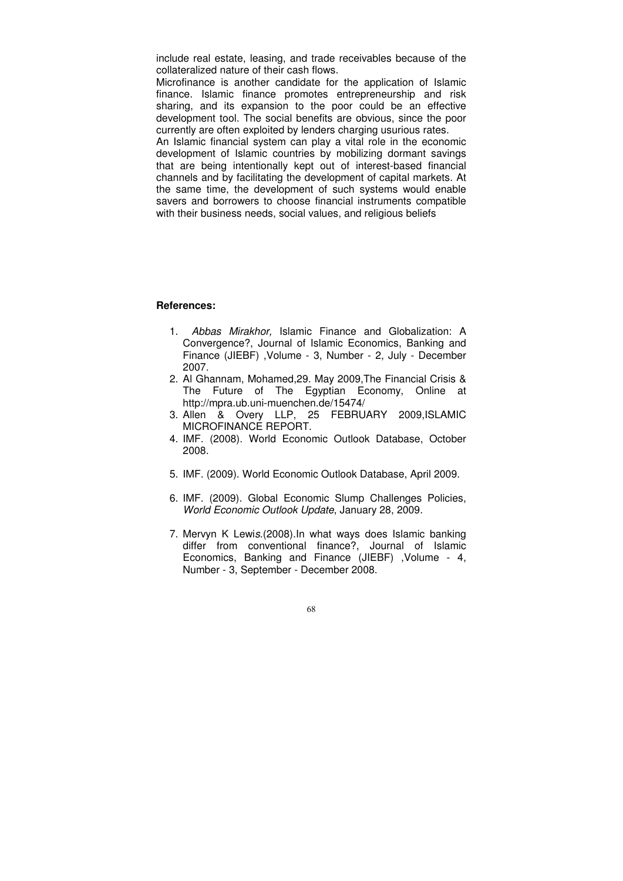include real estate, leasing, and trade receivables because of the collateralized nature of their cash flows.

Microfinance is another candidate for the application of Islamic finance. Islamic finance promotes entrepreneurship and risk sharing, and its expansion to the poor could be an effective development tool. The social benefits are obvious, since the poor currently are often exploited by lenders charging usurious rates.

An Islamic financial system can play a vital role in the economic development of Islamic countries by mobilizing dormant savings that are being intentionally kept out of interest-based financial channels and by facilitating the development of capital markets. At the same time, the development of such systems would enable savers and borrowers to choose financial instruments compatible with their business needs, social values, and religious beliefs

**References:**

1. *Abbas Mirakhor,* Islamic Finance and Globalization: A Convergence?, Journal of Islamic Economics, Banking and Finance (JIEBF) ,Volume - 3, Number - 2, July - December 2007.
2. Al Ghannam, Mohamed,29. May 2009,The Financial Crisis & The Future of The Egyptian Economy, Online at http://mpra.ub.uni-muenchen.de/15474/
3. Allen & Overy LLP, 25 FEBRUARY 2009,ISLAMIC MICROFINANCE REPORT.
4. IMF. (2008). World Economic Outlook Database, October 2008.
5. IMF. (2009). World Economic Outlook Database, April 2009.
6. IMF. (2009). Global Economic Slump Challenges Policies, *World Economic Outlook Update*, January 28, 2009.
7. Mervyn K Lewis.(2008).In what ways does Islamic banking differ from conventional finance?, Journal of Islamic Economics, Banking and Finance (JIEBF) ,Volume - 4, Number - 3, September - December 2008.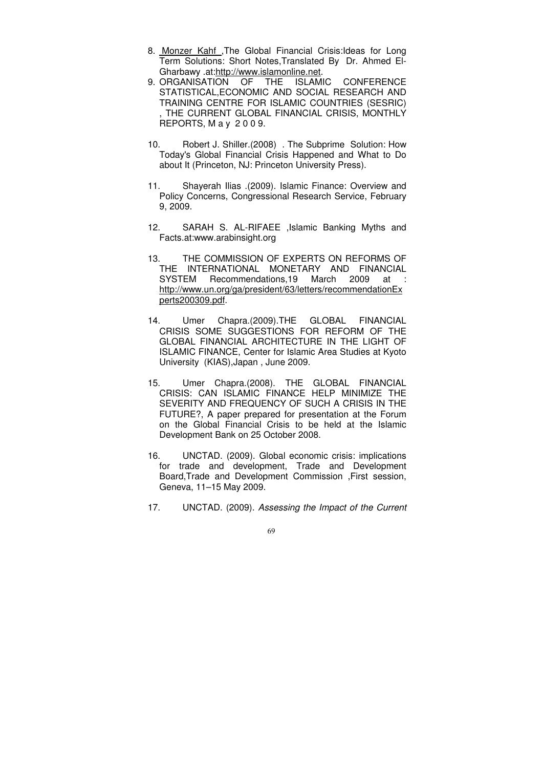8. Monzer Kahf ,The Global Financial Crisis:Ideas for Long Term Solutions: Short Notes,Translated By Dr. Ahmed El-Gharbawy .at:http://www.islamonline.net.
9. ORGANISATION OF THE ISLAMIC CONFERENCE STATISTICAL,ECONOMIC AND SOCIAL RESEARCH AND TRAINING CENTRE FOR ISLAMIC COUNTRIES (SESRIC) , THE CURRENT GLOBAL FINANCIAL CRISIS, MONTHLY REPORTS, M a y 2 0 0 9.
10. Robert J. Shiller.(2008) . The Subprime Solution: How Today's Global Financial Crisis Happened and What to Do about It (Princeton, NJ: Princeton University Press).
11. Shayerah Ilias .(2009). Islamic Finance: Overview and Policy Concerns, Congressional Research Service, February 9, 2009.
12. SARAH S. AL-RIFAEE ,Islamic Banking Myths and Facts.at:www.arabinsight.org
13. THE COMMISSION OF EXPERTS ON REFORMS OF THE INTERNATIONAL MONETARY AND FINANCIAL SYSTEM Recommendations,19 March 2009 at : http://www.un.org/ga/president/63/letters/recommendationExperts200309.pdf.
14. Umer Chapra.(2009).THE GLOBAL FINANCIAL CRISIS SOME SUGGESTIONS FOR REFORM OF THE GLOBAL FINANCIAL ARCHITECTURE IN THE LIGHT OF ISLAMIC FINANCE, Center for Islamic Area Studies at Kyoto University (KIAS),Japan , June 2009.
15. Umer Chapra.(2008). THE GLOBAL FINANCIAL CRISIS: CAN ISLAMIC FINANCE HELP MINIMIZE THE SEVERITY AND FREQUENCY OF SUCH A CRISIS IN THE FUTURE?, A paper prepared for presentation at the Forum on the Global Financial Crisis to be held at the Islamic Development Bank on 25 October 2008.
16. UNCTAD. (2009). Global economic crisis: implications for trade and development, Trade and Development Board,Trade and Development Commission ,First session, Geneva, 11–15 May 2009.
17. UNCTAD. (2009). *Assessing the Impact of the Current*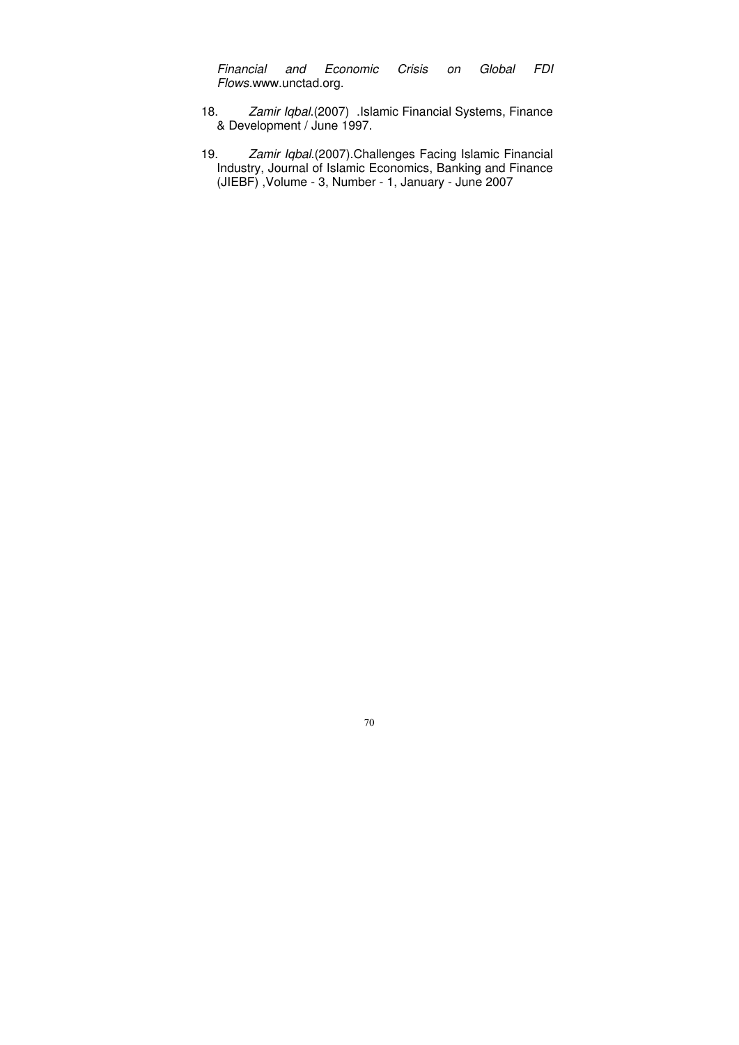*Financial and Economic Crisis on Global FDI Flows*.www.unctad.org.

18. *Zamir Iqbal*.(2007) .Islamic Financial Systems, Finance & Development / June 1997.

19. *Zamir Iqbal*.(2007).Challenges Facing Islamic Financial Industry, Journal of Islamic Economics, Banking and Finance (JIEBF) ,Volume - 3, Number - 1, January - June 2007